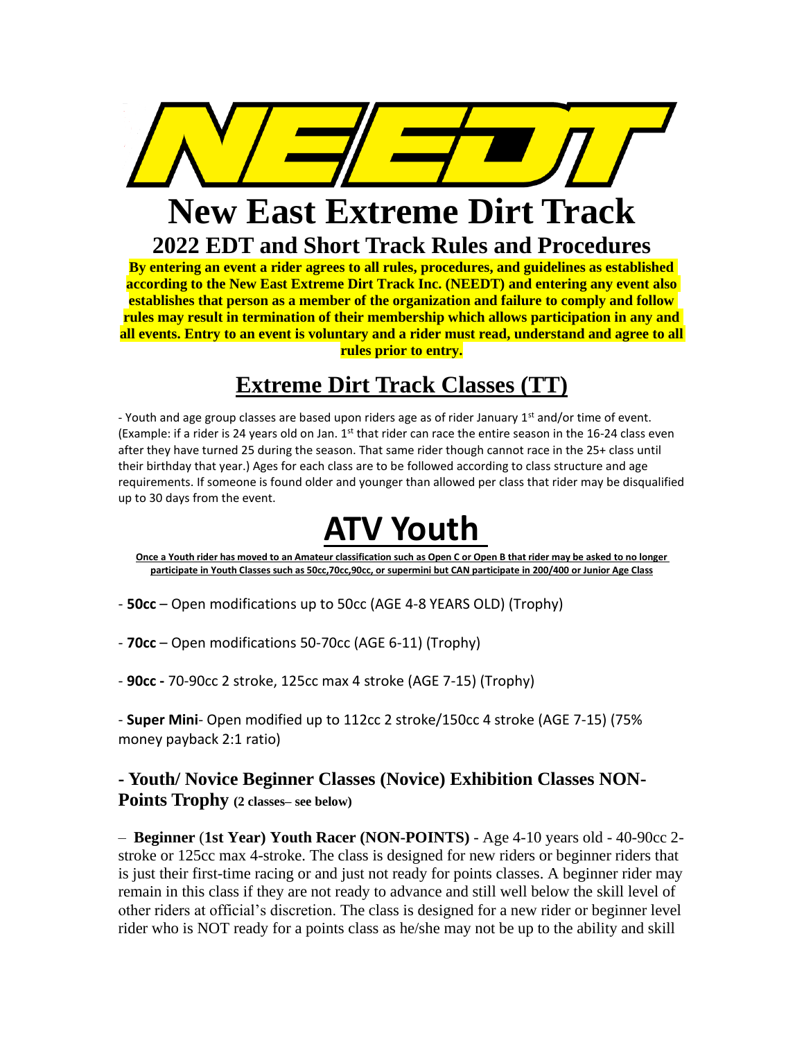# NEEDT

# New East Extreme Dirt Track

## 2022 EDT and Short Track Rules and Procedures

**By entering an event a rider agrees to all rules, procedures, and guidelines as established according to the New East Extreme Dirt Track Inc. (NEEDT) and entering any event also establishes that person as a member of the organization and failure to comply and follow rules may result in termination of their membership which allows participation in any and all events. Entry to an event is voluntary and a rider must read, understand and agree to all rules prior to entry.**

## Extreme Dirt Track Classes (TT)

- Youth and age group classes are based upon riders age as of rider January 1st and/or time of event. (Example: if a rider is 24 years old on Jan. 1st that rider can race the entire season in the 16-24 class even after they have turned 25 during the season. That same rider though cannot race in the 25+ class until their birthday that year.) Ages for each class are to be followed according to class structure and age requirements. If someone is found older and younger than allowed per class that rider may be disqualified up to 30 days from the event.

# ATV Youth

**Once a Youth rider has moved to an Amateur classification such as Open C or Open B that rider may be asked to no longer participate in Youth Classes such as 50cc,70cc,90cc, or supermini but CAN participate in 200/400 or Junior Age Class**

- **50cc** – Open modifications up to 50cc (AGE 4-8 YEARS OLD) (Trophy)

- **70cc** – Open modifications 50-70cc (AGE 6-11) (Trophy)

- **90cc -** 70-90cc 2 stroke, 125cc max 4 stroke (AGE 7-15) (Trophy)

- **Super Mini**- Open modified up to 112cc 2 stroke/150cc 4 stroke (AGE 7-15) (75% money payback 2:1 ratio)

### - Youth/ Novice Beginner Classes (Novice) Exhibition Classes NON-Points Trophy (2 classes– see below)

– **Beginner** (**1st Year) Youth Racer (NON-POINTS)** - Age 4-10 years old - 40-90cc 2-stroke or 125cc max 4-stroke. The class is designed for new riders or beginner riders that is just their first-time racing or and just not ready for points classes. A beginner rider may remain in this class if they are not ready to advance and still well below the skill level of other riders at official's discretion. The class is designed for a new rider or beginner level rider who is NOT ready for a points class as he/she may not be up to the ability and skill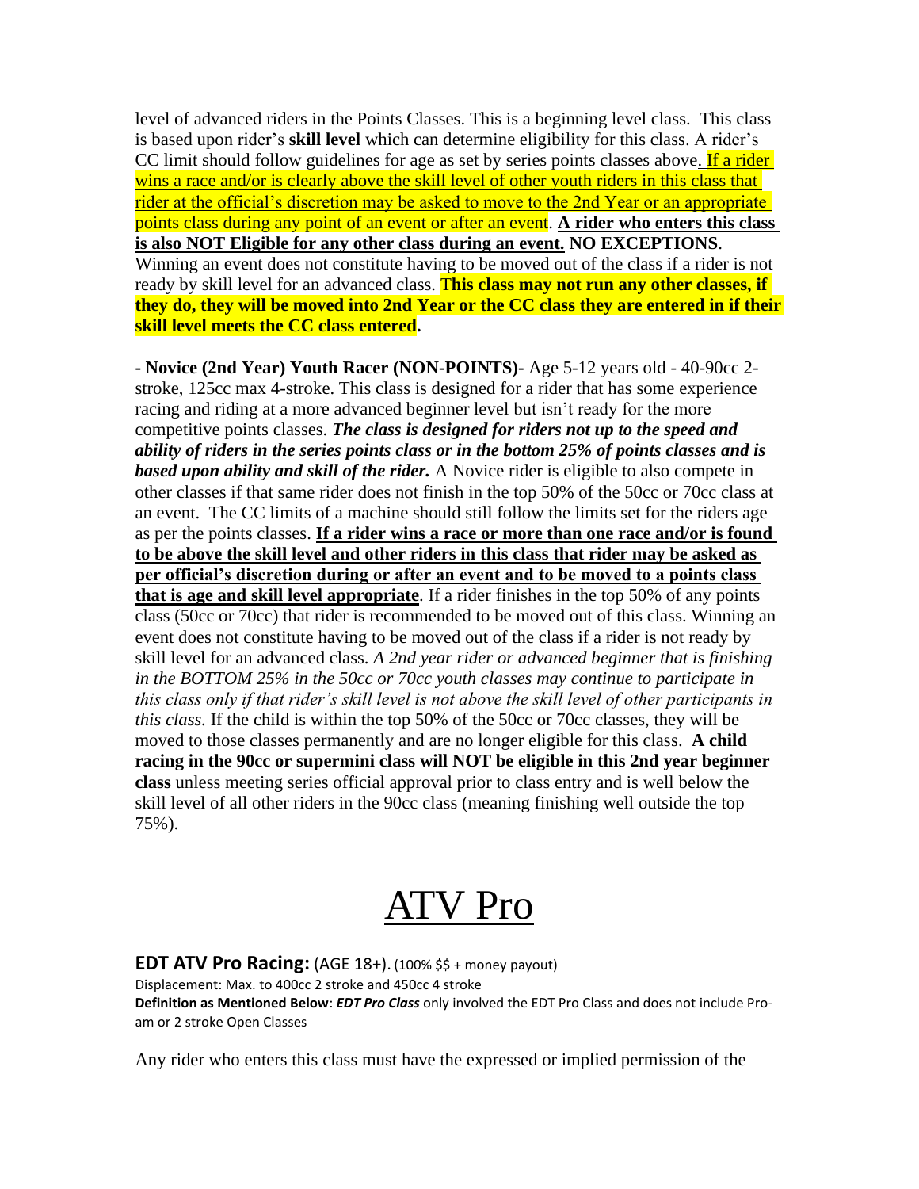level of advanced riders in the Points Classes. This is a beginning level class. This class is based upon rider's **skill level** which can determine eligibility for this class. A rider's CC limit should follow guidelines for age as set by series points classes above. If a rider wins a race and/or is clearly above the skill level of other youth riders in this class that rider at the official's discretion may be asked to move to the 2nd Year or an appropriate points class during any point of an event or after an event. **A rider who enters this class is also NOT Eligible for any other class during an event. NO EXCEPTIONS**. Winning an event does not constitute having to be moved out of the class if a rider is not ready by skill level for an advanced class. **This class may not run any other classes, if they do, they will be moved into 2nd Year or the CC class they are entered in if their skill level meets the CC class entered.**

**- Novice (2nd Year) Youth Racer (NON-POINTS)-** Age 5-12 years old - 40-90cc 2-stroke, 125cc max 4-stroke. This class is designed for a rider that has some experience racing and riding at a more advanced beginner level but isn't ready for the more competitive points classes. ***The class is designed for riders not up to the speed and ability of riders in the series points class or in the bottom 25% of points classes and is based upon ability and skill of the rider.*** A Novice rider is eligible to also compete in other classes if that same rider does not finish in the top 50% of the 50cc or 70cc class at an event. The CC limits of a machine should still follow the limits set for the riders age as per the points classes. **If a rider wins a race or more than one race and/or is found to be above the skill level and other riders in this class that rider may be asked as per official's discretion during or after an event and to be moved to a points class that is age and skill level appropriate**. If a rider finishes in the top 50% of any points class (50cc or 70cc) that rider is recommended to be moved out of this class. Winning an event does not constitute having to be moved out of the class if a rider is not ready by skill level for an advanced class. *A 2nd year rider or advanced beginner that is finishing in the BOTTOM 25% in the 50cc or 70cc youth classes may continue to participate in this class only if that rider's skill level is not above the skill level of other participants in this class.* If the child is within the top 50% of the 50cc or 70cc classes, they will be moved to those classes permanently and are no longer eligible for this class. **A child racing in the 90cc or supermini class will NOT be eligible in this 2nd year beginner class** unless meeting series official approval prior to class entry and is well below the skill level of all other riders in the 90cc class (meaning finishing well outside the top 75%).

# ATV Pro

**EDT ATV Pro Racing:** (AGE 18+). (100% $$ + money payout)

Displacement: Max. to 400cc 2 stroke and 450cc 4 stroke

**Definition as Mentioned Below**: ***EDT Pro Class*** only involved the EDT Pro Class and does not include Pro-am or 2 stroke Open Classes

Any rider who enters this class must have the expressed or implied permission of the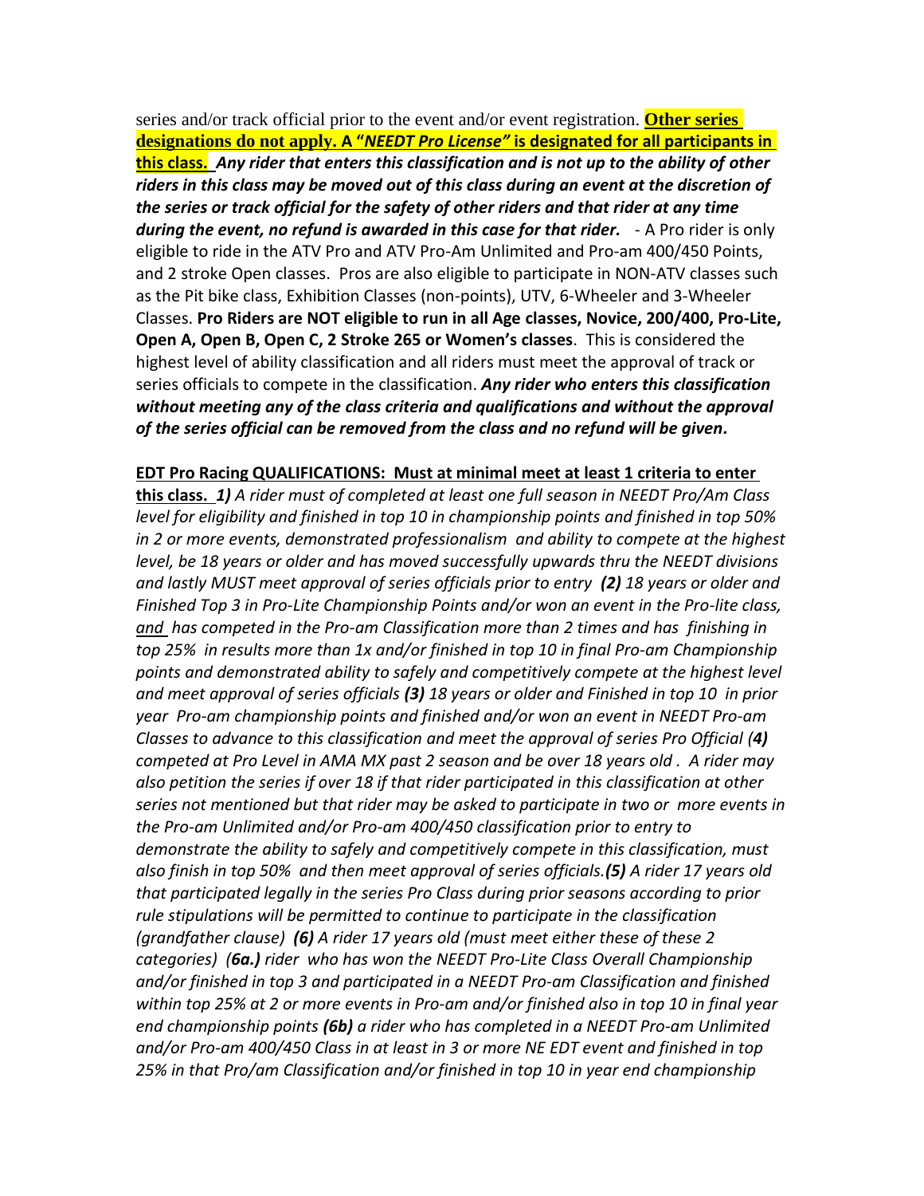series and/or track official prior to the event and/or event registration. **Other series designations do not apply. A "*NEEDT Pro License*" is designated for all participants in this class.** ***Any rider that enters this classification and is not up to the ability of other riders in this class may be moved out of this class during an event at the discretion of the series or track official for the safety of other riders and that rider at any time during the event, no refund is awarded in this case for that rider.*** - A Pro rider is only eligible to ride in the ATV Pro and ATV Pro-Am Unlimited and Pro-am 400/450 Points, and 2 stroke Open classes. Pros are also eligible to participate in NON-ATV classes such as the Pit bike class, Exhibition Classes (non-points), UTV, 6-Wheeler and 3-Wheeler Classes. **Pro Riders are NOT eligible to run in all Age classes, Novice, 200/400, Pro-Lite, Open A, Open B, Open C, 2 Stroke 265 or Women's classes**. This is considered the highest level of ability classification and all riders must meet the approval of track or series officials to compete in the classification. ***Any rider who enters this classification without meeting any of the class criteria and qualifications and without the approval of the series official can be removed from the class and no refund will be given.***

**EDT Pro Racing QUALIFICATIONS: Must at minimal meet at least 1 criteria to enter this class.** ***1)*** *A rider must of completed at least one full season in NEEDT Pro/Am Class level for eligibility and finished in top 10 in championship points and finished in top 50% in 2 or more events, demonstrated professionalism and ability to compete at the highest level, be 18 years or older and has moved successfully upwards thru the NEEDT divisions and lastly MUST meet approval of series officials prior to entry* ***(2)*** *18 years or older and Finished Top 3 in Pro-Lite Championship Points and/or won an event in the Pro-lite class, and has competed in the Pro-am Classification more than 2 times and has finishing in top 25% in results more than 1x and/or finished in top 10 in final Pro-am Championship points and demonstrated ability to safely and competitively compete at the highest level and meet approval of series officials* ***(3)*** *18 years or older and Finished in top 10 in prior year Pro-am championship points and finished and/or won an event in NEEDT Pro-am Classes to advance to this classification and meet the approval of series Pro Official* ***(4)*** *competed at Pro Level in AMA MX past 2 season and be over 18 years old . A rider may also petition the series if over 18 if that rider participated in this classification at other series not mentioned but that rider may be asked to participate in two or more events in the Pro-am Unlimited and/or Pro-am 400/450 classification prior to entry to demonstrate the ability to safely and competitively compete in this classification, must also finish in top 50% and then meet approval of series officials.* ***(5)*** *A rider 17 years old that participated legally in the series Pro Class during prior seasons according to prior rule stipulations will be permitted to continue to participate in the classification (grandfather clause)* ***(6)*** *A rider 17 years old (must meet either these of these 2 categories)* ***(6a.)*** *rider who has won the NEEDT Pro-Lite Class Overall Championship and/or finished in top 3 and participated in a NEEDT Pro-am Classification and finished within top 25% at 2 or more events in Pro-am and/or finished also in top 10 in final year end championship points* ***(6b)*** *a rider who has completed in a NEEDT Pro-am Unlimited and/or Pro-am 400/450 Class in at least in 3 or more NE EDT event and finished in top 25% in that Pro/am Classification and/or finished in top 10 in year end championship*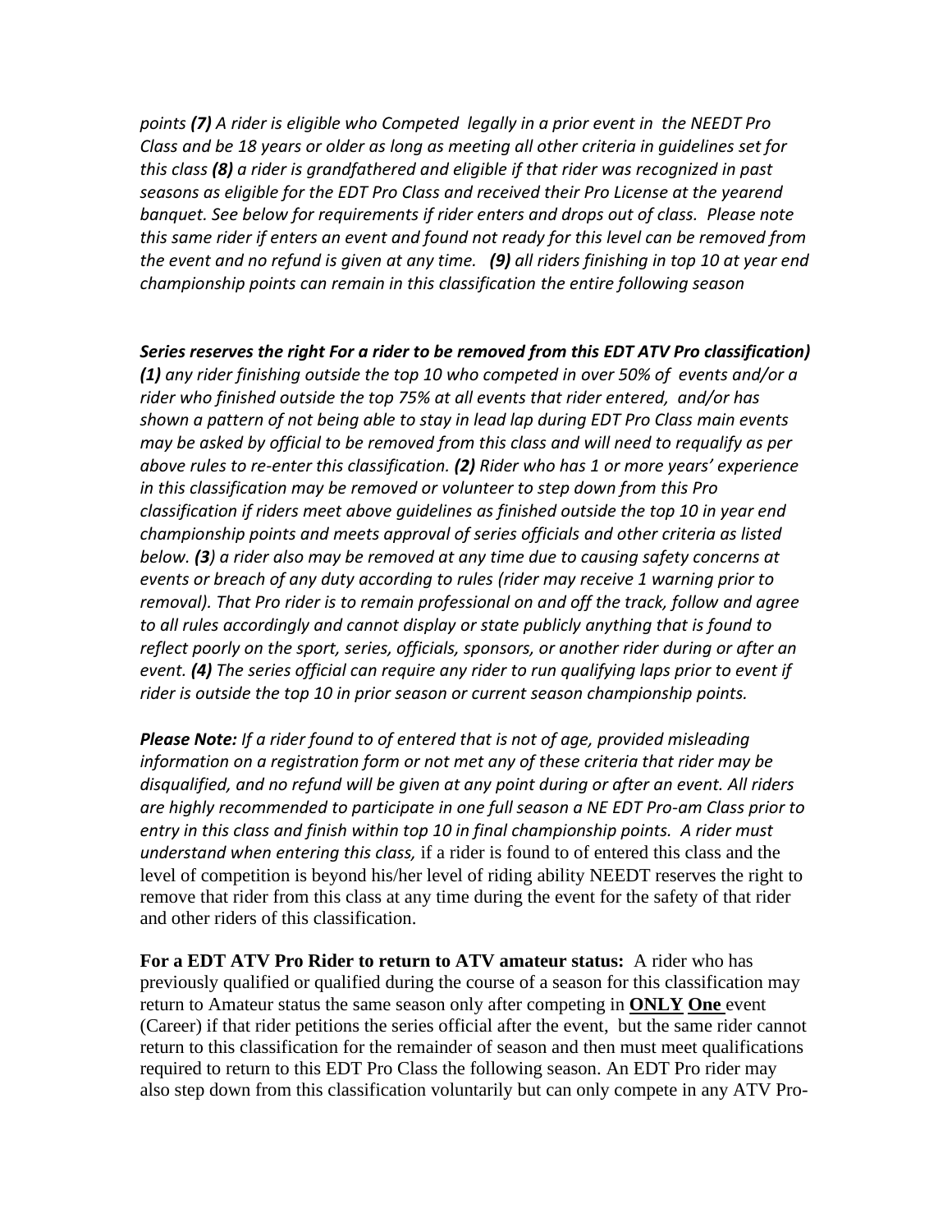*points **(7)** A rider is eligible who Competed legally in a prior event in the NEEDT Pro Class and be 18 years or older as long as meeting all other criteria in guidelines set for this class **(8)** a rider is grandfathered and eligible if that rider was recognized in past seasons as eligible for the EDT Pro Class and received their Pro License at the yearend banquet. See below for requirements if rider enters and drops out of class. Please note this same rider if enters an event and found not ready for this level can be removed from the event and no refund is given at any time. **(9)** all riders finishing in top 10 at year end championship points can remain in this classification the entire following season*

***Series reserves the right For a rider to be removed from this EDT ATV Pro classification)***
***(1)** any rider finishing outside the top 10 who competed in over 50% of events and/or a rider who finished outside the top 75% at all events that rider entered, and/or has shown a pattern of not being able to stay in lead lap during EDT Pro Class main events may be asked by official to be removed from this class and will need to requalify as per above rules to re-enter this classification. **(2)** Rider who has 1 or more years' experience in this classification may be removed or volunteer to step down from this Pro classification if riders meet above guidelines as finished outside the top 10 in year end championship points and meets approval of series officials and other criteria as listed below. **(3**) a rider also may be removed at any time due to causing safety concerns at events or breach of any duty according to rules (rider may receive 1 warning prior to removal). That Pro rider is to remain professional on and off the track, follow and agree to all rules accordingly and cannot display or state publicly anything that is found to reflect poorly on the sport, series, officials, sponsors, or another rider during or after an event. **(4)** The series official can require any rider to run qualifying laps prior to event if rider is outside the top 10 in prior season or current season championship points.*

***Please Note:** If a rider found to of entered that is not of age, provided misleading information on a registration form or not met any of these criteria that rider may be disqualified, and no refund will be given at any point during or after an event. All riders are highly recommended to participate in one full season a NE EDT Pro-am Class prior to entry in this class and finish within top 10 in final championship points. A rider must understand when entering this class,* if a rider is found to of entered this class and the level of competition is beyond his/her level of riding ability NEEDT reserves the right to remove that rider from this class at any time during the event for the safety of that rider and other riders of this classification.

**For a EDT ATV Pro Rider to return to ATV amateur status:** A rider who has previously qualified or qualified during the course of a season for this classification may return to Amateur status the same season only after competing in **ONLY One** event (Career) if that rider petitions the series official after the event, but the same rider cannot return to this classification for the remainder of season and then must meet qualifications required to return to this EDT Pro Class the following season. An EDT Pro rider may also step down from this classification voluntarily but can only compete in any ATV Pro-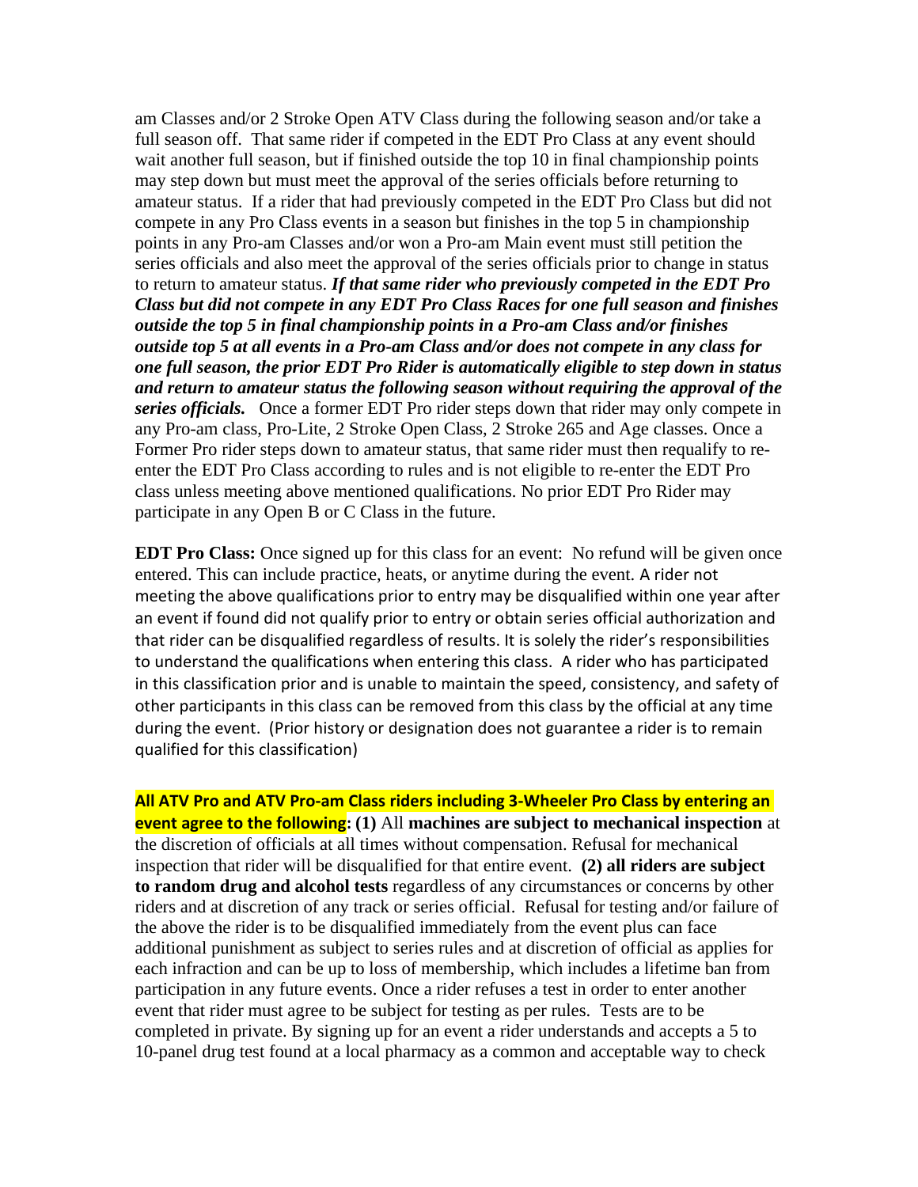am Classes and/or 2 Stroke Open ATV Class during the following season and/or take a full season off. That same rider if competed in the EDT Pro Class at any event should wait another full season, but if finished outside the top 10 in final championship points may step down but must meet the approval of the series officials before returning to amateur status. If a rider that had previously competed in the EDT Pro Class but did not compete in any Pro Class events in a season but finishes in the top 5 in championship points in any Pro-am Classes and/or won a Pro-am Main event must still petition the series officials and also meet the approval of the series officials prior to change in status to return to amateur status. ***If that same rider who previously competed in the EDT Pro Class but did not compete in any EDT Pro Class Races for one full season and finishes outside the top 5 in final championship points in a Pro-am Class and/or finishes outside top 5 at all events in a Pro-am Class and/or does not compete in any class for one full season, the prior EDT Pro Rider is automatically eligible to step down in status and return to amateur status the following season without requiring the approval of the series officials.*** Once a former EDT Pro rider steps down that rider may only compete in any Pro-am class, Pro-Lite, 2 Stroke Open Class, 2 Stroke 265 and Age classes. Once a Former Pro rider steps down to amateur status, that same rider must then requalify to re-enter the EDT Pro Class according to rules and is not eligible to re-enter the EDT Pro class unless meeting above mentioned qualifications. No prior EDT Pro Rider may participate in any Open B or C Class in the future.

**EDT Pro Class:** Once signed up for this class for an event: No refund will be given once entered. This can include practice, heats, or anytime during the event. A rider not meeting the above qualifications prior to entry may be disqualified within one year after an event if found did not qualify prior to entry or obtain series official authorization and that rider can be disqualified regardless of results. It is solely the rider's responsibilities to understand the qualifications when entering this class. A rider who has participated in this classification prior and is unable to maintain the speed, consistency, and safety of other participants in this class can be removed from this class by the official at any time during the event. (Prior history or designation does not guarantee a rider is to remain qualified for this classification)

**All ATV Pro and ATV Pro-am Class riders including 3-Wheeler Pro Class by entering an event agree to the following: (1)** All **machines are subject to mechanical inspection** at the discretion of officials at all times without compensation. Refusal for mechanical inspection that rider will be disqualified for that entire event. **(2) all riders are subject to random drug and alcohol tests** regardless of any circumstances or concerns by other riders and at discretion of any track or series official. Refusal for testing and/or failure of the above the rider is to be disqualified immediately from the event plus can face additional punishment as subject to series rules and at discretion of official as applies for each infraction and can be up to loss of membership, which includes a lifetime ban from participation in any future events. Once a rider refuses a test in order to enter another event that rider must agree to be subject for testing as per rules. Tests are to be completed in private. By signing up for an event a rider understands and accepts a 5 to 10-panel drug test found at a local pharmacy as a common and acceptable way to check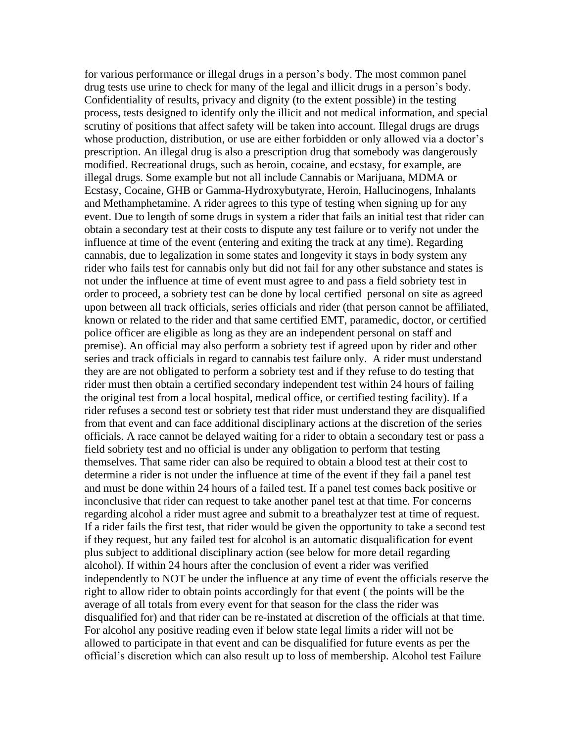for various performance or illegal drugs in a person's body. The most common panel drug tests use urine to check for many of the legal and illicit drugs in a person's body. Confidentiality of results, privacy and dignity (to the extent possible) in the testing process, tests designed to identify only the illicit and not medical information, and special scrutiny of positions that affect safety will be taken into account. Illegal drugs are drugs whose production, distribution, or use are either forbidden or only allowed via a doctor's prescription. An illegal drug is also a prescription drug that somebody was dangerously modified. Recreational drugs, such as heroin, cocaine, and ecstasy, for example, are illegal drugs. Some example but not all include Cannabis or Marijuana, MDMA or Ecstasy, Cocaine, GHB or Gamma-Hydroxybutyrate, Heroin, Hallucinogens, Inhalants and Methamphetamine. A rider agrees to this type of testing when signing up for any event. Due to length of some drugs in system a rider that fails an initial test that rider can obtain a secondary test at their costs to dispute any test failure or to verify not under the influence at time of the event (entering and exiting the track at any time). Regarding cannabis, due to legalization in some states and longevity it stays in body system any rider who fails test for cannabis only but did not fail for any other substance and states is not under the influence at time of event must agree to and pass a field sobriety test in order to proceed, a sobriety test can be done by local certified personal on site as agreed upon between all track officials, series officials and rider (that person cannot be affiliated, known or related to the rider and that same certified EMT, paramedic, doctor, or certified police officer are eligible as long as they are an independent personal on staff and premise). An official may also perform a sobriety test if agreed upon by rider and other series and track officials in regard to cannabis test failure only. A rider must understand they are are not obligated to perform a sobriety test and if they refuse to do testing that rider must then obtain a certified secondary independent test within 24 hours of failing the original test from a local hospital, medical office, or certified testing facility). If a rider refuses a second test or sobriety test that rider must understand they are disqualified from that event and can face additional disciplinary actions at the discretion of the series officials. A race cannot be delayed waiting for a rider to obtain a secondary test or pass a field sobriety test and no official is under any obligation to perform that testing themselves. That same rider can also be required to obtain a blood test at their cost to determine a rider is not under the influence at time of the event if they fail a panel test and must be done within 24 hours of a failed test. If a panel test comes back positive or inconclusive that rider can request to take another panel test at that time. For concerns regarding alcohol a rider must agree and submit to a breathalyzer test at time of request. If a rider fails the first test, that rider would be given the opportunity to take a second test if they request, but any failed test for alcohol is an automatic disqualification for event plus subject to additional disciplinary action (see below for more detail regarding alcohol). If within 24 hours after the conclusion of event a rider was verified independently to NOT be under the influence at any time of event the officials reserve the right to allow rider to obtain points accordingly for that event ( the points will be the average of all totals from every event for that season for the class the rider was disqualified for) and that rider can be re-instated at discretion of the officials at that time. For alcohol any positive reading even if below state legal limits a rider will not be allowed to participate in that event and can be disqualified for future events as per the official's discretion which can also result up to loss of membership. Alcohol test Failure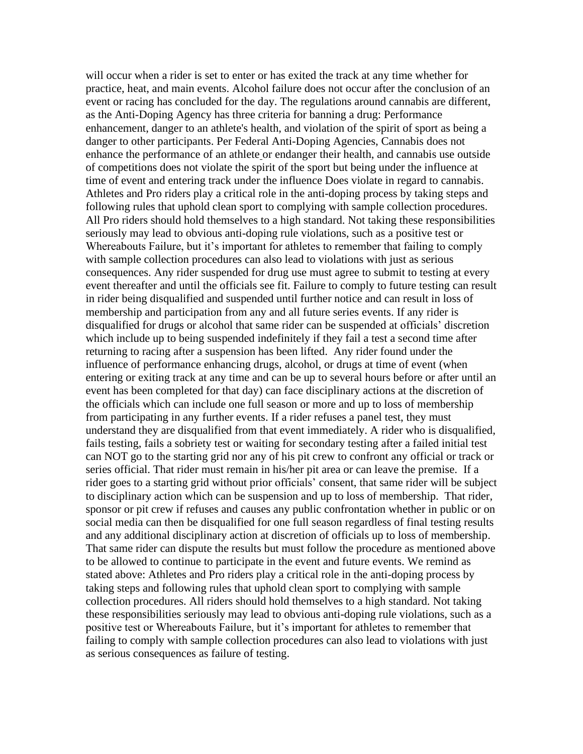will occur when a rider is set to enter or has exited the track at any time whether for practice, heat, and main events. Alcohol failure does not occur after the conclusion of an event or racing has concluded for the day. The regulations around cannabis are different, as the Anti-Doping Agency has three criteria for banning a drug: Performance enhancement, danger to an athlete's health, and violation of the spirit of sport as being a danger to other participants. Per Federal Anti-Doping Agencies, Cannabis does not enhance the performance of an athlete or endanger their health, and cannabis use outside of competitions does not violate the spirit of the sport but being under the influence at time of event and entering track under the influence Does violate in regard to cannabis. Athletes and Pro riders play a critical role in the anti-doping process by taking steps and following rules that uphold clean sport to complying with sample collection procedures. All Pro riders should hold themselves to a high standard. Not taking these responsibilities seriously may lead to obvious anti-doping rule violations, such as a positive test or Whereabouts Failure, but it's important for athletes to remember that failing to comply with sample collection procedures can also lead to violations with just as serious consequences. Any rider suspended for drug use must agree to submit to testing at every event thereafter and until the officials see fit. Failure to comply to future testing can result in rider being disqualified and suspended until further notice and can result in loss of membership and participation from any and all future series events. If any rider is disqualified for drugs or alcohol that same rider can be suspended at officials' discretion which include up to being suspended indefinitely if they fail a test a second time after returning to racing after a suspension has been lifted. Any rider found under the influence of performance enhancing drugs, alcohol, or drugs at time of event (when entering or exiting track at any time and can be up to several hours before or after until an event has been completed for that day) can face disciplinary actions at the discretion of the officials which can include one full season or more and up to loss of membership from participating in any further events. If a rider refuses a panel test, they must understand they are disqualified from that event immediately. A rider who is disqualified, fails testing, fails a sobriety test or waiting for secondary testing after a failed initial test can NOT go to the starting grid nor any of his pit crew to confront any official or track or series official. That rider must remain in his/her pit area or can leave the premise. If a rider goes to a starting grid without prior officials' consent, that same rider will be subject to disciplinary action which can be suspension and up to loss of membership. That rider, sponsor or pit crew if refuses and causes any public confrontation whether in public or on social media can then be disqualified for one full season regardless of final testing results and any additional disciplinary action at discretion of officials up to loss of membership. That same rider can dispute the results but must follow the procedure as mentioned above to be allowed to continue to participate in the event and future events. We remind as stated above: Athletes and Pro riders play a critical role in the anti-doping process by taking steps and following rules that uphold clean sport to complying with sample collection procedures. All riders should hold themselves to a high standard. Not taking these responsibilities seriously may lead to obvious anti-doping rule violations, such as a positive test or Whereabouts Failure, but it's important for athletes to remember that failing to comply with sample collection procedures can also lead to violations with just as serious consequences as failure of testing.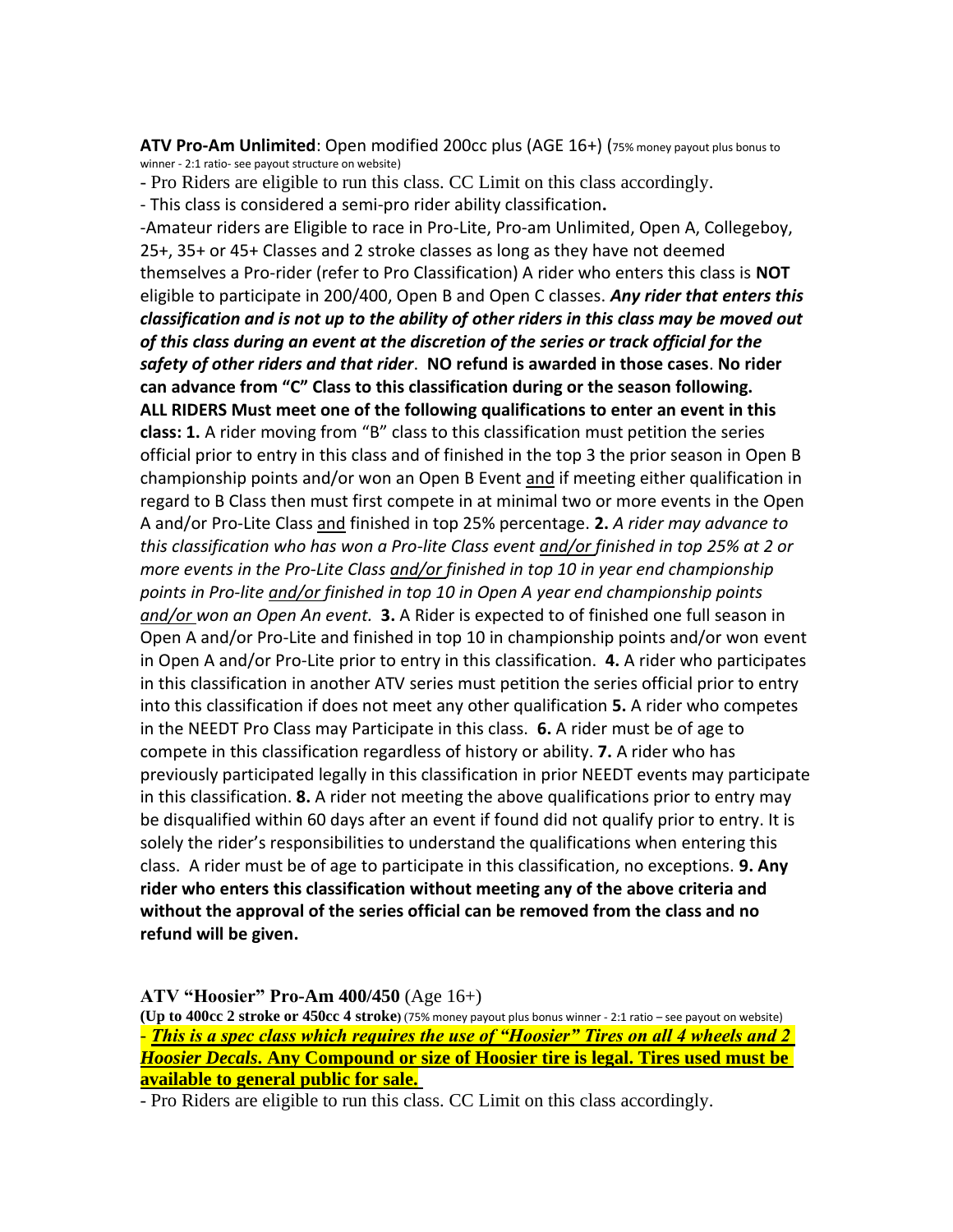**ATV Pro-Am Unlimited**: Open modified 200cc plus (AGE 16+) (75% money payout plus bonus to winner - 2:1 ratio- see payout structure on website)

- Pro Riders are eligible to run this class. CC Limit on this class accordingly.
- This class is considered a semi-pro rider ability classification**.**

-Amateur riders are Eligible to race in Pro-Lite, Pro-am Unlimited, Open A, Collegeboy, 25+, 35+ or 45+ Classes and 2 stroke classes as long as they have not deemed themselves a Pro-rider (refer to Pro Classification) A rider who enters this class is **NOT** eligible to participate in 200/400, Open B and Open C classes. ***Any rider that enters this classification and is not up to the ability of other riders in this class may be moved out of this class during an event at the discretion of the series or track official for the safety of other riders and that rider***. **NO refund is awarded in those cases**. **No rider can advance from "C" Class to this classification during or the season following. ALL RIDERS Must meet one of the following qualifications to enter an event in this class: 1.** A rider moving from "B" class to this classification must petition the series official prior to entry in this class and of finished in the top 3 the prior season in Open B championship points and/or won an Open B Event and if meeting either qualification in regard to B Class then must first compete in at minimal two or more events in the Open A and/or Pro-Lite Class and finished in top 25% percentage. **2.** *A rider may advance to this classification who has won a Pro-lite Class event and/or finished in top 25% at 2 or more events in the Pro-Lite Class and/or finished in top 10 in year end championship points in Pro-lite and/or finished in top 10 in Open A year end championship points and/or won an Open An event.* **3.** A Rider is expected to of finished one full season in Open A and/or Pro-Lite and finished in top 10 in championship points and/or won event in Open A and/or Pro-Lite prior to entry in this classification. **4.** A rider who participates in this classification in another ATV series must petition the series official prior to entry into this classification if does not meet any other qualification **5.** A rider who competes in the NEEDT Pro Class may Participate in this class. **6.** A rider must be of age to compete in this classification regardless of history or ability. **7.** A rider who has previously participated legally in this classification in prior NEEDT events may participate in this classification. **8.** A rider not meeting the above qualifications prior to entry may be disqualified within 60 days after an event if found did not qualify prior to entry. It is solely the rider's responsibilities to understand the qualifications when entering this class. A rider must be of age to participate in this classification, no exceptions. **9. Any rider who enters this classification without meeting any of the above criteria and without the approval of the series official can be removed from the class and no refund will be given.**

**ATV "Hoosier" Pro-Am 400/450** (Age 16+)

**(Up to 400cc 2 stroke or 450cc 4 stroke)** (75% money payout plus bonus winner - 2:1 ratio – see payout on website)

- ***This is a spec class which requires the use of "Hoosier" Tires on all 4 wheels and 2 Hoosier Decals*. Any Compound or size of Hoosier tire is legal. Tires used must be available to general public for sale.**
- Pro Riders are eligible to run this class. CC Limit on this class accordingly.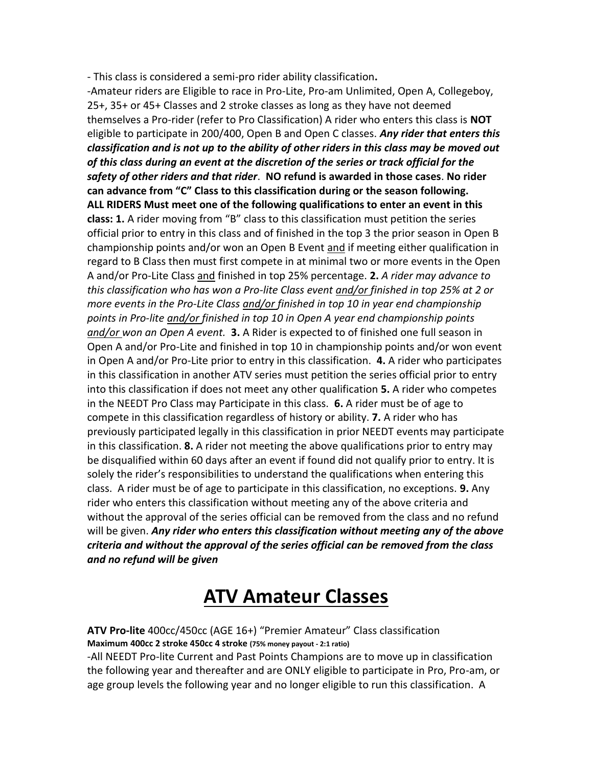- This class is considered a semi-pro rider ability classification**.**

-Amateur riders are Eligible to race in Pro-Lite, Pro-am Unlimited, Open A, Collegeboy, 25+, 35+ or 45+ Classes and 2 stroke classes as long as they have not deemed themselves a Pro-rider (refer to Pro Classification) A rider who enters this class is **NOT** eligible to participate in 200/400, Open B and Open C classes. ***Any rider that enters this classification and is not up to the ability of other riders in this class may be moved out of this class during an event at the discretion of the series or track official for the safety of other riders and that rider***. **NO refund is awarded in those cases**. **No rider can advance from "C" Class to this classification during or the season following. ALL RIDERS Must meet one of the following qualifications to enter an event in this class: 1.** A rider moving from "B" class to this classification must petition the series official prior to entry in this class and of finished in the top 3 the prior season in Open B championship points and/or won an Open B Event <u>and</u> if meeting either qualification in regard to B Class then must first compete in at minimal two or more events in the Open A and/or Pro-Lite Class <u>and</u> finished in top 25% percentage. **2.** *A rider may advance to this classification who has won a Pro-lite Class event <u>and/or</u> finished in top 25% at 2 or more events in the Pro-Lite Class <u>and/or</u> finished in top 10 in year end championship points in Pro-lite <u>and/or</u> finished in top 10 in Open A year end championship points <u>and/or</u> won an Open A event.* **3.** A Rider is expected to of finished one full season in Open A and/or Pro-Lite and finished in top 10 in championship points and/or won event in Open A and/or Pro-Lite prior to entry in this classification. **4.** A rider who participates in this classification in another ATV series must petition the series official prior to entry into this classification if does not meet any other qualification **5.** A rider who competes in the NEEDT Pro Class may Participate in this class. **6.** A rider must be of age to compete in this classification regardless of history or ability. **7.** A rider who has previously participated legally in this classification in prior NEEDT events may participate in this classification. **8.** A rider not meeting the above qualifications prior to entry may be disqualified within 60 days after an event if found did not qualify prior to entry. It is solely the rider's responsibilities to understand the qualifications when entering this class. A rider must be of age to participate in this classification, no exceptions. **9.** Any rider who enters this classification without meeting any of the above criteria and without the approval of the series official can be removed from the class and no refund will be given. ***Any rider who enters this classification without meeting any of the above criteria and without the approval of the series official can be removed from the class and no refund will be given***

# <u>ATV Amateur Classes</u>

**ATV Pro-lite** 400cc/450cc (AGE 16+) "Premier Amateur" Class classification
**Maximum 400cc 2 stroke 450cc 4 stroke (75% money payout - 2:1 ratio)**

-All NEEDT Pro-lite Current and Past Points Champions are to move up in classification the following year and thereafter and are ONLY eligible to participate in Pro, Pro-am, or age group levels the following year and no longer eligible to run this classification. A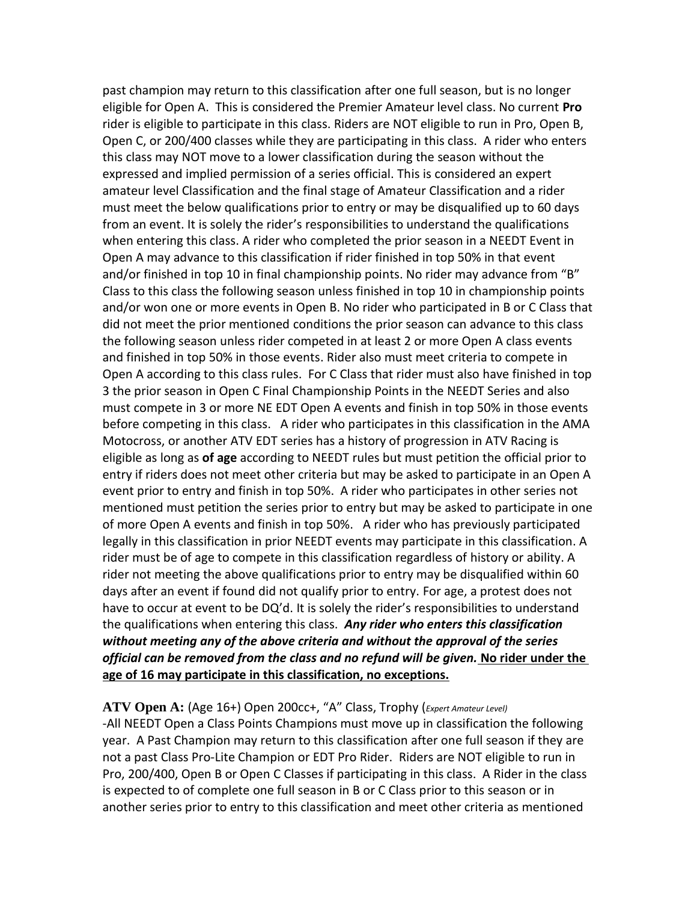past champion may return to this classification after one full season, but is no longer eligible for Open A. This is considered the Premier Amateur level class. No current **Pro** rider is eligible to participate in this class. Riders are NOT eligible to run in Pro, Open B, Open C, or 200/400 classes while they are participating in this class. A rider who enters this class may NOT move to a lower classification during the season without the expressed and implied permission of a series official. This is considered an expert amateur level Classification and the final stage of Amateur Classification and a rider must meet the below qualifications prior to entry or may be disqualified up to 60 days from an event. It is solely the rider's responsibilities to understand the qualifications when entering this class. A rider who completed the prior season in a NEEDT Event in Open A may advance to this classification if rider finished in top 50% in that event and/or finished in top 10 in final championship points. No rider may advance from "B" Class to this class the following season unless finished in top 10 in championship points and/or won one or more events in Open B. No rider who participated in B or C Class that did not meet the prior mentioned conditions the prior season can advance to this class the following season unless rider competed in at least 2 or more Open A class events and finished in top 50% in those events. Rider also must meet criteria to compete in Open A according to this class rules. For C Class that rider must also have finished in top 3 the prior season in Open C Final Championship Points in the NEEDT Series and also must compete in 3 or more NE EDT Open A events and finish in top 50% in those events before competing in this class. A rider who participates in this classification in the AMA Motocross, or another ATV EDT series has a history of progression in ATV Racing is eligible as long as **of age** according to NEEDT rules but must petition the official prior to entry if riders does not meet other criteria but may be asked to participate in an Open A event prior to entry and finish in top 50%. A rider who participates in other series not mentioned must petition the series prior to entry but may be asked to participate in one of more Open A events and finish in top 50%. A rider who has previously participated legally in this classification in prior NEEDT events may participate in this classification. A rider must be of age to compete in this classification regardless of history or ability. A rider not meeting the above qualifications prior to entry may be disqualified within 60 days after an event if found did not qualify prior to entry. For age, a protest does not have to occur at event to be DQ'd. It is solely the rider's responsibilities to understand the qualifications when entering this class. ***Any rider who enters this classification without meeting any of the above criteria and without the approval of the series official can be removed from the class and no refund will be given.*** **No rider under the age of 16 may participate in this classification, no exceptions.**

**ATV Open A:** (Age 16+) Open 200cc+, "A" Class, Trophy (*Expert Amateur Level*)

-All NEEDT Open a Class Points Champions must move up in classification the following year. A Past Champion may return to this classification after one full season if they are not a past Class Pro-Lite Champion or EDT Pro Rider. Riders are NOT eligible to run in Pro, 200/400, Open B or Open C Classes if participating in this class. A Rider in the class is expected to of complete one full season in B or C Class prior to this season or in another series prior to entry to this classification and meet other criteria as mentioned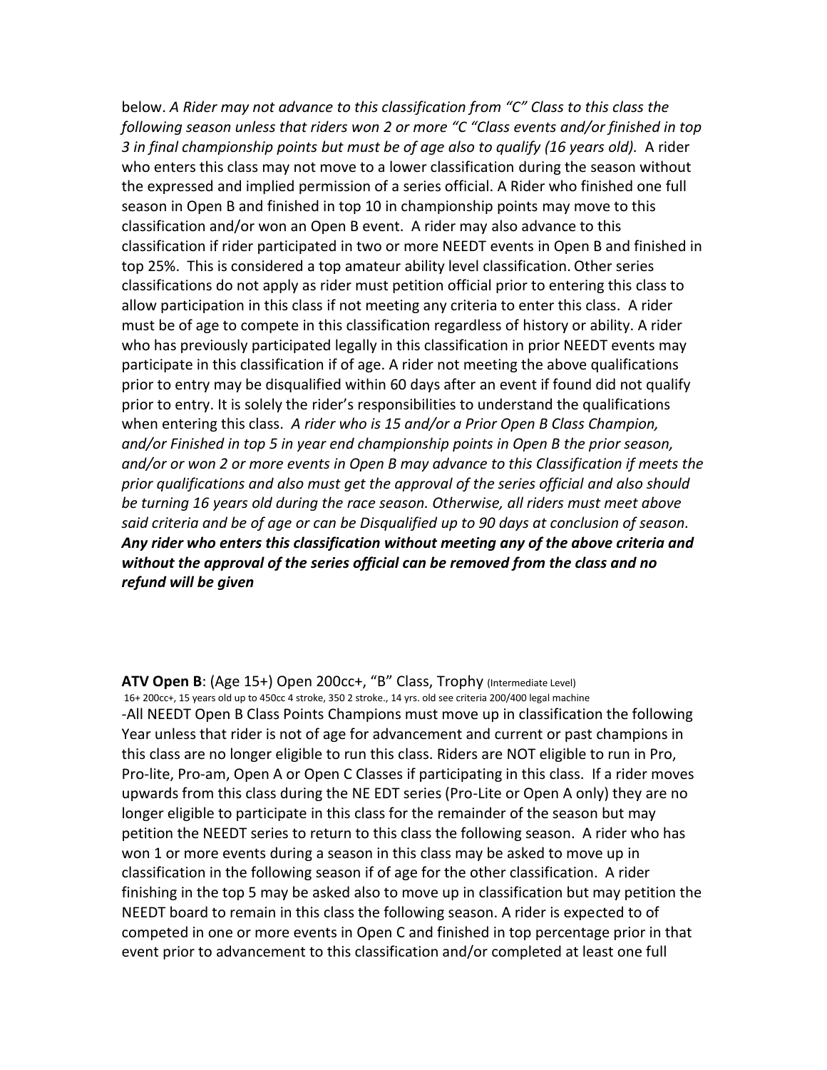below. *A Rider may not advance to this classification from "C" Class to this class the following season unless that riders won 2 or more "C "Class events and/or finished in top 3 in final championship points but must be of age also to qualify (16 years old).* A rider who enters this class may not move to a lower classification during the season without the expressed and implied permission of a series official. A Rider who finished one full season in Open B and finished in top 10 in championship points may move to this classification and/or won an Open B event. A rider may also advance to this classification if rider participated in two or more NEEDT events in Open B and finished in top 25%. This is considered a top amateur ability level classification. Other series classifications do not apply as rider must petition official prior to entering this class to allow participation in this class if not meeting any criteria to enter this class. A rider must be of age to compete in this classification regardless of history or ability. A rider who has previously participated legally in this classification in prior NEEDT events may participate in this classification if of age. A rider not meeting the above qualifications prior to entry may be disqualified within 60 days after an event if found did not qualify prior to entry. It is solely the rider's responsibilities to understand the qualifications when entering this class. *A rider who is 15 and/or a Prior Open B Class Champion, and/or Finished in top 5 in year end championship points in Open B the prior season, and/or or won 2 or more events in Open B may advance to this Classification if meets the prior qualifications and also must get the approval of the series official and also should be turning 16 years old during the race season. Otherwise, all riders must meet above said criteria and be of age or can be Disqualified up to 90 days at conclusion of season.* ***Any rider who enters this classification without meeting any of the above criteria and without the approval of the series official can be removed from the class and no refund will be given***

**ATV Open B**: (Age 15+) Open 200cc+, "B" Class, Trophy (Intermediate Level)

16+ 200cc+, 15 years old up to 450cc 4 stroke, 350 2 stroke., 14 yrs. old see criteria 200/400 legal machine

-All NEEDT Open B Class Points Champions must move up in classification the following Year unless that rider is not of age for advancement and current or past champions in this class are no longer eligible to run this class. Riders are NOT eligible to run in Pro, Pro-lite, Pro-am, Open A or Open C Classes if participating in this class. If a rider moves upwards from this class during the NE EDT series (Pro-Lite or Open A only) they are no longer eligible to participate in this class for the remainder of the season but may petition the NEEDT series to return to this class the following season. A rider who has won 1 or more events during a season in this class may be asked to move up in classification in the following season if of age for the other classification. A rider finishing in the top 5 may be asked also to move up in classification but may petition the NEEDT board to remain in this class the following season. A rider is expected to of competed in one or more events in Open C and finished in top percentage prior in that event prior to advancement to this classification and/or completed at least one full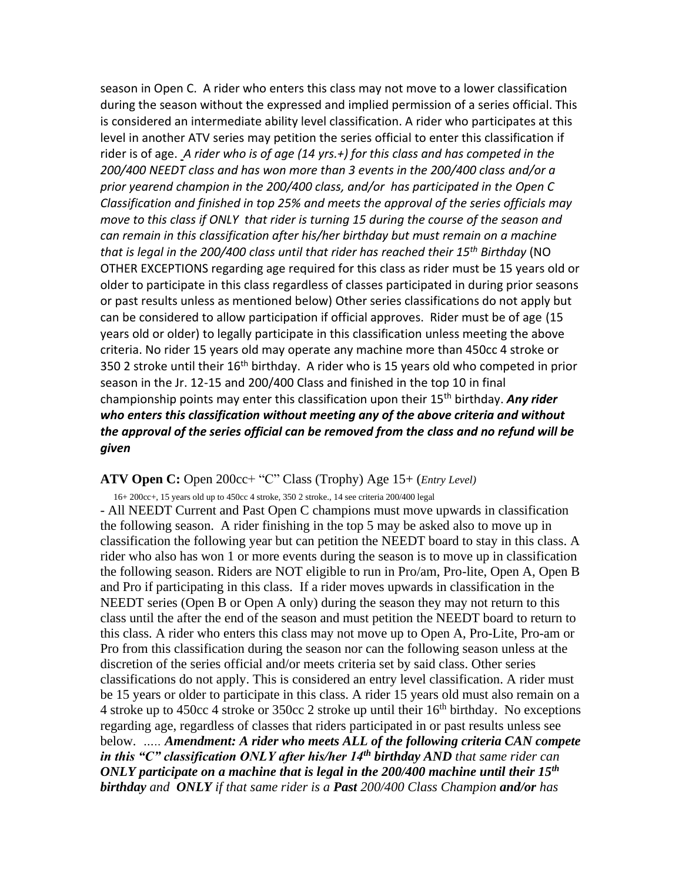season in Open C. A rider who enters this class may not move to a lower classification during the season without the expressed and implied permission of a series official. This is considered an intermediate ability level classification. A rider who participates at this level in another ATV series may petition the series official to enter this classification if rider is of age. *A rider who is of age (14 yrs.+) for this class and has competed in the 200/400 NEEDT class and has won more than 3 events in the 200/400 class and/or a prior yearend champion in the 200/400 class, and/or has participated in the Open C Classification and finished in top 25% and meets the approval of the series officials may move to this class if ONLY that rider is turning 15 during the course of the season and can remain in this classification after his/her birthday but must remain on a machine that is legal in the 200/400 class until that rider has reached their 15th Birthday* (NO OTHER EXCEPTIONS regarding age required for this class as rider must be 15 years old or older to participate in this class regardless of classes participated in during prior seasons or past results unless as mentioned below) Other series classifications do not apply but can be considered to allow participation if official approves. Rider must be of age (15 years old or older) to legally participate in this classification unless meeting the above criteria. No rider 15 years old may operate any machine more than 450cc 4 stroke or 350 2 stroke until their 16th birthday. A rider who is 15 years old who competed in prior season in the Jr. 12-15 and 200/400 Class and finished in the top 10 in final championship points may enter this classification upon their 15th birthday. ***Any rider who enters this classification without meeting any of the above criteria and without the approval of the series official can be removed from the class and no refund will be given***

**ATV Open C:** Open 200cc+ "C" Class (Trophy) Age 15+ (*Entry Level*)

16+ 200cc+, 15 years old up to 450cc 4 stroke, 350 2 stroke., 14 see criteria 200/400 legal

- All NEEDT Current and Past Open C champions must move upwards in classification the following season. A rider finishing in the top 5 may be asked also to move up in classification the following year but can petition the NEEDT board to stay in this class. A rider who also has won 1 or more events during the season is to move up in classification the following season. Riders are NOT eligible to run in Pro/am, Pro-lite, Open A, Open B and Pro if participating in this class. If a rider moves upwards in classification in the NEEDT series (Open B or Open A only) during the season they may not return to this class until the after the end of the season and must petition the NEEDT board to return to this class. A rider who enters this class may not move up to Open A, Pro-Lite, Pro-am or Pro from this classification during the season nor can the following season unless at the discretion of the series official and/or meets criteria set by said class. Other series classifications do not apply. This is considered an entry level classification. A rider must be 15 years or older to participate in this class. A rider 15 years old must also remain on a 4 stroke up to 450cc 4 stroke or 350cc 2 stroke up until their 16th birthday. No exceptions regarding age, regardless of classes that riders participated in or past results unless see below. ..... ***Amendment: A rider who meets ALL of the following criteria CAN compete in this "C" classification ONLY after his/her 14th birthday AND** that same rider can **ONLY** participate on a machine that is legal in the 200/400 machine until their **15th birthday** and **ONLY** if that same rider is a **Past** 200/400 Class Champion **and/or** has*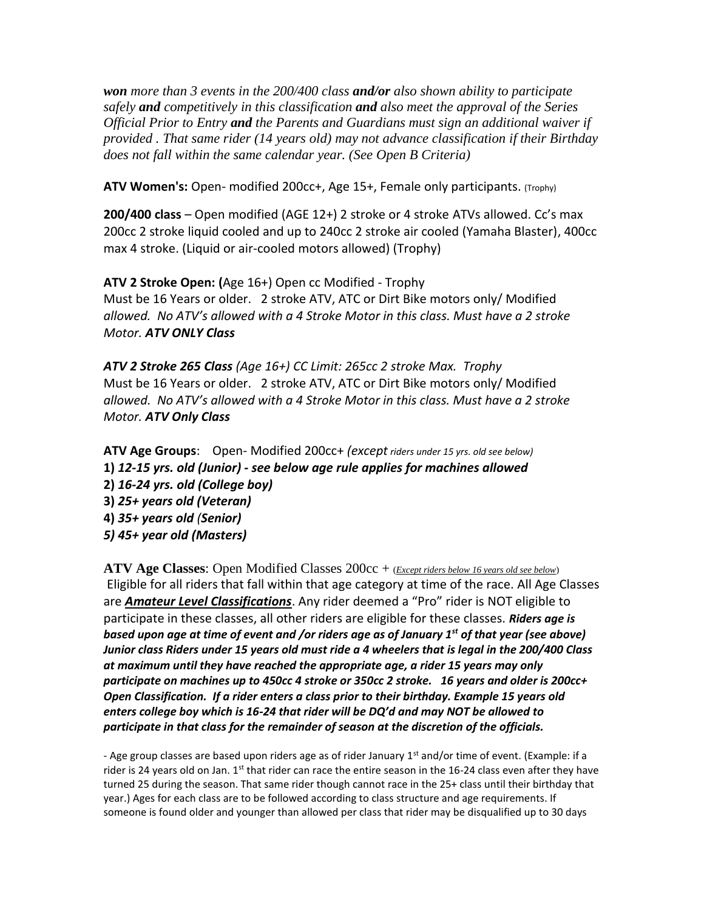***won** more than 3 events in the 200/400 class **and/or** also shown ability to participate safely **and** competitively in this classification **and** also meet the approval of the Series Official Prior to Entry **and** the Parents and Guardians must sign an additional waiver if provided . That same rider (14 years old) may not advance classification if their Birthday does not fall within the same calendar year. (See Open B Criteria)*

**ATV Women's:** Open- modified 200cc+, Age 15+, Female only participants. (Trophy)

**200/400 class** – Open modified (AGE 12+) 2 stroke or 4 stroke ATVs allowed. Cc's max 200cc 2 stroke liquid cooled and up to 240cc 2 stroke air cooled (Yamaha Blaster), 400cc max 4 stroke. (Liquid or air-cooled motors allowed) (Trophy)

**ATV 2 Stroke Open: (**Age 16+) Open cc Modified - Trophy
Must be 16 Years or older. 2 stroke ATV, ATC or Dirt Bike motors only/ Modified *allowed. No ATV's allowed with a 4 Stroke Motor in this class. Must have a 2 stroke Motor.* ***ATV ONLY Class***

***ATV 2 Stroke 265 Class** (Age 16+) CC Limit: 265cc 2 stroke Max. Trophy*
Must be 16 Years or older. 2 stroke ATV, ATC or Dirt Bike motors only/ Modified *allowed. No ATV's allowed with a 4 Stroke Motor in this class. Must have a 2 stroke Motor.* ***ATV Only Class***

**ATV Age Groups**: Open- Modified 200cc+ *(except riders under 15 yrs. old see below)*
**1)** ***12-15 yrs. old (Junior) - see below age rule applies for machines allowed***
**2)** ***16-24 yrs. old (College boy)***
**3)** ***25+ years old (Veteran)***
**4)** ***35+ years old (Senior)***
***5) 45+ year old (Masters)***

**ATV Age Classes**: Open Modified Classes 200cc + (*Except riders below 16 years old see below*)
Eligible for all riders that fall within that age category at time of the race. All Age Classes are ***Amateur Level Classifications***. Any rider deemed a "Pro" rider is NOT eligible to participate in these classes, all other riders are eligible for these classes. ***Riders age is based upon age at time of event and /or riders age as of January 1st of that year (see above) Junior class Riders under 15 years old must ride a 4 wheelers that is legal in the 200/400 Class at maximum until they have reached the appropriate age, a rider 15 years may only participate on machines up to 450cc 4 stroke or 350cc 2 stroke. 16 years and older is 200cc+ Open Classification. If a rider enters a class prior to their birthday. Example 15 years old enters college boy which is 16-24 that rider will be DQ'd and may NOT be allowed to participate in that class for the remainder of season at the discretion of the officials.***

- Age group classes are based upon riders age as of rider January 1st and/or time of event. (Example: if a rider is 24 years old on Jan. 1st that rider can race the entire season in the 16-24 class even after they have turned 25 during the season. That same rider though cannot race in the 25+ class until their birthday that year.) Ages for each class are to be followed according to class structure and age requirements. If someone is found older and younger than allowed per class that rider may be disqualified up to 30 days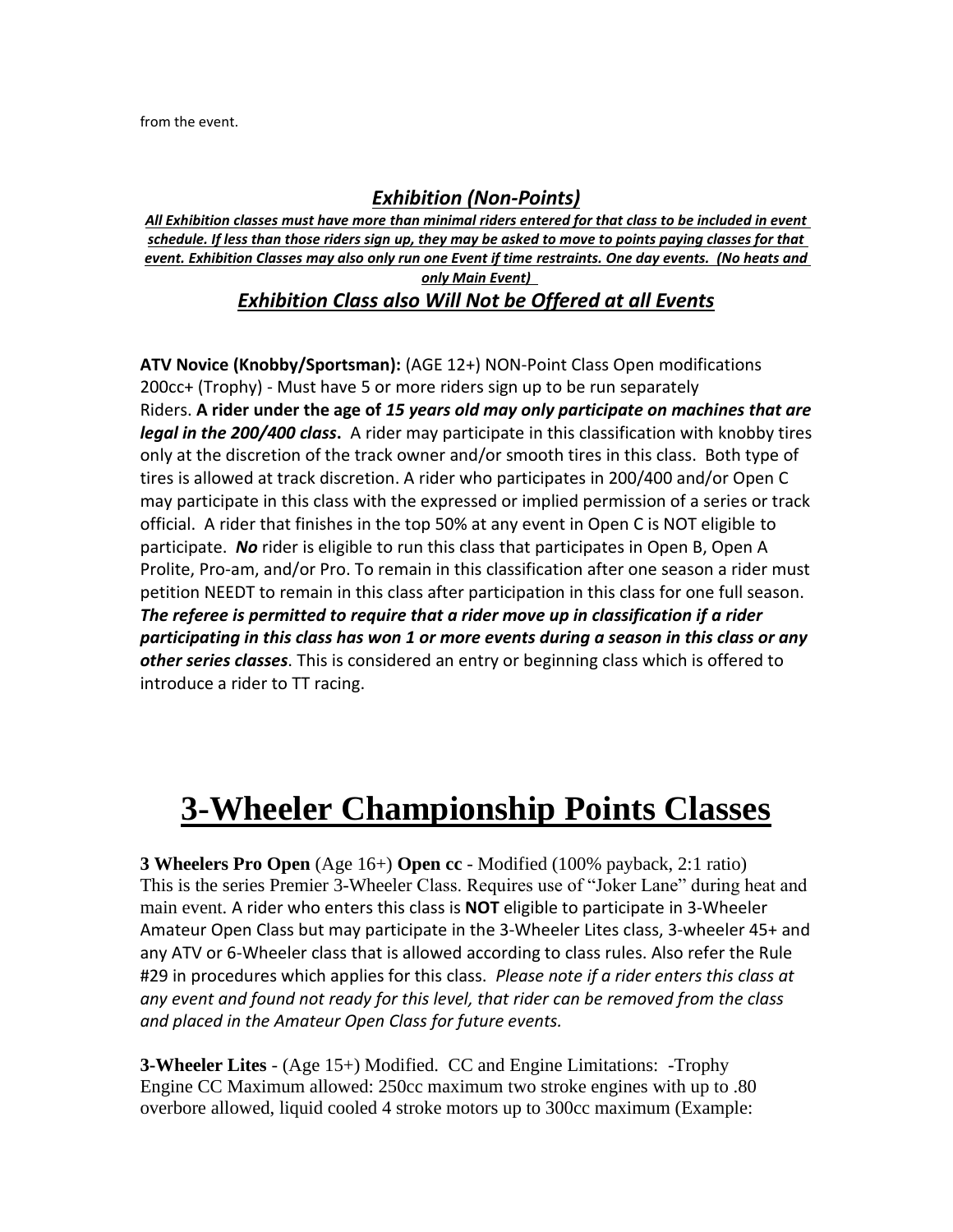from the event.

## *Exhibition (Non-Points)*

***All Exhibition classes must have more than minimal riders entered for that class to be included in event schedule. If less than those riders sign up, they may be asked to move to points paying classes for that event. Exhibition Classes may also only run one Event if time restraints. One day events. (No heats and only Main Event)***

### *Exhibition Class also Will Not be Offered at all Events*

**ATV Novice (Knobby/Sportsman):** (AGE 12+) NON-Point Class Open modifications 200cc+ (Trophy) - Must have 5 or more riders sign up to be run separately Riders. **A rider under the age of *15 years old may only participate on machines that are legal in the 200/400 class*.** A rider may participate in this classification with knobby tires only at the discretion of the track owner and/or smooth tires in this class. Both type of tires is allowed at track discretion. A rider who participates in 200/400 and/or Open C may participate in this class with the expressed or implied permission of a series or track official. A rider that finishes in the top 50% at any event in Open C is NOT eligible to participate. ***No*** rider is eligible to run this class that participates in Open B, Open A Prolite, Pro-am, and/or Pro. To remain in this classification after one season a rider must petition NEEDT to remain in this class after participation in this class for one full season. ***The referee is permitted to require that a rider move up in classification if a rider participating in this class has won 1 or more events during a season in this class or any other series classes***. This is considered an entry or beginning class which is offered to introduce a rider to TT racing.

# 3-Wheeler Championship Points Classes

**3 Wheelers Pro Open** (Age 16+) **Open cc** - Modified (100% payback, 2:1 ratio) This is the series Premier 3-Wheeler Class. Requires use of "Joker Lane" during heat and main event. A rider who enters this class is **NOT** eligible to participate in 3-Wheeler Amateur Open Class but may participate in the 3-Wheeler Lites class, 3-wheeler 45+ and any ATV or 6-Wheeler class that is allowed according to class rules. Also refer the Rule #29 in procedures which applies for this class. *Please note if a rider enters this class at any event and found not ready for this level, that rider can be removed from the class and placed in the Amateur Open Class for future events.*

**3-Wheeler Lites** - (Age 15+) Modified. CC and Engine Limitations: -Trophy Engine CC Maximum allowed: 250cc maximum two stroke engines with up to .80 overbore allowed, liquid cooled 4 stroke motors up to 300cc maximum (Example: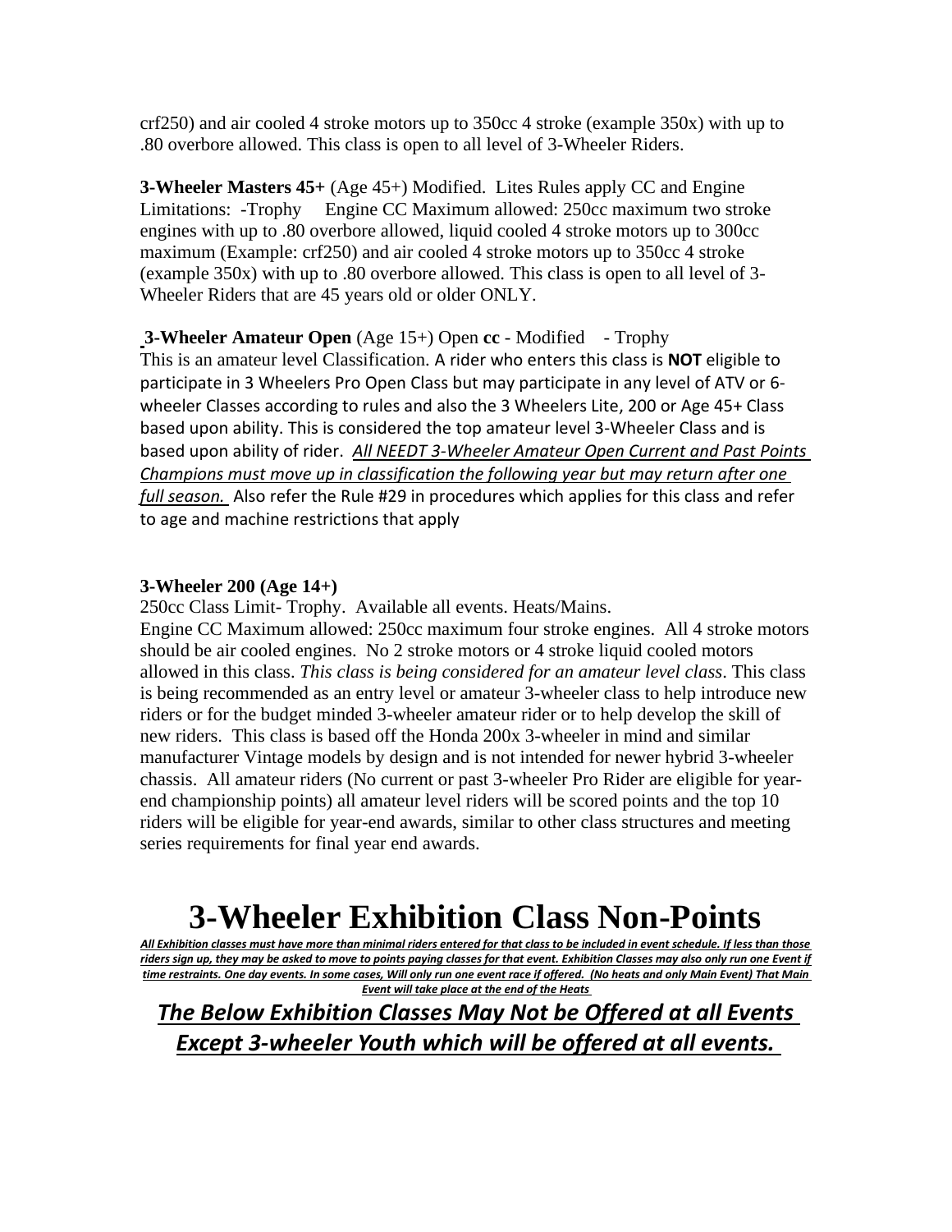crf250) and air cooled 4 stroke motors up to 350cc 4 stroke (example 350x) with up to .80 overbore allowed. This class is open to all level of 3-Wheeler Riders.

**3-Wheeler Masters 45+** (Age 45+) Modified. Lites Rules apply CC and Engine Limitations: -Trophy Engine CC Maximum allowed: 250cc maximum two stroke engines with up to .80 overbore allowed, liquid cooled 4 stroke motors up to 300cc maximum (Example: crf250) and air cooled 4 stroke motors up to 350cc 4 stroke (example 350x) with up to .80 overbore allowed. This class is open to all level of 3-Wheeler Riders that are 45 years old or older ONLY.

**3-Wheeler Amateur Open** (Age 15+) Open **cc** - Modified - Trophy
This is an amateur level Classification. A rider who enters this class is **NOT** eligible to participate in 3 Wheelers Pro Open Class but may participate in any level of ATV or 6-wheeler Classes according to rules and also the 3 Wheelers Lite, 200 or Age 45+ Class based upon ability. This is considered the top amateur level 3-Wheeler Class and is based upon ability of rider. *All NEEDT 3-Wheeler Amateur Open Current and Past Points Champions must move up in classification the following year but may return after one full season.* Also refer the Rule #29 in procedures which applies for this class and refer to age and machine restrictions that apply

**3-Wheeler 200 (Age 14+)**
250cc Class Limit- Trophy. Available all events. Heats/Mains.
Engine CC Maximum allowed: 250cc maximum four stroke engines. All 4 stroke motors should be air cooled engines. No 2 stroke motors or 4 stroke liquid cooled motors allowed in this class. *This class is being considered for an amateur level class*. This class is being recommended as an entry level or amateur 3-wheeler class to help introduce new riders or for the budget minded 3-wheeler amateur rider or to help develop the skill of new riders. This class is based off the Honda 200x 3-wheeler in mind and similar manufacturer Vintage models by design and is not intended for newer hybrid 3-wheeler chassis. All amateur riders (No current or past 3-wheeler Pro Rider are eligible for year-end championship points) all amateur level riders will be scored points and the top 10 riders will be eligible for year-end awards, similar to other class structures and meeting series requirements for final year end awards.

# 3-Wheeler Exhibition Class Non-Points

***All Exhibition classes must have more than minimal riders entered for that class to be included in event schedule. If less than those riders sign up, they may be asked to move to points paying classes for that event. Exhibition Classes may also only run one Event if time restraints. One day events. In some cases, Will only run one event race if offered. (No heats and only Main Event) That Main Event will take place at the end of the Heats***

## *The Below Exhibition Classes May Not be Offered at all Events Except 3-wheeler Youth which will be offered at all events.*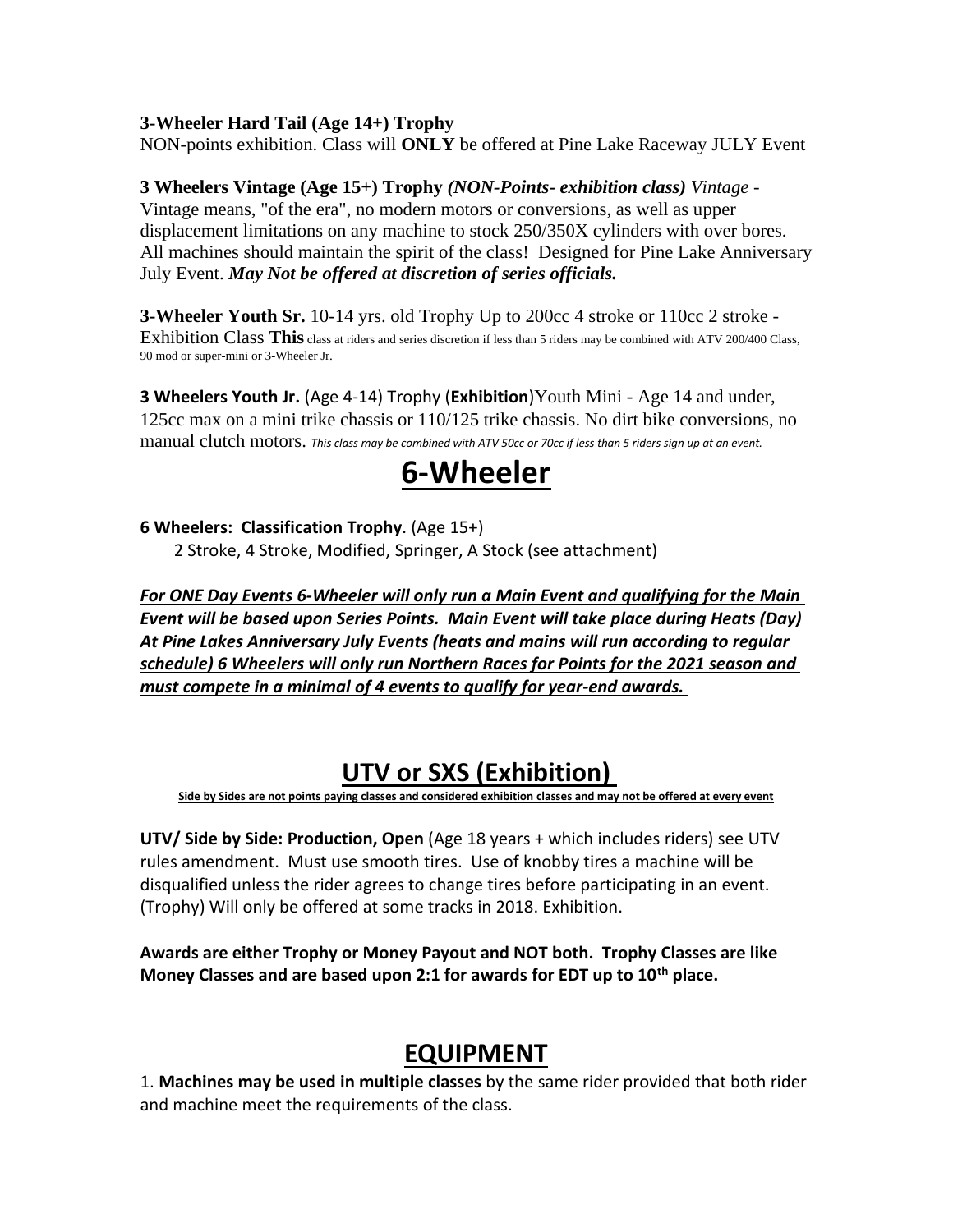**3-Wheeler Hard Tail (Age 14+) Trophy**
NON-points exhibition. Class will **ONLY** be offered at Pine Lake Raceway JULY Event

**3 Wheelers Vintage (Age 15+) Trophy** ***(NON-Points- exhibition class)*** *Vintage* - Vintage means, "of the era", no modern motors or conversions, as well as upper displacement limitations on any machine to stock 250/350X cylinders with over bores. All machines should maintain the spirit of the class! Designed for Pine Lake Anniversary July Event. ***May Not be offered at discretion of series officials.***

**3-Wheeler Youth Sr.** 10-14 yrs. old Trophy Up to 200cc 4 stroke or 110cc 2 stroke - Exhibition Class **This** class at riders and series discretion if less than 5 riders may be combined with ATV 200/400 Class, 90 mod or super-mini or 3-Wheeler Jr.

**3 Wheelers Youth Jr.** (Age 4-14) Trophy (**Exhibition**)Youth Mini - Age 14 and under, 125cc max on a mini trike chassis or 110/125 trike chassis. No dirt bike conversions, no manual clutch motors. *This class may be combined with ATV 50cc or 70cc if less than 5 riders sign up at an event.*

# 6-Wheeler

**6 Wheelers: Classification Trophy**. (Age 15+)
2 Stroke, 4 Stroke, Modified, Springer, A Stock (see attachment)

***For ONE Day Events 6-Wheeler will only run a Main Event and qualifying for the Main Event will be based upon Series Points. Main Event will take place during Heats (Day) At Pine Lakes Anniversary July Events (heats and mains will run according to regular schedule) 6 Wheelers will only run Northern Races for Points for the 2021 season and must compete in a minimal of 4 events to qualify for year-end awards.***

# UTV or SXS (Exhibition)

**Side by Sides are not points paying classes and considered exhibition classes and may not be offered at every event**

**UTV/ Side by Side: Production, Open** (Age 18 years + which includes riders) see UTV rules amendment. Must use smooth tires. Use of knobby tires a machine will be disqualified unless the rider agrees to change tires before participating in an event. (Trophy) Will only be offered at some tracks in 2018. Exhibition.

**Awards are either Trophy or Money Payout and NOT both. Trophy Classes are like Money Classes and are based upon 2:1 for awards for EDT up to 10th place.**

# EQUIPMENT

1. **Machines may be used in multiple classes** by the same rider provided that both rider and machine meet the requirements of the class.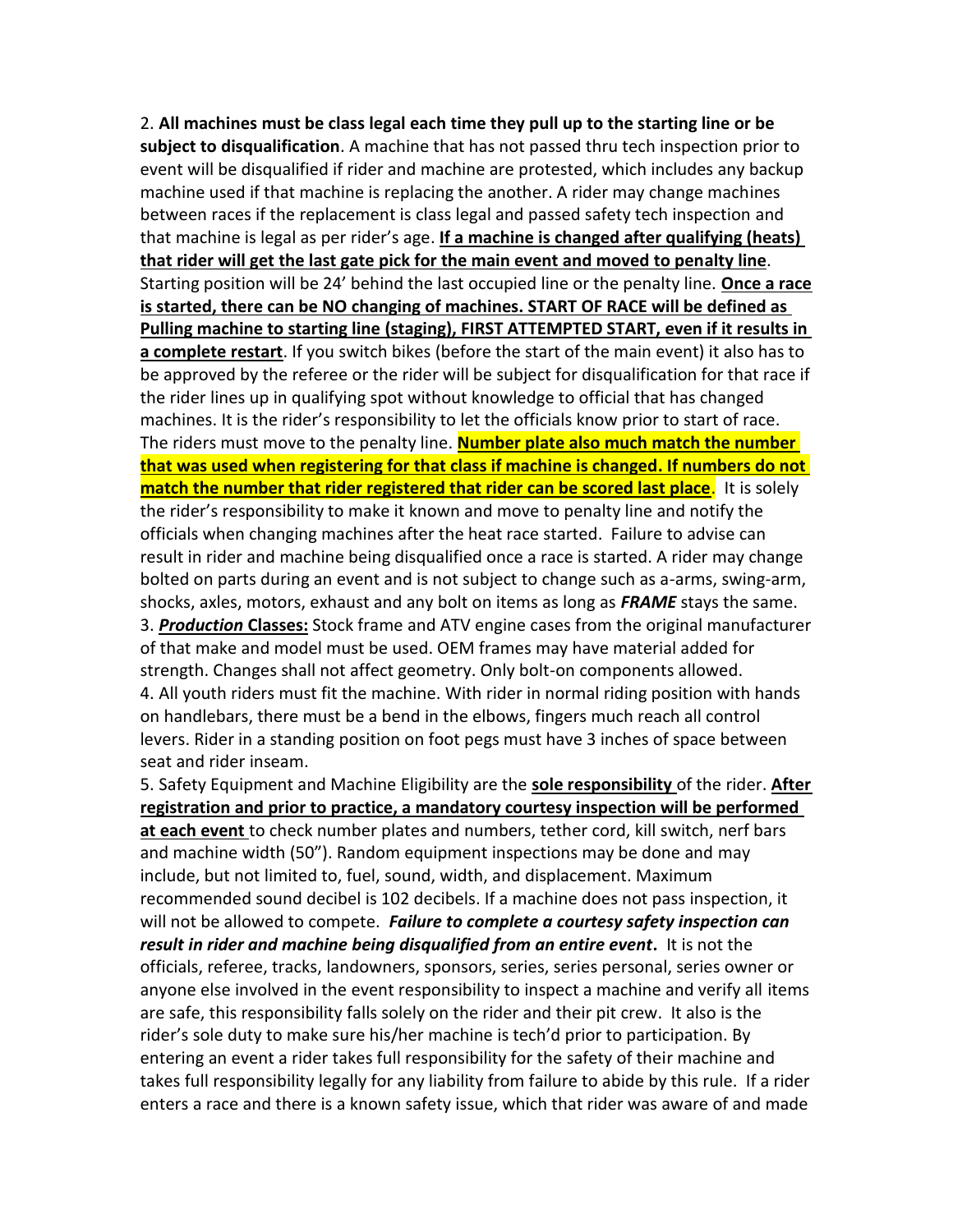2. **All machines must be class legal each time they pull up to the starting line or be subject to disqualification**. A machine that has not passed thru tech inspection prior to event will be disqualified if rider and machine are protested, which includes any backup machine used if that machine is replacing the another. A rider may change machines between races if the replacement is class legal and passed safety tech inspection and that machine is legal as per rider's age. **If a machine is changed after qualifying (heats) that rider will get the last gate pick for the main event and moved to penalty line**. Starting position will be 24' behind the last occupied line or the penalty line. **Once a race is started, there can be NO changing of machines. START OF RACE will be defined as Pulling machine to starting line (staging), FIRST ATTEMPTED START, even if it results in a complete restart**. If you switch bikes (before the start of the main event) it also has to be approved by the referee or the rider will be subject for disqualification for that race if the rider lines up in qualifying spot without knowledge to official that has changed machines. It is the rider's responsibility to let the officials know prior to start of race. The riders must move to the penalty line. **Number plate also much match the number that was used when registering for that class if machine is changed. If numbers do not match the number that rider registered that rider can be scored last place**. It is solely the rider's responsibility to make it known and move to penalty line and notify the officials when changing machines after the heat race started. Failure to advise can result in rider and machine being disqualified once a race is started. A rider may change bolted on parts during an event and is not subject to change such as a-arms, swing-arm, shocks, axles, motors, exhaust and any bolt on items as long as ***FRAME*** stays the same.

3. ***Production*** **Classes:** Stock frame and ATV engine cases from the original manufacturer of that make and model must be used. OEM frames may have material added for strength. Changes shall not affect geometry. Only bolt-on components allowed.

4. All youth riders must fit the machine. With rider in normal riding position with hands on handlebars, there must be a bend in the elbows, fingers much reach all control levers. Rider in a standing position on foot pegs must have 3 inches of space between seat and rider inseam.

5. Safety Equipment and Machine Eligibility are the **sole responsibility** of the rider. **After registration and prior to practice, a mandatory courtesy inspection will be performed at each event** to check number plates and numbers, tether cord, kill switch, nerf bars and machine width (50"). Random equipment inspections may be done and may include, but not limited to, fuel, sound, width, and displacement. Maximum recommended sound decibel is 102 decibels. If a machine does not pass inspection, it will not be allowed to compete. ***Failure to complete a courtesy safety inspection can result in rider and machine being disqualified from an entire event***. It is not the officials, referee, tracks, landowners, sponsors, series, series personal, series owner or anyone else involved in the event responsibility to inspect a machine and verify all items are safe, this responsibility falls solely on the rider and their pit crew. It also is the rider's sole duty to make sure his/her machine is tech'd prior to participation. By entering an event a rider takes full responsibility for the safety of their machine and takes full responsibility legally for any liability from failure to abide by this rule. If a rider enters a race and there is a known safety issue, which that rider was aware of and made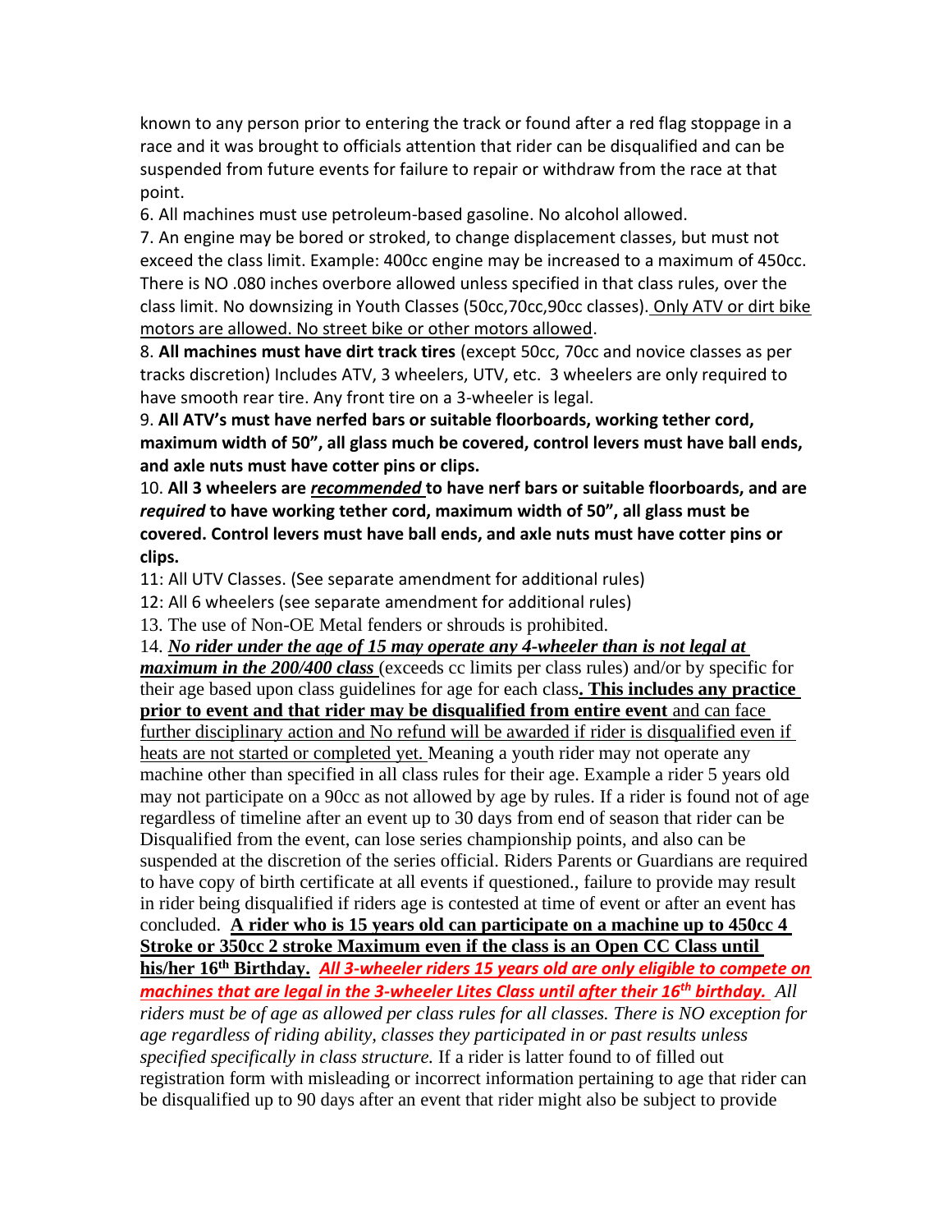known to any person prior to entering the track or found after a red flag stoppage in a race and it was brought to officials attention that rider can be disqualified and can be suspended from future events for failure to repair or withdraw from the race at that point.

6. All machines must use petroleum-based gasoline. No alcohol allowed.

7. An engine may be bored or stroked, to change displacement classes, but must not exceed the class limit. Example: 400cc engine may be increased to a maximum of 450cc. There is NO .080 inches overbore allowed unless specified in that class rules, over the class limit. No downsizing in Youth Classes (50cc,70cc,90cc classes). <u>Only ATV or dirt bike motors are allowed. No street bike or other motors allowed</u>.

8. **All machines must have dirt track tires** (except 50cc, 70cc and novice classes as per tracks discretion) Includes ATV, 3 wheelers, UTV, etc. 3 wheelers are only required to have smooth rear tire. Any front tire on a 3-wheeler is legal.

9. **All ATV's must have nerfed bars or suitable floorboards, working tether cord, maximum width of 50", all glass much be covered, control levers must have ball ends, and axle nuts must have cotter pins or clips.**

10. **All 3 wheelers are *<u>recommended</u>* to have nerf bars or suitable floorboards, and are *required* to have working tether cord, maximum width of 50", all glass must be covered. Control levers must have ball ends, and axle nuts must have cotter pins or clips.**

11: All UTV Classes. (See separate amendment for additional rules)

12: All 6 wheelers (see separate amendment for additional rules)

13. The use of Non-OE Metal fenders or shrouds is prohibited.

14. ***<u>No rider under the age of 15 may operate any 4-wheeler than is not legal at maximum in the 200/400 class</u>*** (exceeds cc limits per class rules) and/or by specific for their age based upon class guidelines for age for each class**. <u>This includes any practice prior to event and that rider may be disqualified from entire event</u>** <u>and can face further disciplinary action and No refund will be awarded if rider is disqualified even if heats are not started or completed yet.</u> Meaning a youth rider may not operate any machine other than specified in all class rules for their age. Example a rider 5 years old may not participate on a 90cc as not allowed by age by rules. If a rider is found not of age regardless of timeline after an event up to 30 days from end of season that rider can be Disqualified from the event, can lose series championship points, and also can be suspended at the discretion of the series official. Riders Parents or Guardians are required to have copy of birth certificate at all events if questioned., failure to provide may result in rider being disqualified if riders age is contested at time of event or after an event has concluded. **<u>A rider who is 15 years old can participate on a machine up to 450cc 4 Stroke or 350cc 2 stroke Maximum even if the class is an Open CC Class until his/her 16th Birthday.</u>** ***<u>All 3-wheeler riders 15 years old are only eligible to compete on machines that are legal in the 3-wheeler Lites Class until after their 16th birthday.</u>*** *All riders must be of age as allowed per class rules for all classes. There is NO exception for age regardless of riding ability, classes they participated in or past results unless specified specifically in class structure.* If a rider is latter found to of filled out registration form with misleading or incorrect information pertaining to age that rider can be disqualified up to 90 days after an event that rider might also be subject to provide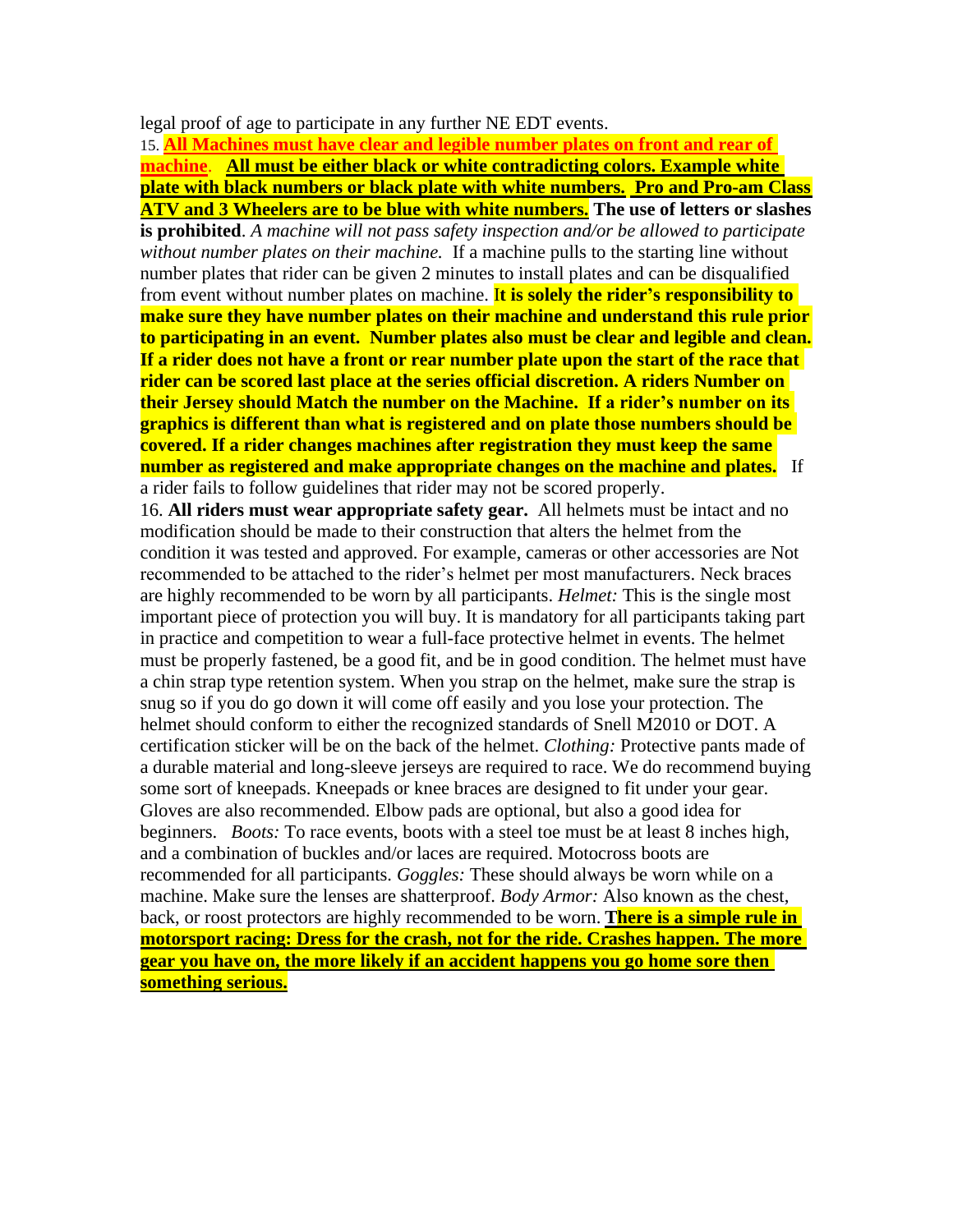legal proof of age to participate in any further NE EDT events.

15. **All Machines must have clear and legible number plates on front and rear of machine**. **All must be either black or white contradicting colors. Example white plate with black numbers or black plate with white numbers. Pro and Pro-am Class ATV and 3 Wheelers are to be blue with white numbers. The use of letters or slashes is prohibited**. *A machine will not pass safety inspection and/or be allowed to participate without number plates on their machine.* If a machine pulls to the starting line without number plates that rider can be given 2 minutes to install plates and can be disqualified from event without number plates on machine. **It is solely the rider's responsibility to make sure they have number plates on their machine and understand this rule prior to participating in an event. Number plates also must be clear and legible and clean. If a rider does not have a front or rear number plate upon the start of the race that rider can be scored last place at the series official discretion. A riders Number on their Jersey should Match the number on the Machine. If a rider's number on its graphics is different than what is registered and on plate those numbers should be covered. If a rider changes machines after registration they must keep the same number as registered and make appropriate changes on the machine and plates.** If a rider fails to follow guidelines that rider may not be scored properly.

16. **All riders must wear appropriate safety gear.** All helmets must be intact and no modification should be made to their construction that alters the helmet from the condition it was tested and approved. For example, cameras or other accessories are Not recommended to be attached to the rider's helmet per most manufacturers. Neck braces are highly recommended to be worn by all participants. *Helmet:* This is the single most important piece of protection you will buy. It is mandatory for all participants taking part in practice and competition to wear a full-face protective helmet in events. The helmet must be properly fastened, be a good fit, and be in good condition. The helmet must have a chin strap type retention system. When you strap on the helmet, make sure the strap is snug so if you do go down it will come off easily and you lose your protection. The helmet should conform to either the recognized standards of Snell M2010 or DOT. A certification sticker will be on the back of the helmet. *Clothing:* Protective pants made of a durable material and long-sleeve jerseys are required to race. We do recommend buying some sort of kneepads. Kneepads or knee braces are designed to fit under your gear. Gloves are also recommended. Elbow pads are optional, but also a good idea for beginners. *Boots:* To race events, boots with a steel toe must be at least 8 inches high, and a combination of buckles and/or laces are required. Motocross boots are recommended for all participants. *Goggles:* These should always be worn while on a machine. Make sure the lenses are shatterproof. *Body Armor:* Also known as the chest, back, or roost protectors are highly recommended to be worn. **There is a simple rule in motorsport racing: Dress for the crash, not for the ride. Crashes happen. The more gear you have on, the more likely if an accident happens you go home sore then something serious.**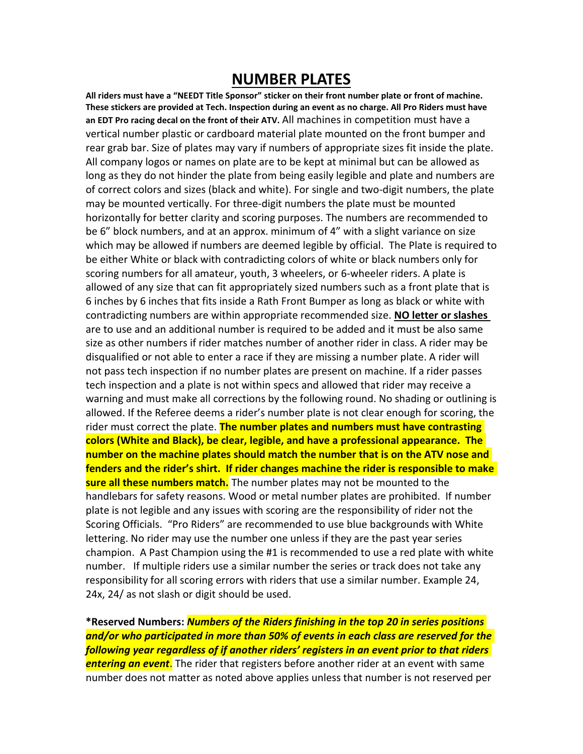# NUMBER PLATES

**All riders must have a "NEEDT Title Sponsor" sticker on their front number plate or front of machine. These stickers are provided at Tech. Inspection during an event as no charge. All Pro Riders must have an EDT Pro racing decal on the front of their ATV.** All machines in competition must have a vertical number plastic or cardboard material plate mounted on the front bumper and rear grab bar. Size of plates may vary if numbers of appropriate sizes fit inside the plate. All company logos or names on plate are to be kept at minimal but can be allowed as long as they do not hinder the plate from being easily legible and plate and numbers are of correct colors and sizes (black and white). For single and two-digit numbers, the plate may be mounted vertically. For three-digit numbers the plate must be mounted horizontally for better clarity and scoring purposes. The numbers are recommended to be 6" block numbers, and at an approx. minimum of 4" with a slight variance on size which may be allowed if numbers are deemed legible by official. The Plate is required to be either White or black with contradicting colors of white or black numbers only for scoring numbers for all amateur, youth, 3 wheelers, or 6-wheeler riders. A plate is allowed of any size that can fit appropriately sized numbers such as a front plate that is 6 inches by 6 inches that fits inside a Rath Front Bumper as long as black or white with contradicting numbers are within appropriate recommended size. **NO letter or slashes** are to use and an additional number is required to be added and it must be also same size as other numbers if rider matches number of another rider in class. A rider may be disqualified or not able to enter a race if they are missing a number plate. A rider will not pass tech inspection if no number plates are present on machine. If a rider passes tech inspection and a plate is not within specs and allowed that rider may receive a warning and must make all corrections by the following round. No shading or outlining is allowed. If the Referee deems a rider's number plate is not clear enough for scoring, the rider must correct the plate. **The number plates and numbers must have contrasting colors (White and Black), be clear, legible, and have a professional appearance. The number on the machine plates should match the number that is on the ATV nose and fenders and the rider's shirt. If rider changes machine the rider is responsible to make sure all these numbers match.** The number plates may not be mounted to the handlebars for safety reasons. Wood or metal number plates are prohibited. If number plate is not legible and any issues with scoring are the responsibility of rider not the Scoring Officials. "Pro Riders" are recommended to use blue backgrounds with White lettering. No rider may use the number one unless if they are the past year series champion. A Past Champion using the #1 is recommended to use a red plate with white number. If multiple riders use a similar number the series or track does not take any responsibility for all scoring errors with riders that use a similar number. Example 24, 24x, 24/ as not slash or digit should be used.

**\*Reserved Numbers:** ***Numbers of the Riders finishing in the top 20 in series positions and/or who participated in more than 50% of events in each class are reserved for the following year regardless of if another riders' registers in an event prior to that riders entering an event***. The rider that registers before another rider at an event with same number does not matter as noted above applies unless that number is not reserved per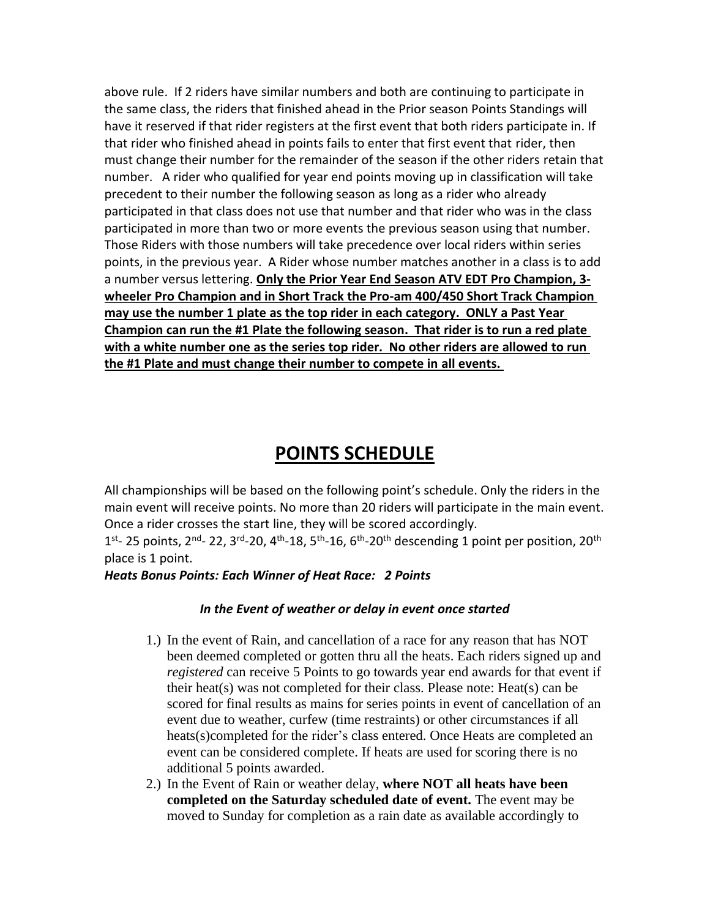above rule. If 2 riders have similar numbers and both are continuing to participate in the same class, the riders that finished ahead in the Prior season Points Standings will have it reserved if that rider registers at the first event that both riders participate in. If that rider who finished ahead in points fails to enter that first event that rider, then must change their number for the remainder of the season if the other riders retain that number. A rider who qualified for year end points moving up in classification will take precedent to their number the following season as long as a rider who already participated in that class does not use that number and that rider who was in the class participated in more than two or more events the previous season using that number. Those Riders with those numbers will take precedence over local riders within series points, in the previous year. A Rider whose number matches another in a class is to add a number versus lettering. **Only the Prior Year End Season ATV EDT Pro Champion, 3-wheeler Pro Champion and in Short Track the Pro-am 400/450 Short Track Champion may use the number 1 plate as the top rider in each category. ONLY a Past Year Champion can run the #1 Plate the following season. That rider is to run a red plate with a white number one as the series top rider. No other riders are allowed to run the #1 Plate and must change their number to compete in all events.**

# POINTS SCHEDULE

All championships will be based on the following point's schedule. Only the riders in the main event will receive points. No more than 20 riders will participate in the main event. Once a rider crosses the start line, they will be scored accordingly.

1st- 25 points, 2nd- 22, 3rd-20, 4th-18, 5th-16, 6th-20th descending 1 point per position, 20th place is 1 point.

***Heats Bonus Points: Each Winner of Heat Race: 2 Points***

***In the Event of weather or delay in event once started***

1.) In the event of Rain, and cancellation of a race for any reason that has NOT been deemed completed or gotten thru all the heats. Each riders signed up and *registered* can receive 5 Points to go towards year end awards for that event if their heat(s) was not completed for their class. Please note: Heat(s) can be scored for final results as mains for series points in event of cancellation of an event due to weather, curfew (time restraints) or other circumstances if all heats(s)completed for the rider's class entered. Once Heats are completed an event can be considered complete. If heats are used for scoring there is no additional 5 points awarded.
2.) In the Event of Rain or weather delay, **where NOT all heats have been completed on the Saturday scheduled date of event.** The event may be moved to Sunday for completion as a rain date as available accordingly to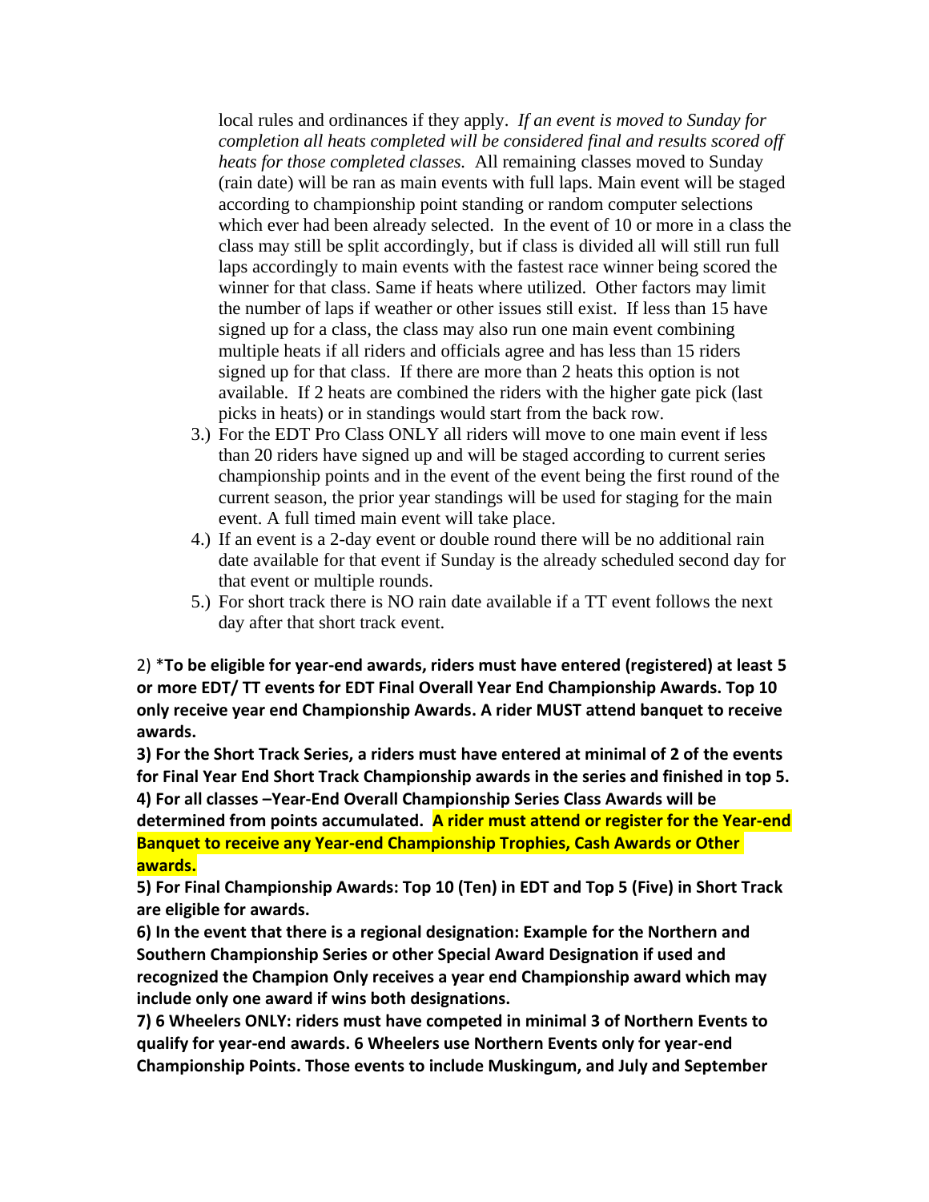local rules and ordinances if they apply. *If an event is moved to Sunday for completion all heats completed will be considered final and results scored off heats for those completed classes.* All remaining classes moved to Sunday (rain date) will be ran as main events with full laps. Main event will be staged according to championship point standing or random computer selections which ever had been already selected. In the event of 10 or more in a class the class may still be split accordingly, but if class is divided all will still run full laps accordingly to main events with the fastest race winner being scored the winner for that class. Same if heats where utilized. Other factors may limit the number of laps if weather or other issues still exist. If less than 15 have signed up for a class, the class may also run one main event combining multiple heats if all riders and officials agree and has less than 15 riders signed up for that class. If there are more than 2 heats this option is not available. If 2 heats are combined the riders with the higher gate pick (last picks in heats) or in standings would start from the back row.

3.) For the EDT Pro Class ONLY all riders will move to one main event if less than 20 riders have signed up and will be staged according to current series championship points and in the event of the event being the first round of the current season, the prior year standings will be used for staging for the main event. A full timed main event will take place.

4.) If an event is a 2-day event or double round there will be no additional rain date available for that event if Sunday is the already scheduled second day for that event or multiple rounds.

5.) For short track there is NO rain date available if a TT event follows the next day after that short track event.

2) ***To be eligible for year-end awards, riders must have entered (registered) at least 5 or more EDT/ TT events for EDT Final Overall Year End Championship Awards. Top 10 only receive year end Championship Awards. A rider MUST attend banquet to receive awards.**

**3) For the Short Track Series, a riders must have entered at minimal of 2 of the events for Final Year End Short Track Championship awards in the series and finished in top 5.**

**4) For all classes –Year-End Overall Championship Series Class Awards will be determined from points accumulated. A rider must attend or register for the Year-end Banquet to receive any Year-end Championship Trophies, Cash Awards or Other awards.**

**5) For Final Championship Awards: Top 10 (Ten) in EDT and Top 5 (Five) in Short Track are eligible for awards.**

**6) In the event that there is a regional designation: Example for the Northern and Southern Championship Series or other Special Award Designation if used and recognized the Champion Only receives a year end Championship award which may include only one award if wins both designations.**

**7) 6 Wheelers ONLY: riders must have competed in minimal 3 of Northern Events to qualify for year-end awards. 6 Wheelers use Northern Events only for year-end Championship Points. Those events to include Muskingum, and July and September**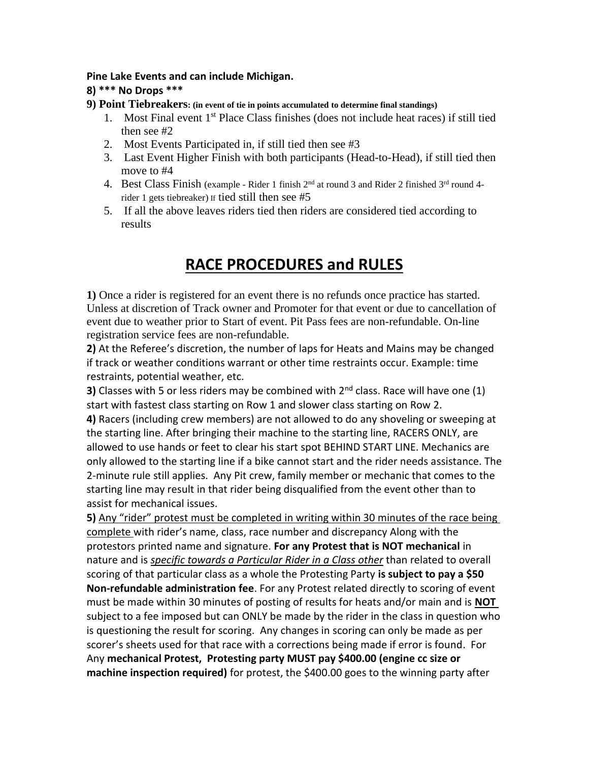**Pine Lake Events and can include Michigan.**

**8) *** No Drops *****

**9) Point Tiebreakers: (in event of tie in points accumulated to determine final standings)**

1. Most Final event 1st Place Class finishes (does not include heat races) if still tied then see #2
2. Most Events Participated in, if still tied then see #3
3. Last Event Higher Finish with both participants (Head-to-Head), if still tied then move to #4
4. Best Class Finish (example - Rider 1 finish 2nd at round 3 and Rider 2 finished 3rd round 4- rider 1 gets tiebreaker) If tied still then see #5
5. If all the above leaves riders tied then riders are considered tied according to results

# RACE PROCEDURES and RULES

**1)** Once a rider is registered for an event there is no refunds once practice has started. Unless at discretion of Track owner and Promoter for that event or due to cancellation of event due to weather prior to Start of event. Pit Pass fees are non-refundable. On-line registration service fees are non-refundable.

**2)** At the Referee's discretion, the number of laps for Heats and Mains may be changed if track or weather conditions warrant or other time restraints occur. Example: time restraints, potential weather, etc.

**3)** Classes with 5 or less riders may be combined with 2nd class. Race will have one (1) start with fastest class starting on Row 1 and slower class starting on Row 2.

**4)** Racers (including crew members) are not allowed to do any shoveling or sweeping at the starting line. After bringing their machine to the starting line, RACERS ONLY, are allowed to use hands or feet to clear his start spot BEHIND START LINE. Mechanics are only allowed to the starting line if a bike cannot start and the rider needs assistance. The 2-minute rule still applies. Any Pit crew, family member or mechanic that comes to the starting line may result in that rider being disqualified from the event other than to assist for mechanical issues.

**5)** Any "rider" protest must be completed in writing within 30 minutes of the race being complete with rider's name, class, race number and discrepancy Along with the protestors printed name and signature. **For any Protest that is NOT mechanical** in nature and is ***specific towards a Particular Rider in a Class other*** than related to overall scoring of that particular class as a whole the Protesting Party **is subject to pay a $50 Non-refundable administration fee**. For any Protest related directly to scoring of event must be made within 30 minutes of posting of results for heats and/or main and is **NOT** subject to a fee imposed but can ONLY be made by the rider in the class in question who is questioning the result for scoring. Any changes in scoring can only be made as per scorer's sheets used for that race with a corrections being made if error is found. For Any **mechanical Protest, Protesting party MUST pay $400.00 (engine cc size or machine inspection required)** for protest, the $400.00 goes to the winning party after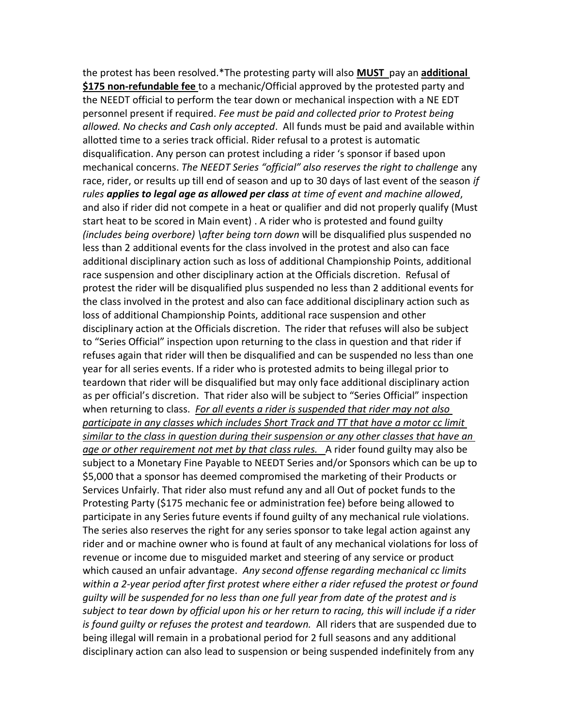the protest has been resolved.*The protesting party will also **MUST** pay an **additional $175 non-refundable fee** to a mechanic/Official approved by the protested party and the NEEDT official to perform the tear down or mechanical inspection with a NE EDT personnel present if required. *Fee must be paid and collected prior to Protest being allowed. No checks and Cash only accepted*. All funds must be paid and available within allotted time to a series track official. Rider refusal to a protest is automatic disqualification. Any person can protest including a rider 's sponsor if based upon mechanical concerns. *The NEEDT Series "official" also reserves the right to challenge* any race, rider, or results up till end of season and up to 30 days of last event of the season *if rules **applies to legal age as allowed per class** at time of event and machine allowed*, and also if rider did not compete in a heat or qualifier and did not properly qualify (Must start heat to be scored in Main event) . A rider who is protested and found guilty *(includes being overbore) \after being torn down* will be disqualified plus suspended no less than 2 additional events for the class involved in the protest and also can face additional disciplinary action such as loss of additional Championship Points, additional race suspension and other disciplinary action at the Officials discretion. Refusal of protest the rider will be disqualified plus suspended no less than 2 additional events for the class involved in the protest and also can face additional disciplinary action such as loss of additional Championship Points, additional race suspension and other disciplinary action at the Officials discretion. The rider that refuses will also be subject to "Series Official" inspection upon returning to the class in question and that rider if refuses again that rider will then be disqualified and can be suspended no less than one year for all series events. If a rider who is protested admits to being illegal prior to teardown that rider will be disqualified but may only face additional disciplinary action as per official's discretion. That rider also will be subject to "Series Official" inspection when returning to class. *For all events a rider is suspended that rider may not also participate in any classes which includes Short Track and TT that have a motor cc limit similar to the class in question during their suspension or any other classes that have an age or other requirement not met by that class rules.* A rider found guilty may also be subject to a Monetary Fine Payable to NEEDT Series and/or Sponsors which can be up to $5,000 that a sponsor has deemed compromised the marketing of their Products or Services Unfairly. That rider also must refund any and all Out of pocket funds to the Protesting Party ($175 mechanic fee or administration fee) before being allowed to participate in any Series future events if found guilty of any mechanical rule violations. The series also reserves the right for any series sponsor to take legal action against any rider and or machine owner who is found at fault of any mechanical violations for loss of revenue or income due to misguided market and steering of any service or product which caused an unfair advantage. *Any second offense regarding mechanical cc limits within a 2-year period after first protest where either a rider refused the protest or found guilty will be suspended for no less than one full year from date of the protest and is subject to tear down by official upon his or her return to racing, this will include if a rider is found guilty or refuses the protest and teardown.* All riders that are suspended due to being illegal will remain in a probational period for 2 full seasons and any additional disciplinary action can also lead to suspension or being suspended indefinitely from any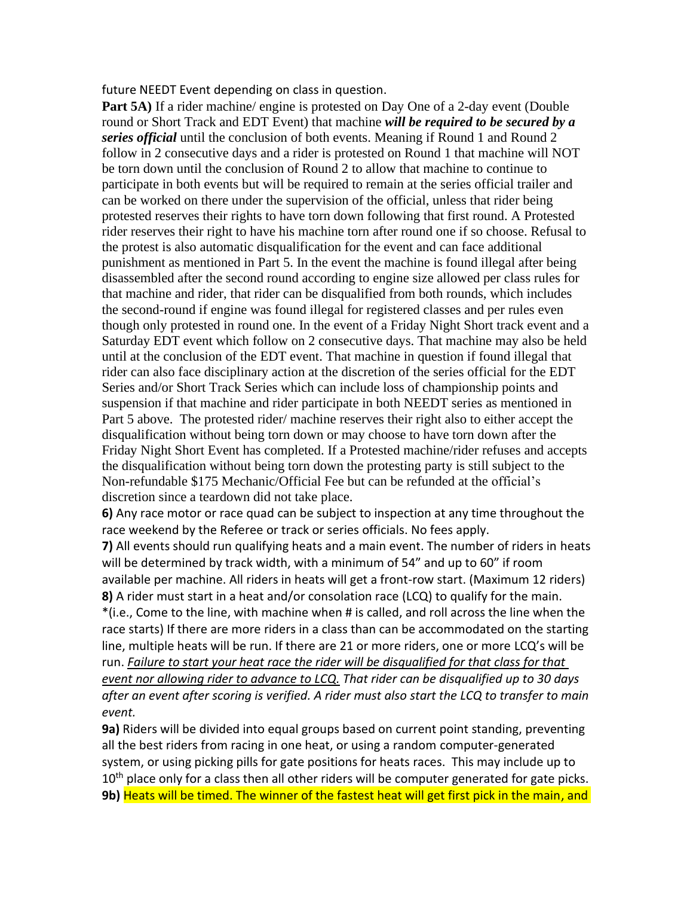future NEEDT Event depending on class in question.

**Part 5A)** If a rider machine/ engine is protested on Day One of a 2-day event (Double round or Short Track and EDT Event) that machine ***will be required to be secured by a series official*** until the conclusion of both events. Meaning if Round 1 and Round 2 follow in 2 consecutive days and a rider is protested on Round 1 that machine will NOT be torn down until the conclusion of Round 2 to allow that machine to continue to participate in both events but will be required to remain at the series official trailer and can be worked on there under the supervision of the official, unless that rider being protested reserves their rights to have torn down following that first round. A Protested rider reserves their right to have his machine torn after round one if so choose. Refusal to the protest is also automatic disqualification for the event and can face additional punishment as mentioned in Part 5. In the event the machine is found illegal after being disassembled after the second round according to engine size allowed per class rules for that machine and rider, that rider can be disqualified from both rounds, which includes the second-round if engine was found illegal for registered classes and per rules even though only protested in round one. In the event of a Friday Night Short track event and a Saturday EDT event which follow on 2 consecutive days. That machine may also be held until at the conclusion of the EDT event. That machine in question if found illegal that rider can also face disciplinary action at the discretion of the series official for the EDT Series and/or Short Track Series which can include loss of championship points and suspension if that machine and rider participate in both NEEDT series as mentioned in Part 5 above. The protested rider/ machine reserves their right also to either accept the disqualification without being torn down or may choose to have torn down after the Friday Night Short Event has completed. If a Protested machine/rider refuses and accepts the disqualification without being torn down the protesting party is still subject to the Non-refundable $175 Mechanic/Official Fee but can be refunded at the official's discretion since a teardown did not take place.

**6)** Any race motor or race quad can be subject to inspection at any time throughout the race weekend by the Referee or track or series officials. No fees apply.

**7)** All events should run qualifying heats and a main event. The number of riders in heats will be determined by track width, with a minimum of 54" and up to 60" if room available per machine. All riders in heats will get a front-row start. (Maximum 12 riders)

**8)** A rider must start in a heat and/or consolation race (LCQ) to qualify for the main. *(i.e., Come to the line, with machine when # is called, and roll across the line when the race starts) If there are more riders in a class than can be accommodated on the starting line, multiple heats will be run. If there are 21 or more riders, one or more LCQ's will be run. *Failure to start your heat race the rider will be disqualified for that class for that event nor allowing rider to advance to LCQ. That rider can be disqualified up to 30 days after an event after scoring is verified. A rider must also start the LCQ to transfer to main event.*

**9a)** Riders will be divided into equal groups based on current point standing, preventing all the best riders from racing in one heat, or using a random computer-generated system, or using picking pills for gate positions for heats races. This may include up to 10th place only for a class then all other riders will be computer generated for gate picks.

**9b)** Heats will be timed. The winner of the fastest heat will get first pick in the main, and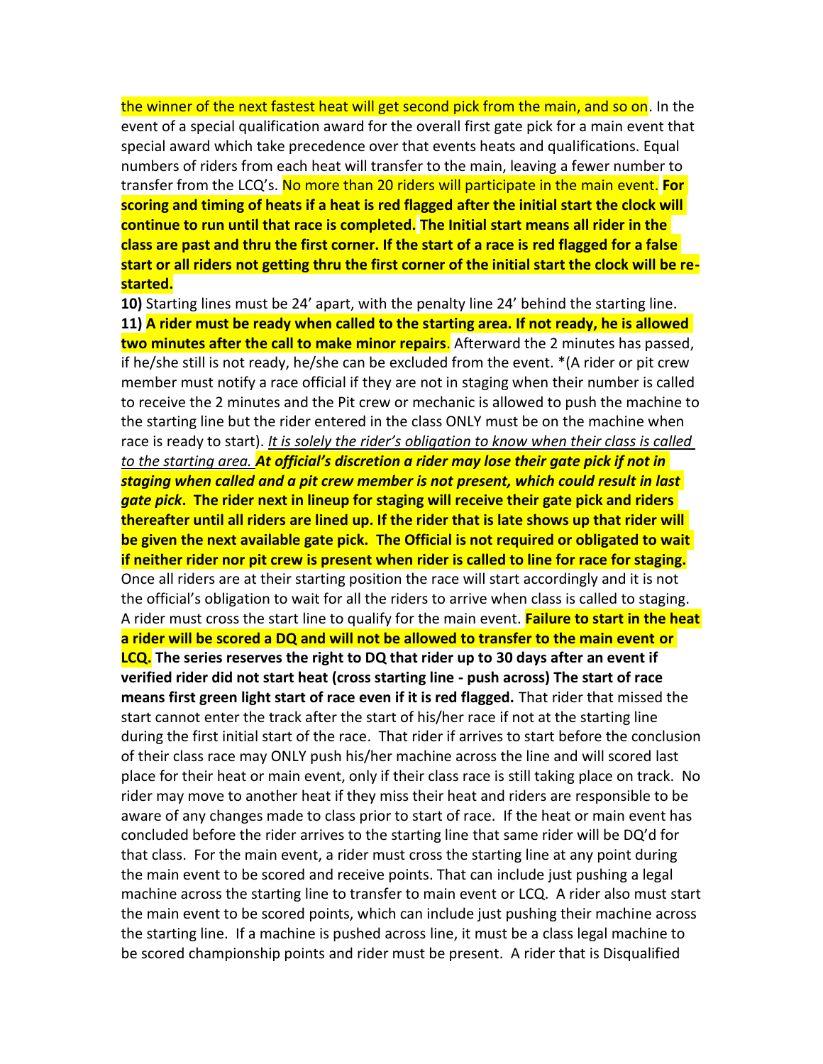the winner of the next fastest heat will get second pick from the main, and so on. In the event of a special qualification award for the overall first gate pick for a main event that special award which take precedence over that events heats and qualifications. Equal numbers of riders from each heat will transfer to the main, leaving a fewer number to transfer from the LCQ's. No more than 20 riders will participate in the main event. **For scoring and timing of heats if a heat is red flagged after the initial start the clock will continue to run until that race is completed. The Initial start means all rider in the class are past and thru the first corner. If the start of a race is red flagged for a false start or all riders not getting thru the first corner of the initial start the clock will be re-started.**

**10)** Starting lines must be 24' apart, with the penalty line 24' behind the starting line.

**11) A rider must be ready when called to the starting area. If not ready, he is allowed two minutes after the call to make minor repairs**. Afterward the 2 minutes has passed, if he/she still is not ready, he/she can be excluded from the event. *(A rider or pit crew member must notify a race official if they are not in staging when their number is called to receive the 2 minutes and the Pit crew or mechanic is allowed to push the machine to the starting line but the rider entered in the class ONLY must be on the machine when race is ready to start). *It is solely the rider's obligation to know when their class is called to the starting area.* ***At official's discretion a rider may lose their gate pick if not in staging when called and a pit crew member is not present, which could result in last gate pick*. The rider next in lineup for staging will receive their gate pick and riders thereafter until all riders are lined up. If the rider that is late shows up that rider will be given the next available gate pick. The Official is not required or obligated to wait if neither rider nor pit crew is present when rider is called to line for race for staging.** Once all riders are at their starting position the race will start accordingly and it is not the official's obligation to wait for all the riders to arrive when class is called to staging. A rider must cross the start line to qualify for the main event. **Failure to start in the heat a rider will be scored a DQ and will not be allowed to transfer to the main event or LCQ. The series reserves the right to DQ that rider up to 30 days after an event if verified rider did not start heat (cross starting line - push across) The start of race means first green light start of race even if it is red flagged.** That rider that missed the start cannot enter the track after the start of his/her race if not at the starting line during the first initial start of the race. That rider if arrives to start before the conclusion of their class race may ONLY push his/her machine across the line and will scored last place for their heat or main event, only if their class race is still taking place on track. No rider may move to another heat if they miss their heat and riders are responsible to be aware of any changes made to class prior to start of race. If the heat or main event has concluded before the rider arrives to the starting line that same rider will be DQ'd for that class. For the main event, a rider must cross the starting line at any point during the main event to be scored and receive points. That can include just pushing a legal machine across the starting line to transfer to main event or LCQ. A rider also must start the main event to be scored points, which can include just pushing their machine across the starting line. If a machine is pushed across line, it must be a class legal machine to be scored championship points and rider must be present. A rider that is Disqualified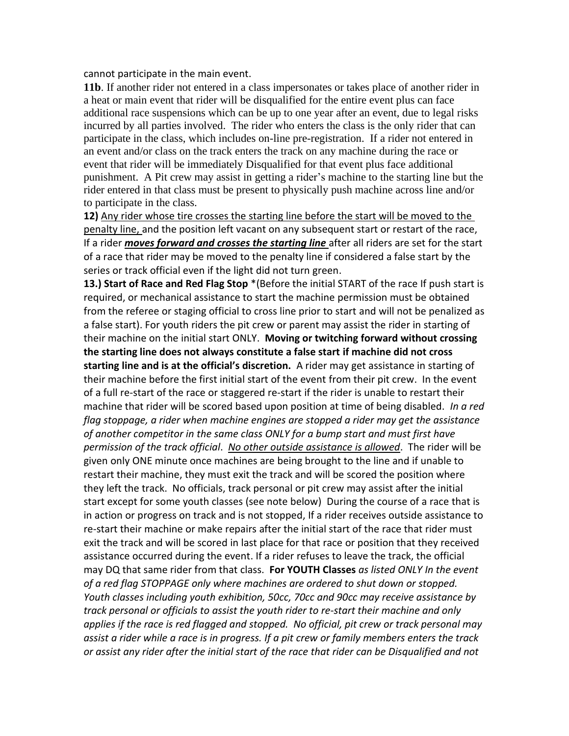cannot participate in the main event.

**11b**. If another rider not entered in a class impersonates or takes place of another rider in a heat or main event that rider will be disqualified for the entire event plus can face additional race suspensions which can be up to one year after an event, due to legal risks incurred by all parties involved. The rider who enters the class is the only rider that can participate in the class, which includes on-line pre-registration. If a rider not entered in an event and/or class on the track enters the track on any machine during the race or event that rider will be immediately Disqualified for that event plus face additional punishment. A Pit crew may assist in getting a rider's machine to the starting line but the rider entered in that class must be present to physically push machine across line and/or to participate in the class.

**12)** <u>Any rider whose tire crosses the starting line before the start will be moved to the penalty line,</u> and the position left vacant on any subsequent start or restart of the race, If a rider ***<u>moves forward and crosses the starting line</u>*** after all riders are set for the start of a race that rider may be moved to the penalty line if considered a false start by the series or track official even if the light did not turn green.

**13.) Start of Race and Red Flag Stop** *(Before the initial START of the race If push start is required, or mechanical assistance to start the machine permission must be obtained from the referee or staging official to cross line prior to start and will not be penalized as a false start). For youth riders the pit crew or parent may assist the rider in starting of their machine on the initial start ONLY. **Moving or twitching forward without crossing the starting line does not always constitute a false start if machine did not cross starting line and is at the official's discretion.** A rider may get assistance in starting of their machine before the first initial start of the event from their pit crew. In the event of a full re-start of the race or staggered re-start if the rider is unable to restart their machine that rider will be scored based upon position at time of being disabled. *In a red flag stoppage, a rider when machine engines are stopped a rider may get the assistance of another competitor in the same class ONLY for a bump start and must first have permission of the track official*. *<u>No other outside assistance is allowed</u>*. The rider will be given only ONE minute once machines are being brought to the line and if unable to restart their machine, they must exit the track and will be scored the position where they left the track. No officials, track personal or pit crew may assist after the initial start except for some youth classes (see note below) During the course of a race that is in action or progress on track and is not stopped, If a rider receives outside assistance to re-start their machine or make repairs after the initial start of the race that rider must exit the track and will be scored in last place for that race or position that they received assistance occurred during the event. If a rider refuses to leave the track, the official may DQ that same rider from that class. **For YOUTH Classes** *as listed ONLY In the event of a red flag STOPPAGE only where machines are ordered to shut down or stopped. Youth classes including youth exhibition, 50cc, 70cc and 90cc may receive assistance by track personal or officials to assist the youth rider to re-start their machine and only applies if the race is red flagged and stopped. No official, pit crew or track personal may assist a rider while a race is in progress. If a pit crew or family members enters the track or assist any rider after the initial start of the race that rider can be Disqualified and not*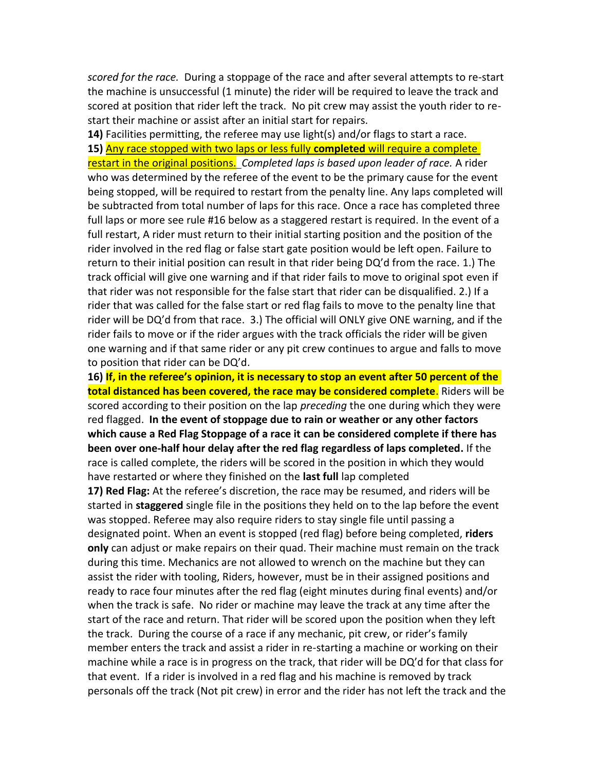*scored for the race.* During a stoppage of the race and after several attempts to re-start the machine is unsuccessful (1 minute) the rider will be required to leave the track and scored at position that rider left the track. No pit crew may assist the youth rider to re-start their machine or assist after an initial start for repairs.

**14)** Facilities permitting, the referee may use light(s) and/or flags to start a race.

**15)** Any race stopped with two laps or less fully **completed** will require a complete restart in the original positions. *Completed laps is based upon leader of race.* A rider who was determined by the referee of the event to be the primary cause for the event being stopped, will be required to restart from the penalty line. Any laps completed will be subtracted from total number of laps for this race. Once a race has completed three full laps or more see rule #16 below as a staggered restart is required. In the event of a full restart, A rider must return to their initial starting position and the position of the rider involved in the red flag or false start gate position would be left open. Failure to return to their initial position can result in that rider being DQ'd from the race. 1.) The track official will give one warning and if that rider fails to move to original spot even if that rider was not responsible for the false start that rider can be disqualified. 2.) If a rider that was called for the false start or red flag fails to move to the penalty line that rider will be DQ'd from that race. 3.) The official will ONLY give ONE warning, and if the rider fails to move or if the rider argues with the track officials the rider will be given one warning and if that same rider or any pit crew continues to argue and falls to move to position that rider can be DQ'd.

**16) If, in the referee's opinion, it is necessary to stop an event after 50 percent of the total distanced has been covered, the race may be considered complete**. Riders will be scored according to their position on the lap *preceding* the one during which they were red flagged. **In the event of stoppage due to rain or weather or any other factors which cause a Red Flag Stoppage of a race it can be considered complete if there has been over one-half hour delay after the red flag regardless of laps completed.** If the race is called complete, the riders will be scored in the position in which they would have restarted or where they finished on the **last full** lap completed

**17) Red Flag:** At the referee's discretion, the race may be resumed, and riders will be started in **staggered** single file in the positions they held on to the lap before the event was stopped. Referee may also require riders to stay single file until passing a designated point. When an event is stopped (red flag) before being completed, **riders only** can adjust or make repairs on their quad. Their machine must remain on the track during this time. Mechanics are not allowed to wrench on the machine but they can assist the rider with tooling, Riders, however, must be in their assigned positions and ready to race four minutes after the red flag (eight minutes during final events) and/or when the track is safe. No rider or machine may leave the track at any time after the start of the race and return. That rider will be scored upon the position when they left the track. During the course of a race if any mechanic, pit crew, or rider's family member enters the track and assist a rider in re-starting a machine or working on their machine while a race is in progress on the track, that rider will be DQ'd for that class for that event. If a rider is involved in a red flag and his machine is removed by track personals off the track (Not pit crew) in error and the rider has not left the track and the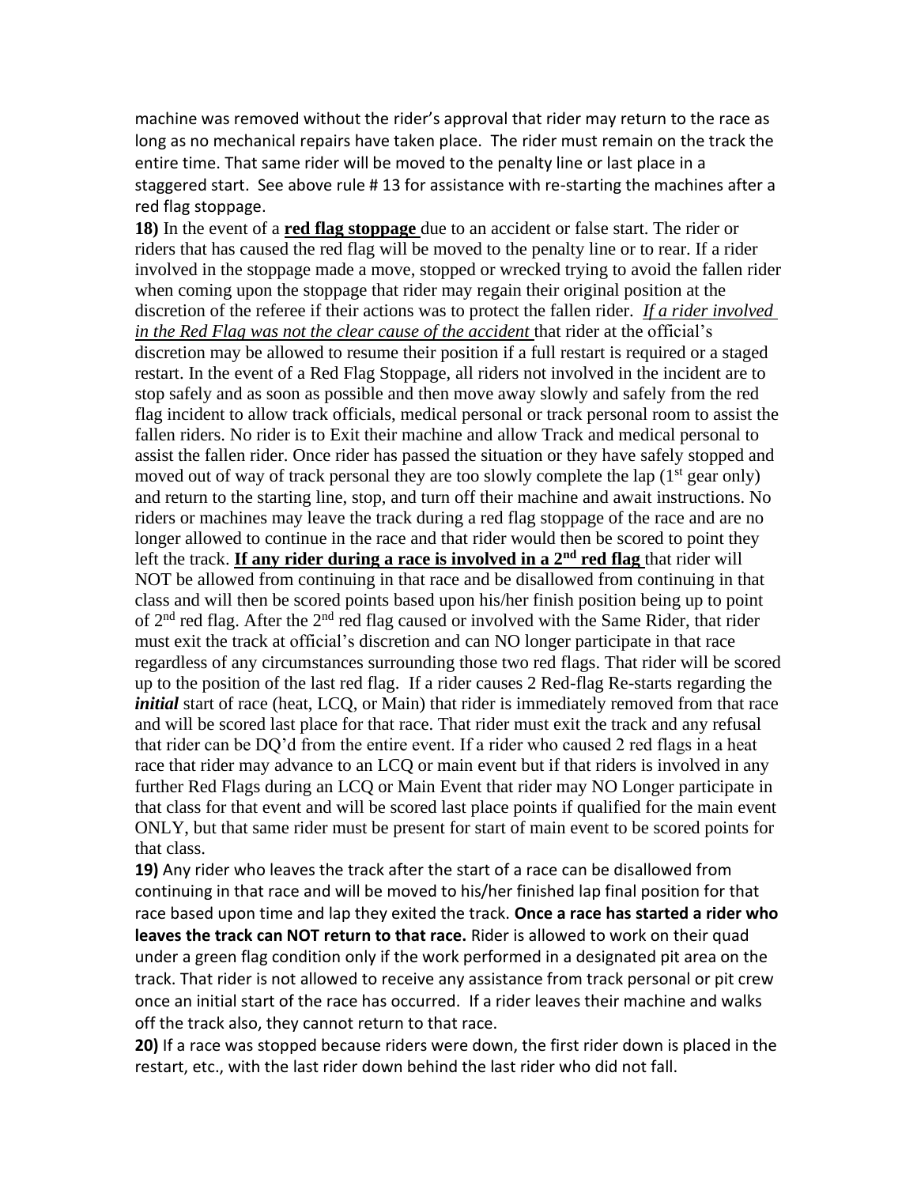machine was removed without the rider's approval that rider may return to the race as long as no mechanical repairs have taken place. The rider must remain on the track the entire time. That same rider will be moved to the penalty line or last place in a staggered start. See above rule # 13 for assistance with re-starting the machines after a red flag stoppage.

**18)** In the event of a **red flag stoppage** due to an accident or false start. The rider or riders that has caused the red flag will be moved to the penalty line or to rear. If a rider involved in the stoppage made a move, stopped or wrecked trying to avoid the fallen rider when coming upon the stoppage that rider may regain their original position at the discretion of the referee if their actions was to protect the fallen rider. *If a rider involved in the Red Flag was not the clear cause of the accident* that rider at the official's discretion may be allowed to resume their position if a full restart is required or a staged restart. In the event of a Red Flag Stoppage, all riders not involved in the incident are to stop safely and as soon as possible and then move away slowly and safely from the red flag incident to allow track officials, medical personal or track personal room to assist the fallen riders. No rider is to Exit their machine and allow Track and medical personal to assist the fallen rider. Once rider has passed the situation or they have safely stopped and moved out of way of track personal they are too slowly complete the lap (1st gear only) and return to the starting line, stop, and turn off their machine and await instructions. No riders or machines may leave the track during a red flag stoppage of the race and are no longer allowed to continue in the race and that rider would then be scored to point they left the track. **If any rider during a race is involved in a 2nd red flag** that rider will NOT be allowed from continuing in that race and be disallowed from continuing in that class and will then be scored points based upon his/her finish position being up to point of 2nd red flag. After the 2nd red flag caused or involved with the Same Rider, that rider must exit the track at official's discretion and can NO longer participate in that race regardless of any circumstances surrounding those two red flags. That rider will be scored up to the position of the last red flag. If a rider causes 2 Red-flag Re-starts regarding the ***initial*** start of race (heat, LCQ, or Main) that rider is immediately removed from that race and will be scored last place for that race. That rider must exit the track and any refusal that rider can be DQ'd from the entire event. If a rider who caused 2 red flags in a heat race that rider may advance to an LCQ or main event but if that riders is involved in any further Red Flags during an LCQ or Main Event that rider may NO Longer participate in that class for that event and will be scored last place points if qualified for the main event ONLY, but that same rider must be present for start of main event to be scored points for that class.

**19)** Any rider who leaves the track after the start of a race can be disallowed from continuing in that race and will be moved to his/her finished lap final position for that race based upon time and lap they exited the track. **Once a race has started a rider who leaves the track can NOT return to that race.** Rider is allowed to work on their quad under a green flag condition only if the work performed in a designated pit area on the track. That rider is not allowed to receive any assistance from track personal or pit crew once an initial start of the race has occurred. If a rider leaves their machine and walks off the track also, they cannot return to that race.

**20)** If a race was stopped because riders were down, the first rider down is placed in the restart, etc., with the last rider down behind the last rider who did not fall.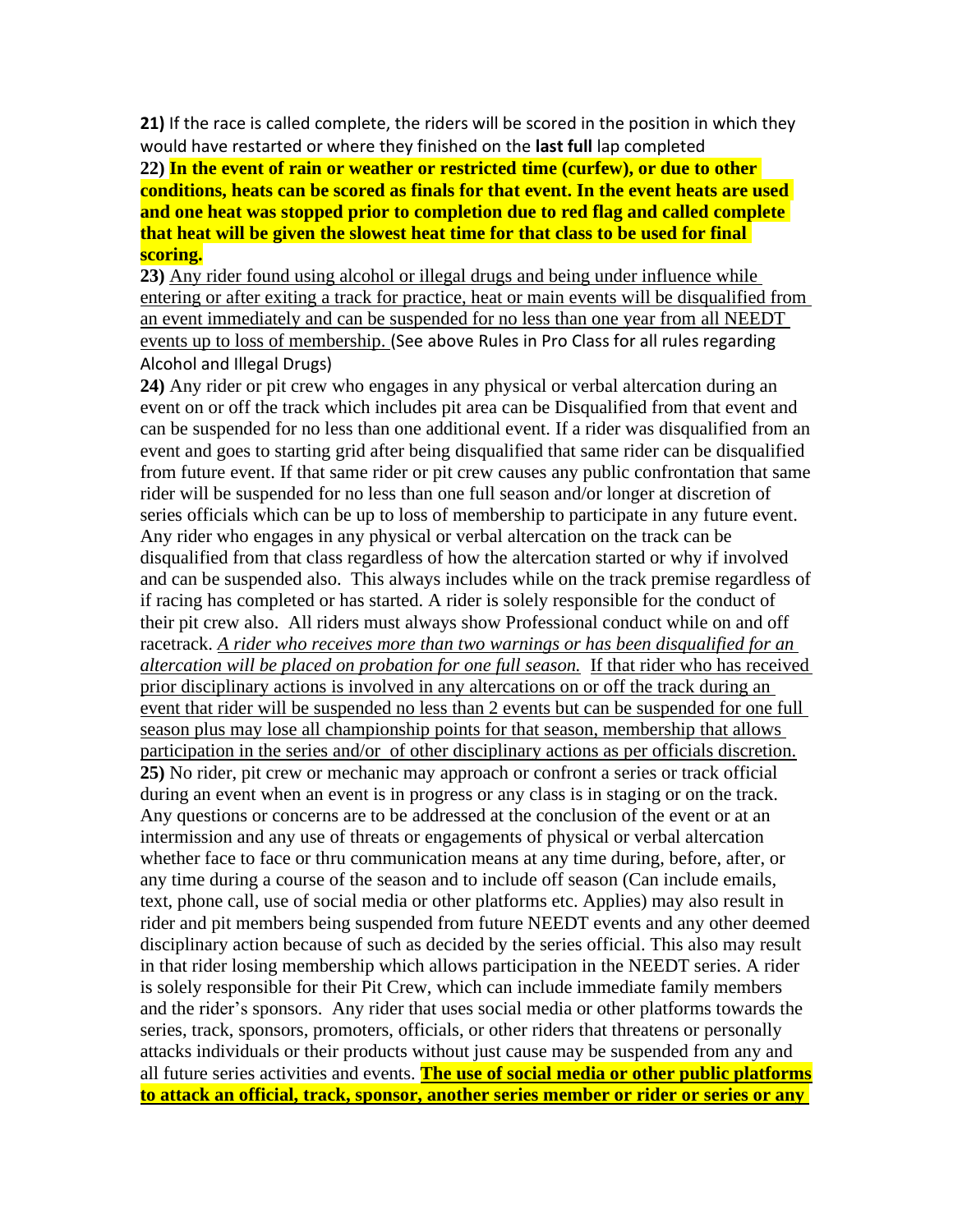**21)** If the race is called complete, the riders will be scored in the position in which they would have restarted or where they finished on the **last full** lap completed

**22) In the event of rain or weather or restricted time (curfew), or due to other conditions, heats can be scored as finals for that event. In the event heats are used and one heat was stopped prior to completion due to red flag and called complete that heat will be given the slowest heat time for that class to be used for final scoring.**

**23)** Any rider found using alcohol or illegal drugs and being under influence while entering or after exiting a track for practice, heat or main events will be disqualified from an event immediately and can be suspended for no less than one year from all NEEDT events up to loss of membership. (See above Rules in Pro Class for all rules regarding Alcohol and Illegal Drugs)

**24)** Any rider or pit crew who engages in any physical or verbal altercation during an event on or off the track which includes pit area can be Disqualified from that event and can be suspended for no less than one additional event. If a rider was disqualified from an event and goes to starting grid after being disqualified that same rider can be disqualified from future event. If that same rider or pit crew causes any public confrontation that same rider will be suspended for no less than one full season and/or longer at discretion of series officials which can be up to loss of membership to participate in any future event. Any rider who engages in any physical or verbal altercation on the track can be disqualified from that class regardless of how the altercation started or why if involved and can be suspended also. This always includes while on the track premise regardless of if racing has completed or has started. A rider is solely responsible for the conduct of their pit crew also. All riders must always show Professional conduct while on and off racetrack. *A rider who receives more than two warnings or has been disqualified for an altercation will be placed on probation for one full season.* If that rider who has received prior disciplinary actions is involved in any altercations on or off the track during an event that rider will be suspended no less than 2 events but can be suspended for one full season plus may lose all championship points for that season, membership that allows participation in the series and/or of other disciplinary actions as per officials discretion.

**25)** No rider, pit crew or mechanic may approach or confront a series or track official during an event when an event is in progress or any class is in staging or on the track. Any questions or concerns are to be addressed at the conclusion of the event or at an intermission and any use of threats or engagements of physical or verbal altercation whether face to face or thru communication means at any time during, before, after, or any time during a course of the season and to include off season (Can include emails, text, phone call, use of social media or other platforms etc. Applies) may also result in rider and pit members being suspended from future NEEDT events and any other deemed disciplinary action because of such as decided by the series official. This also may result in that rider losing membership which allows participation in the NEEDT series. A rider is solely responsible for their Pit Crew, which can include immediate family members and the rider's sponsors. Any rider that uses social media or other platforms towards the series, track, sponsors, promoters, officials, or other riders that threatens or personally attacks individuals or their products without just cause may be suspended from any and all future series activities and events. **The use of social media or other public platforms to attack an official, track, sponsor, another series member or rider or series or any**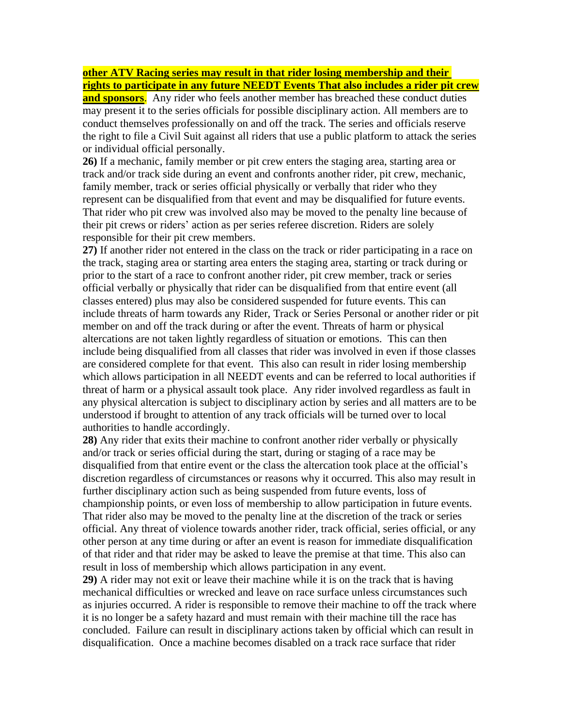**other ATV Racing series may result in that rider losing membership and their rights to participate in any future NEEDT Events That also includes a rider pit crew and sponsors**. Any rider who feels another member has breached these conduct duties may present it to the series officials for possible disciplinary action. All members are to conduct themselves professionally on and off the track. The series and officials reserve the right to file a Civil Suit against all riders that use a public platform to attack the series or individual official personally.

**26)** If a mechanic, family member or pit crew enters the staging area, starting area or track and/or track side during an event and confronts another rider, pit crew, mechanic, family member, track or series official physically or verbally that rider who they represent can be disqualified from that event and may be disqualified for future events. That rider who pit crew was involved also may be moved to the penalty line because of their pit crews or riders' action as per series referee discretion. Riders are solely responsible for their pit crew members.

**27)** If another rider not entered in the class on the track or rider participating in a race on the track, staging area or starting area enters the staging area, starting or track during or prior to the start of a race to confront another rider, pit crew member, track or series official verbally or physically that rider can be disqualified from that entire event (all classes entered) plus may also be considered suspended for future events. This can include threats of harm towards any Rider, Track or Series Personal or another rider or pit member on and off the track during or after the event. Threats of harm or physical altercations are not taken lightly regardless of situation or emotions. This can then include being disqualified from all classes that rider was involved in even if those classes are considered complete for that event. This also can result in rider losing membership which allows participation in all NEEDT events and can be referred to local authorities if threat of harm or a physical assault took place. Any rider involved regardless as fault in any physical altercation is subject to disciplinary action by series and all matters are to be understood if brought to attention of any track officials will be turned over to local authorities to handle accordingly.

**28)** Any rider that exits their machine to confront another rider verbally or physically and/or track or series official during the start, during or staging of a race may be disqualified from that entire event or the class the altercation took place at the official's discretion regardless of circumstances or reasons why it occurred. This also may result in further disciplinary action such as being suspended from future events, loss of championship points, or even loss of membership to allow participation in future events. That rider also may be moved to the penalty line at the discretion of the track or series official. Any threat of violence towards another rider, track official, series official, or any other person at any time during or after an event is reason for immediate disqualification of that rider and that rider may be asked to leave the premise at that time. This also can result in loss of membership which allows participation in any event.

**29)** A rider may not exit or leave their machine while it is on the track that is having mechanical difficulties or wrecked and leave on race surface unless circumstances such as injuries occurred. A rider is responsible to remove their machine to off the track where it is no longer be a safety hazard and must remain with their machine till the race has concluded. Failure can result in disciplinary actions taken by official which can result in disqualification. Once a machine becomes disabled on a track race surface that rider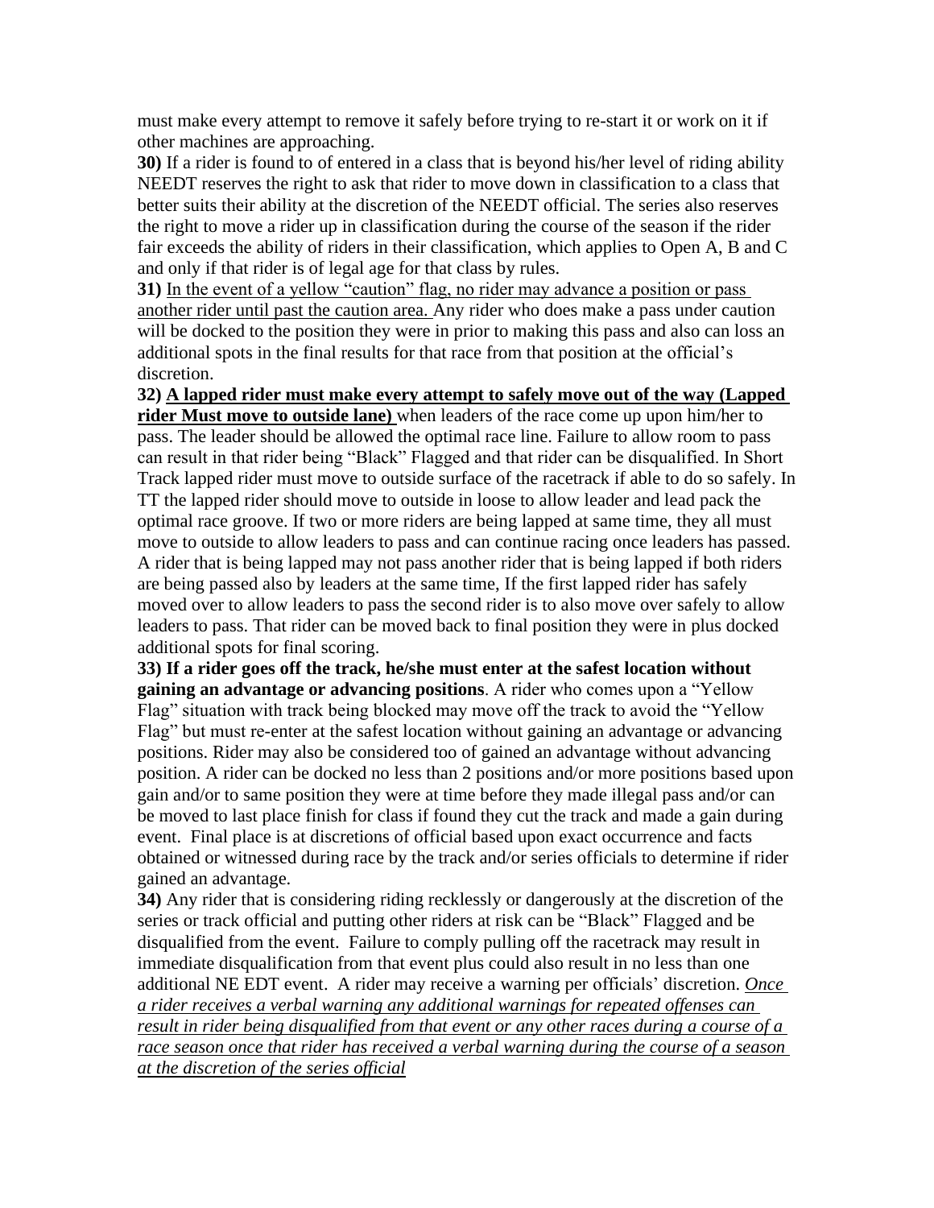must make every attempt to remove it safely before trying to re-start it or work on it if other machines are approaching.

**30)** If a rider is found to of entered in a class that is beyond his/her level of riding ability NEEDT reserves the right to ask that rider to move down in classification to a class that better suits their ability at the discretion of the NEEDT official. The series also reserves the right to move a rider up in classification during the course of the season if the rider fair exceeds the ability of riders in their classification, which applies to Open A, B and C and only if that rider is of legal age for that class by rules.

**31)** <u>In the event of a yellow "caution" flag, no rider may advance a position or pass another rider until past the caution area.</u> Any rider who does make a pass under caution will be docked to the position they were in prior to making this pass and also can loss an additional spots in the final results for that race from that position at the official's discretion.

**32) <u>A lapped rider must make every attempt to safely move out of the way (Lapped rider Must move to outside lane)</u>** when leaders of the race come up upon him/her to pass. The leader should be allowed the optimal race line. Failure to allow room to pass can result in that rider being "Black" Flagged and that rider can be disqualified. In Short Track lapped rider must move to outside surface of the racetrack if able to do so safely. In TT the lapped rider should move to outside in loose to allow leader and lead pack the optimal race groove. If two or more riders are being lapped at same time, they all must move to outside to allow leaders to pass and can continue racing once leaders has passed. A rider that is being lapped may not pass another rider that is being lapped if both riders are being passed also by leaders at the same time, If the first lapped rider has safely moved over to allow leaders to pass the second rider is to also move over safely to allow leaders to pass. That rider can be moved back to final position they were in plus docked additional spots for final scoring.

**33) If a rider goes off the track, he/she must enter at the safest location without gaining an advantage or advancing positions**. A rider who comes upon a "Yellow Flag" situation with track being blocked may move off the track to avoid the "Yellow Flag" but must re-enter at the safest location without gaining an advantage or advancing positions. Rider may also be considered too of gained an advantage without advancing position. A rider can be docked no less than 2 positions and/or more positions based upon gain and/or to same position they were at time before they made illegal pass and/or can be moved to last place finish for class if found they cut the track and made a gain during event. Final place is at discretions of official based upon exact occurrence and facts obtained or witnessed during race by the track and/or series officials to determine if rider gained an advantage.

**34)** Any rider that is considering riding recklessly or dangerously at the discretion of the series or track official and putting other riders at risk can be "Black" Flagged and be disqualified from the event. Failure to comply pulling off the racetrack may result in immediate disqualification from that event plus could also result in no less than one additional NE EDT event. A rider may receive a warning per officials' discretion. <u>*Once a rider receives a verbal warning any additional warnings for repeated offenses can result in rider being disqualified from that event or any other races during a course of a race season once that rider has received a verbal warning during the course of a season at the discretion of the series official*</u>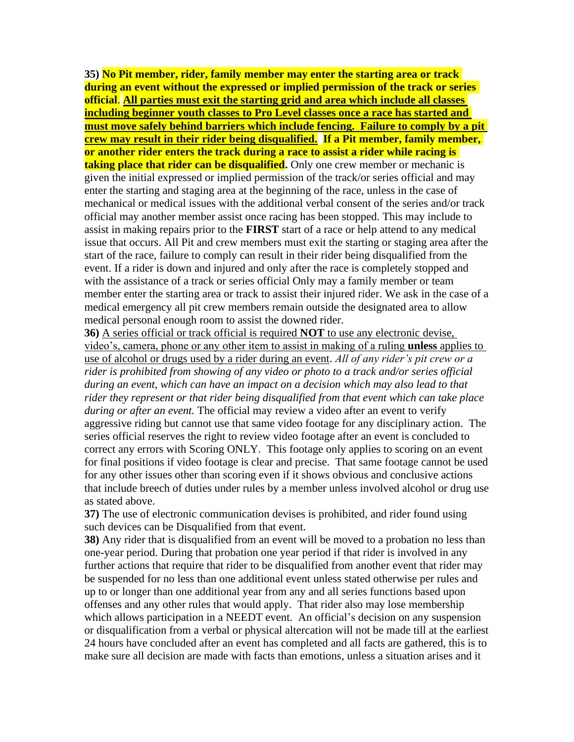**35) No Pit member, rider, family member may enter the starting area or track during an event without the expressed or implied permission of the track or series official**. **<u>All parties must exit the starting grid and area which include all classes including beginner youth classes to Pro Level classes once a race has started and must move safely behind barriers which include fencing. Failure to comply by a pit crew may result in their rider being disqualified.</u>** **If a Pit member, family member, or another rider enters the track during a race to assist a rider while racing is taking place that rider can be disqualified.** Only one crew member or mechanic is given the initial expressed or implied permission of the track/or series official and may enter the starting and staging area at the beginning of the race, unless in the case of mechanical or medical issues with the additional verbal consent of the series and/or track official may another member assist once racing has been stopped. This may include to assist in making repairs prior to the **FIRST** start of a race or help attend to any medical issue that occurs. All Pit and crew members must exit the starting or staging area after the start of the race, failure to comply can result in their rider being disqualified from the event. If a rider is down and injured and only after the race is completely stopped and with the assistance of a track or series official Only may a family member or team member enter the starting area or track to assist their injured rider. We ask in the case of a medical emergency all pit crew members remain outside the designated area to allow medical personal enough room to assist the downed rider.

**36)** <u>A series official or track official is required **NOT** to use any electronic devise, video's, camera, phone or any other item to assist in making of a ruling **unless** applies to use of alcohol or drugs used by a rider during an event</u>. *All of any rider's pit crew or a rider is prohibited from showing of any video or photo to a track and/or series official during an event, which can have an impact on a decision which may also lead to that rider they represent or that rider being disqualified from that event which can take place during or after an event.* The official may review a video after an event to verify aggressive riding but cannot use that same video footage for any disciplinary action. The series official reserves the right to review video footage after an event is concluded to correct any errors with Scoring ONLY. This footage only applies to scoring on an event for final positions if video footage is clear and precise. That same footage cannot be used for any other issues other than scoring even if it shows obvious and conclusive actions that include breech of duties under rules by a member unless involved alcohol or drug use as stated above.

**37)** The use of electronic communication devises is prohibited, and rider found using such devices can be Disqualified from that event.

**38)** Any rider that is disqualified from an event will be moved to a probation no less than one-year period. During that probation one year period if that rider is involved in any further actions that require that rider to be disqualified from another event that rider may be suspended for no less than one additional event unless stated otherwise per rules and up to or longer than one additional year from any and all series functions based upon offenses and any other rules that would apply. That rider also may lose membership which allows participation in a NEEDT event. An official's decision on any suspension or disqualification from a verbal or physical altercation will not be made till at the earliest 24 hours have concluded after an event has completed and all facts are gathered, this is to make sure all decision are made with facts than emotions, unless a situation arises and it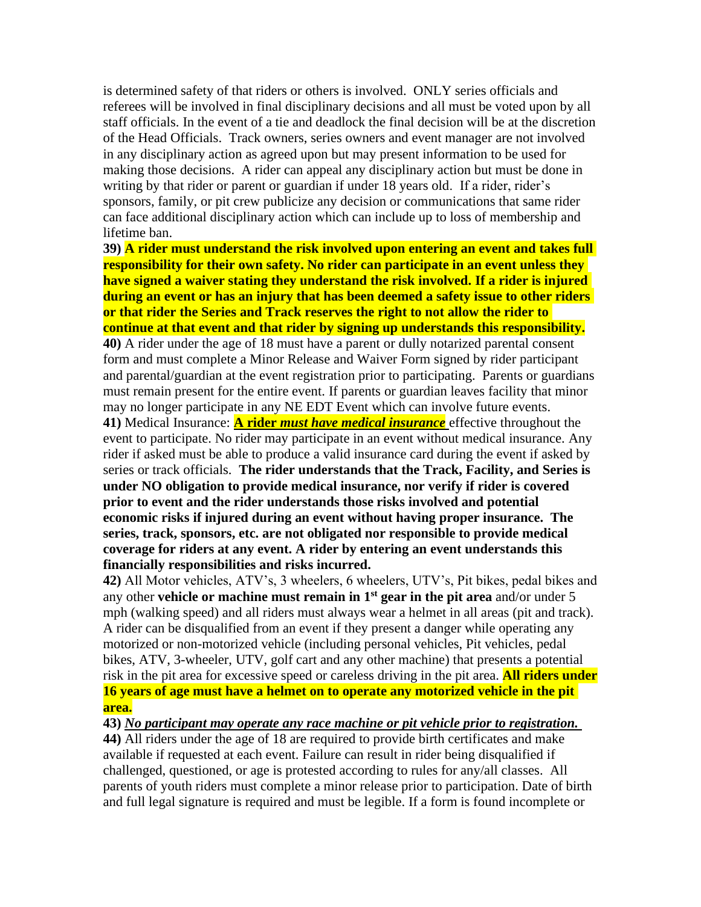is determined safety of that riders or others is involved. ONLY series officials and referees will be involved in final disciplinary decisions and all must be voted upon by all staff officials. In the event of a tie and deadlock the final decision will be at the discretion of the Head Officials. Track owners, series owners and event manager are not involved in any disciplinary action as agreed upon but may present information to be used for making those decisions. A rider can appeal any disciplinary action but must be done in writing by that rider or parent or guardian if under 18 years old. If a rider, rider's sponsors, family, or pit crew publicize any decision or communications that same rider can face additional disciplinary action which can include up to loss of membership and lifetime ban.

**39) A rider must understand the risk involved upon entering an event and takes full responsibility for their own safety. No rider can participate in an event unless they have signed a waiver stating they understand the risk involved. If a rider is injured during an event or has an injury that has been deemed a safety issue to other riders or that rider the Series and Track reserves the right to not allow the rider to continue at that event and that rider by signing up understands this responsibility.**

**40)** A rider under the age of 18 must have a parent or dully notarized parental consent form and must complete a Minor Release and Waiver Form signed by rider participant and parental/guardian at the event registration prior to participating. Parents or guardians must remain present for the entire event. If parents or guardian leaves facility that minor may no longer participate in any NE EDT Event which can involve future events.

**41)** Medical Insurance: **A rider *must have medical insurance*** effective throughout the event to participate. No rider may participate in an event without medical insurance. Any rider if asked must be able to produce a valid insurance card during the event if asked by series or track officials. **The rider understands that the Track, Facility, and Series is under NO obligation to provide medical insurance, nor verify if rider is covered prior to event and the rider understands those risks involved and potential economic risks if injured during an event without having proper insurance. The series, track, sponsors, etc. are not obligated nor responsible to provide medical coverage for riders at any event. A rider by entering an event understands this financially responsibilities and risks incurred.**

**42)** All Motor vehicles, ATV's, 3 wheelers, 6 wheelers, UTV's, Pit bikes, pedal bikes and any other **vehicle or machine must remain in 1st gear in the pit area** and/or under 5 mph (walking speed) and all riders must always wear a helmet in all areas (pit and track). A rider can be disqualified from an event if they present a danger while operating any motorized or non-motorized vehicle (including personal vehicles, Pit vehicles, pedal bikes, ATV, 3-wheeler, UTV, golf cart and any other machine) that presents a potential risk in the pit area for excessive speed or careless driving in the pit area. **All riders under 16 years of age must have a helmet on to operate any motorized vehicle in the pit area.**

**43)** ***No participant may operate any race machine or pit vehicle prior to registration.***

**44)** All riders under the age of 18 are required to provide birth certificates and make available if requested at each event. Failure can result in rider being disqualified if challenged, questioned, or age is protested according to rules for any/all classes. All parents of youth riders must complete a minor release prior to participation. Date of birth and full legal signature is required and must be legible. If a form is found incomplete or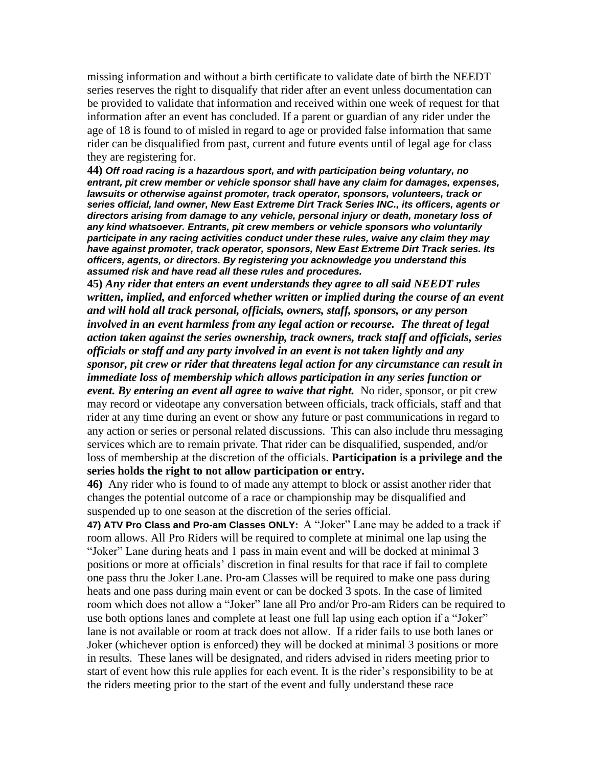missing information and without a birth certificate to validate date of birth the NEEDT series reserves the right to disqualify that rider after an event unless documentation can be provided to validate that information and received within one week of request for that information after an event has concluded. If a parent or guardian of any rider under the age of 18 is found to of misled in regard to age or provided false information that same rider can be disqualified from past, current and future events until of legal age for class they are registering for.

**44)** ***Off road racing is a hazardous sport, and with participation being voluntary, no entrant, pit crew member or vehicle sponsor shall have any claim for damages, expenses, lawsuits or otherwise against promoter, track operator, sponsors, volunteers, track or series official, land owner, New East Extreme Dirt Track Series INC., its officers, agents or directors arising from damage to any vehicle, personal injury or death, monetary loss of any kind whatsoever. Entrants, pit crew members or vehicle sponsors who voluntarily participate in any racing activities conduct under these rules, waive any claim they may have against promoter, track operator, sponsors, New East Extreme Dirt Track series. Its officers, agents, or directors. By registering you acknowledge you understand this assumed risk and have read all these rules and procedures.***

**45)** ***Any rider that enters an event understands they agree to all said NEEDT rules written, implied, and enforced whether written or implied during the course of an event and will hold all track personal, officials, owners, staff, sponsors, or any person involved in an event harmless from any legal action or recourse. The threat of legal action taken against the series ownership, track owners, track staff and officials, series officials or staff and any party involved in an event is not taken lightly and any sponsor, pit crew or rider that threatens legal action for any circumstance can result in immediate loss of membership which allows participation in any series function or event. By entering an event all agree to waive that right.*** No rider, sponsor, or pit crew may record or videotape any conversation between officials, track officials, staff and that rider at any time during an event or show any future or past communications in regard to any action or series or personal related discussions. This can also include thru messaging services which are to remain private. That rider can be disqualified, suspended, and/or loss of membership at the discretion of the officials. **Participation is a privilege and the series holds the right to not allow participation or entry.**

**46)** Any rider who is found to of made any attempt to block or assist another rider that changes the potential outcome of a race or championship may be disqualified and suspended up to one season at the discretion of the series official.

**47) ATV Pro Class and Pro-am Classes ONLY:** A "Joker" Lane may be added to a track if room allows. All Pro Riders will be required to complete at minimal one lap using the "Joker" Lane during heats and 1 pass in main event and will be docked at minimal 3 positions or more at officials' discretion in final results for that race if fail to complete one pass thru the Joker Lane. Pro-am Classes will be required to make one pass during heats and one pass during main event or can be docked 3 spots. In the case of limited room which does not allow a "Joker" lane all Pro and/or Pro-am Riders can be required to use both options lanes and complete at least one full lap using each option if a "Joker" lane is not available or room at track does not allow. If a rider fails to use both lanes or Joker (whichever option is enforced) they will be docked at minimal 3 positions or more in results. These lanes will be designated, and riders advised in riders meeting prior to start of event how this rule applies for each event. It is the rider's responsibility to be at the riders meeting prior to the start of the event and fully understand these race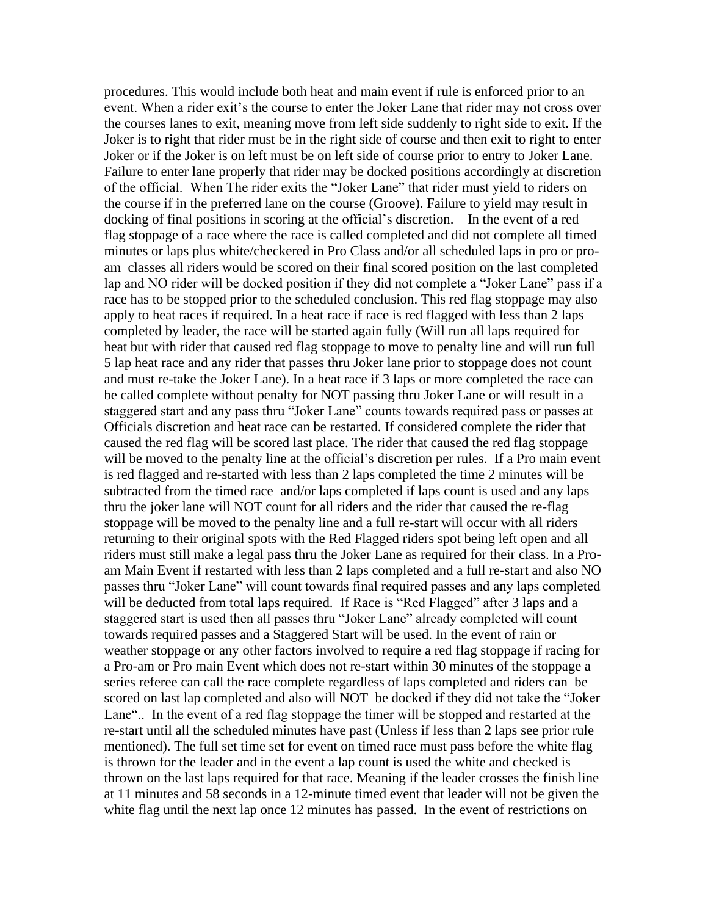procedures. This would include both heat and main event if rule is enforced prior to an event. When a rider exit's the course to enter the Joker Lane that rider may not cross over the courses lanes to exit, meaning move from left side suddenly to right side to exit. If the Joker is to right that rider must be in the right side of course and then exit to right to enter Joker or if the Joker is on left must be on left side of course prior to entry to Joker Lane. Failure to enter lane properly that rider may be docked positions accordingly at discretion of the official. When The rider exits the "Joker Lane" that rider must yield to riders on the course if in the preferred lane on the course (Groove). Failure to yield may result in docking of final positions in scoring at the official's discretion. In the event of a red flag stoppage of a race where the race is called completed and did not complete all timed minutes or laps plus white/checkered in Pro Class and/or all scheduled laps in pro or pro-am classes all riders would be scored on their final scored position on the last completed lap and NO rider will be docked position if they did not complete a "Joker Lane" pass if a race has to be stopped prior to the scheduled conclusion. This red flag stoppage may also apply to heat races if required. In a heat race if race is red flagged with less than 2 laps completed by leader, the race will be started again fully (Will run all laps required for heat but with rider that caused red flag stoppage to move to penalty line and will run full 5 lap heat race and any rider that passes thru Joker lane prior to stoppage does not count and must re-take the Joker Lane). In a heat race if 3 laps or more completed the race can be called complete without penalty for NOT passing thru Joker Lane or will result in a staggered start and any pass thru "Joker Lane" counts towards required pass or passes at Officials discretion and heat race can be restarted. If considered complete the rider that caused the red flag will be scored last place. The rider that caused the red flag stoppage will be moved to the penalty line at the official's discretion per rules. If a Pro main event is red flagged and re-started with less than 2 laps completed the time 2 minutes will be subtracted from the timed race and/or laps completed if laps count is used and any laps thru the joker lane will NOT count for all riders and the rider that caused the re-flag stoppage will be moved to the penalty line and a full re-start will occur with all riders returning to their original spots with the Red Flagged riders spot being left open and all riders must still make a legal pass thru the Joker Lane as required for their class. In a Pro-am Main Event if restarted with less than 2 laps completed and a full re-start and also NO passes thru "Joker Lane" will count towards final required passes and any laps completed will be deducted from total laps required. If Race is "Red Flagged" after 3 laps and a staggered start is used then all passes thru "Joker Lane" already completed will count towards required passes and a Staggered Start will be used. In the event of rain or weather stoppage or any other factors involved to require a red flag stoppage if racing for a Pro-am or Pro main Event which does not re-start within 30 minutes of the stoppage a series referee can call the race complete regardless of laps completed and riders can be scored on last lap completed and also will NOT be docked if they did not take the "Joker Lane".. In the event of a red flag stoppage the timer will be stopped and restarted at the re-start until all the scheduled minutes have past (Unless if less than 2 laps see prior rule mentioned). The full set time set for event on timed race must pass before the white flag is thrown for the leader and in the event a lap count is used the white and checked is thrown on the last laps required for that race. Meaning if the leader crosses the finish line at 11 minutes and 58 seconds in a 12-minute timed event that leader will not be given the white flag until the next lap once 12 minutes has passed. In the event of restrictions on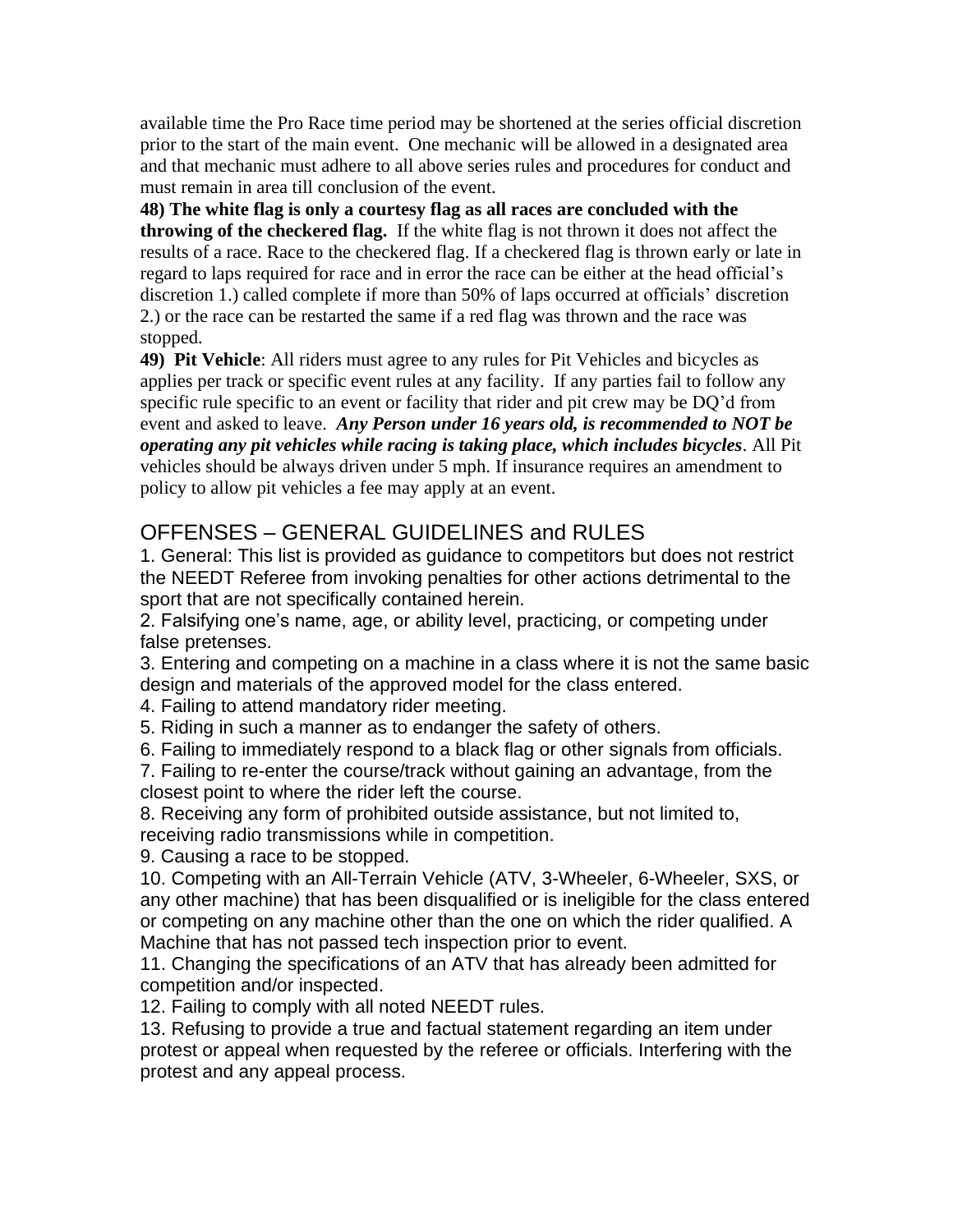available time the Pro Race time period may be shortened at the series official discretion prior to the start of the main event. One mechanic will be allowed in a designated area and that mechanic must adhere to all above series rules and procedures for conduct and must remain in area till conclusion of the event.

**48) The white flag is only a courtesy flag as all races are concluded with the throwing of the checkered flag.** If the white flag is not thrown it does not affect the results of a race. Race to the checkered flag. If a checkered flag is thrown early or late in regard to laps required for race and in error the race can be either at the head official's discretion 1.) called complete if more than 50% of laps occurred at officials' discretion 2.) or the race can be restarted the same if a red flag was thrown and the race was stopped.

**49) Pit Vehicle**: All riders must agree to any rules for Pit Vehicles and bicycles as applies per track or specific event rules at any facility. If any parties fail to follow any specific rule specific to an event or facility that rider and pit crew may be DQ'd from event and asked to leave. ***Any Person under 16 years old, is recommended to NOT be operating any pit vehicles while racing is taking place, which includes bicycles***. All Pit vehicles should be always driven under 5 mph. If insurance requires an amendment to policy to allow pit vehicles a fee may apply at an event.

## OFFENSES – GENERAL GUIDELINES and RULES

1. General: This list is provided as guidance to competitors but does not restrict the NEEDT Referee from invoking penalties for other actions detrimental to the sport that are not specifically contained herein.
2. Falsifying one's name, age, or ability level, practicing, or competing under false pretenses.
3. Entering and competing on a machine in a class where it is not the same basic design and materials of the approved model for the class entered.
4. Failing to attend mandatory rider meeting.
5. Riding in such a manner as to endanger the safety of others.
6. Failing to immediately respond to a black flag or other signals from officials.
7. Failing to re-enter the course/track without gaining an advantage, from the closest point to where the rider left the course.
8. Receiving any form of prohibited outside assistance, but not limited to, receiving radio transmissions while in competition.
9. Causing a race to be stopped.
10. Competing with an All-Terrain Vehicle (ATV, 3-Wheeler, 6-Wheeler, SXS, or any other machine) that has been disqualified or is ineligible for the class entered or competing on any machine other than the one on which the rider qualified. A Machine that has not passed tech inspection prior to event.
11. Changing the specifications of an ATV that has already been admitted for competition and/or inspected.
12. Failing to comply with all noted NEEDT rules.
13. Refusing to provide a true and factual statement regarding an item under protest or appeal when requested by the referee or officials. Interfering with the protest and any appeal process.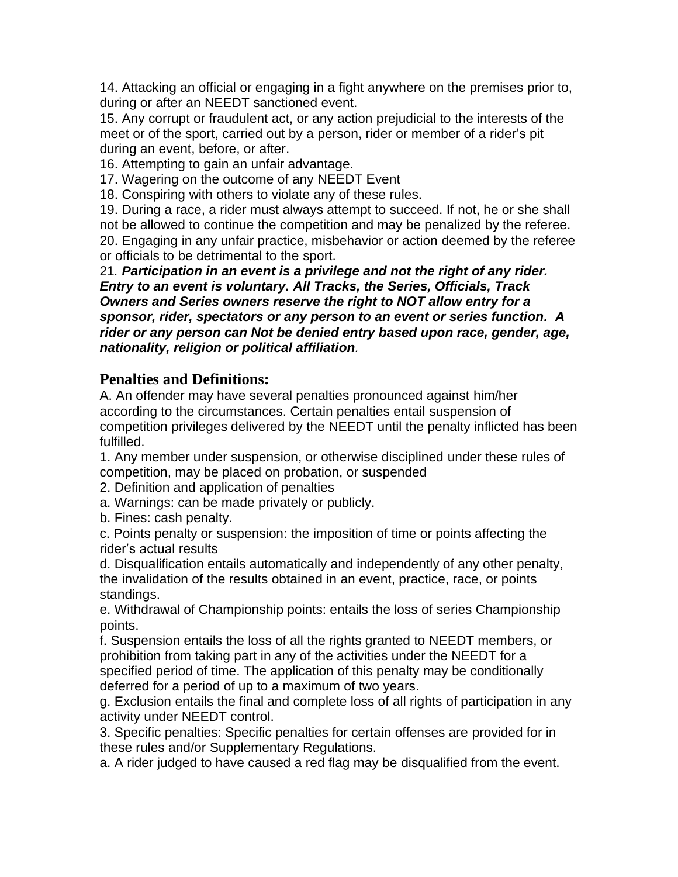14. Attacking an official or engaging in a fight anywhere on the premises prior to, during or after an NEEDT sanctioned event.

15. Any corrupt or fraudulent act, or any action prejudicial to the interests of the meet or of the sport, carried out by a person, rider or member of a rider's pit during an event, before, or after.

16. Attempting to gain an unfair advantage.

17. Wagering on the outcome of any NEEDT Event

18. Conspiring with others to violate any of these rules.

19. During a race, a rider must always attempt to succeed. If not, he or she shall not be allowed to continue the competition and may be penalized by the referee.

20. Engaging in any unfair practice, misbehavior or action deemed by the referee or officials to be detrimental to the sport.

21*. **Participation in an event is a privilege and not the right of any rider. Entry to an event is voluntary. All Tracks, the Series, Officials, Track Owners and Series owners reserve the right to NOT allow entry for a sponsor, rider, spectators or any person to an event or series function. A rider or any person can Not be denied entry based upon race, gender, age, nationality, religion or political affiliation**.*

## Penalties and Definitions:

A. An offender may have several penalties pronounced against him/her according to the circumstances. Certain penalties entail suspension of competition privileges delivered by the NEEDT until the penalty inflicted has been fulfilled.

1. Any member under suspension, or otherwise disciplined under these rules of competition, may be placed on probation, or suspended

2. Definition and application of penalties

a. Warnings: can be made privately or publicly.

b. Fines: cash penalty.

c. Points penalty or suspension: the imposition of time or points affecting the rider's actual results

d. Disqualification entails automatically and independently of any other penalty, the invalidation of the results obtained in an event, practice, race, or points standings.

e. Withdrawal of Championship points: entails the loss of series Championship points.

f. Suspension entails the loss of all the rights granted to NEEDT members, or prohibition from taking part in any of the activities under the NEEDT for a specified period of time. The application of this penalty may be conditionally deferred for a period of up to a maximum of two years.

g. Exclusion entails the final and complete loss of all rights of participation in any activity under NEEDT control.

3. Specific penalties: Specific penalties for certain offenses are provided for in these rules and/or Supplementary Regulations.

a. A rider judged to have caused a red flag may be disqualified from the event.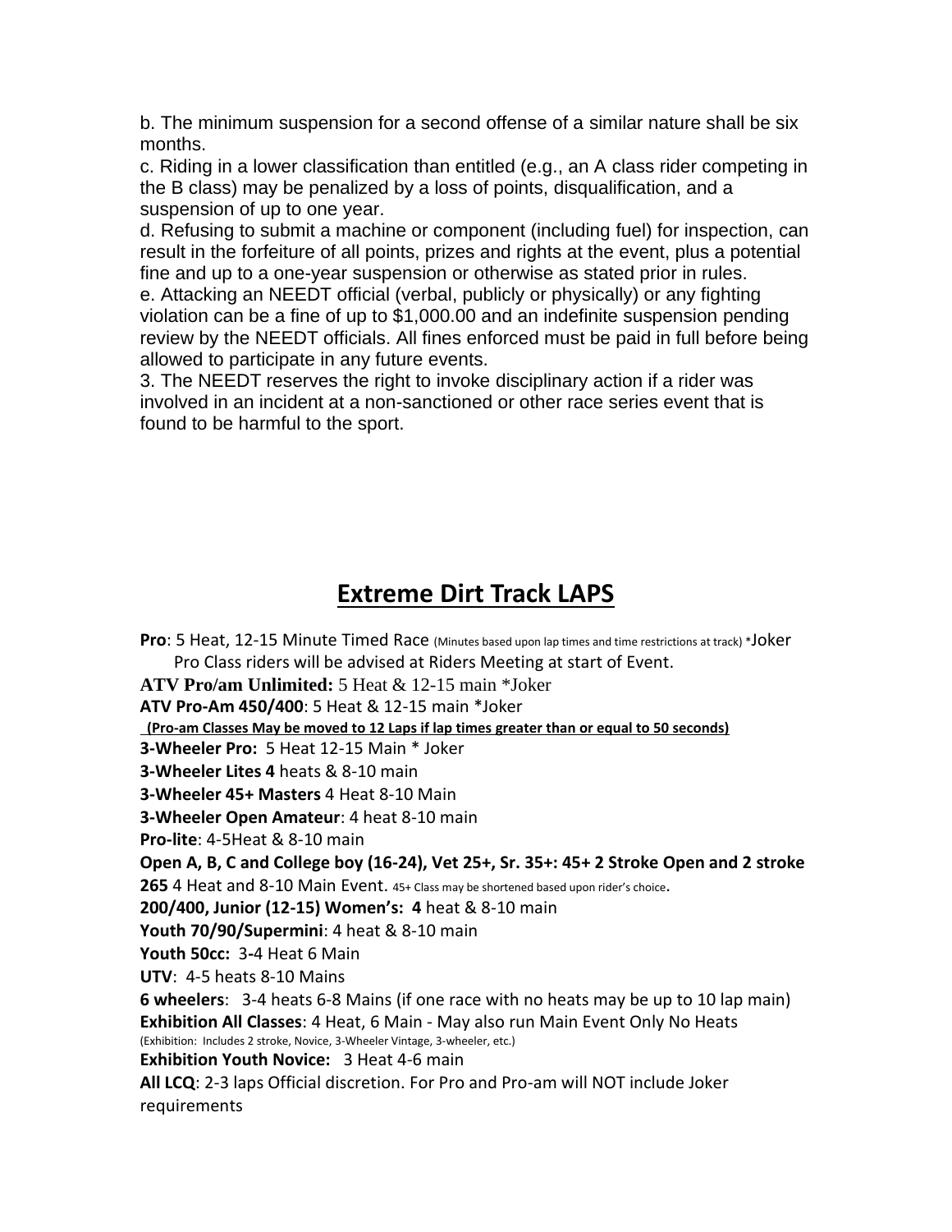b. The minimum suspension for a second offense of a similar nature shall be six months.

c. Riding in a lower classification than entitled (e.g., an A class rider competing in the B class) may be penalized by a loss of points, disqualification, and a suspension of up to one year.

d. Refusing to submit a machine or component (including fuel) for inspection, can result in the forfeiture of all points, prizes and rights at the event, plus a potential fine and up to a one-year suspension or otherwise as stated prior in rules.

e. Attacking an NEEDT official (verbal, publicly or physically) or any fighting violation can be a fine of up to $1,000.00 and an indefinite suspension pending review by the NEEDT officials. All fines enforced must be paid in full before being allowed to participate in any future events.

3. The NEEDT reserves the right to invoke disciplinary action if a rider was involved in an incident at a non-sanctioned or other race series event that is found to be harmful to the sport.

# Extreme Dirt Track LAPS

**Pro**: 5 Heat, 12-15 Minute Timed Race (Minutes based upon lap times and time restrictions at track) *Joker Pro Class riders will be advised at Riders Meeting at start of Event.

**ATV Pro/am Unlimited:** 5 Heat & 12-15 main *Joker

**ATV Pro-Am 450/400**: 5 Heat & 12-15 main *Joker

**(Pro-am Classes May be moved to 12 Laps if lap times greater than or equal to 50 seconds)**

**3-Wheeler Pro:** 5 Heat 12-15 Main * Joker

**3-Wheeler Lites 4** heats & 8-10 main

**3-Wheeler 45+ Masters** 4 Heat 8-10 Main

**3-Wheeler Open Amateur**: 4 heat 8-10 main

**Pro-lite**: 4-5Heat & 8-10 main

**Open A, B, C and College boy (16-24), Vet 25+, Sr. 35+: 45+ 2 Stroke Open and 2 stroke 265** 4 Heat and 8-10 Main Event. 45+ Class may be shortened based upon rider's choice.

**200/400, Junior (12-15) Women's: 4** heat & 8-10 main

**Youth 70/90/Supermini**: 4 heat & 8-10 main

**Youth 50cc:** 3-4 Heat 6 Main

**UTV**: 4-5 heats 8-10 Mains

**6 wheelers**: 3-4 heats 6-8 Mains (if one race with no heats may be up to 10 lap main)

**Exhibition All Classes**: 4 Heat, 6 Main - May also run Main Event Only No Heats (Exhibition: Includes 2 stroke, Novice, 3-Wheeler Vintage, 3-wheeler, etc.)

**Exhibition Youth Novice:** 3 Heat 4-6 main

**All LCQ**: 2-3 laps Official discretion. For Pro and Pro-am will NOT include Joker requirements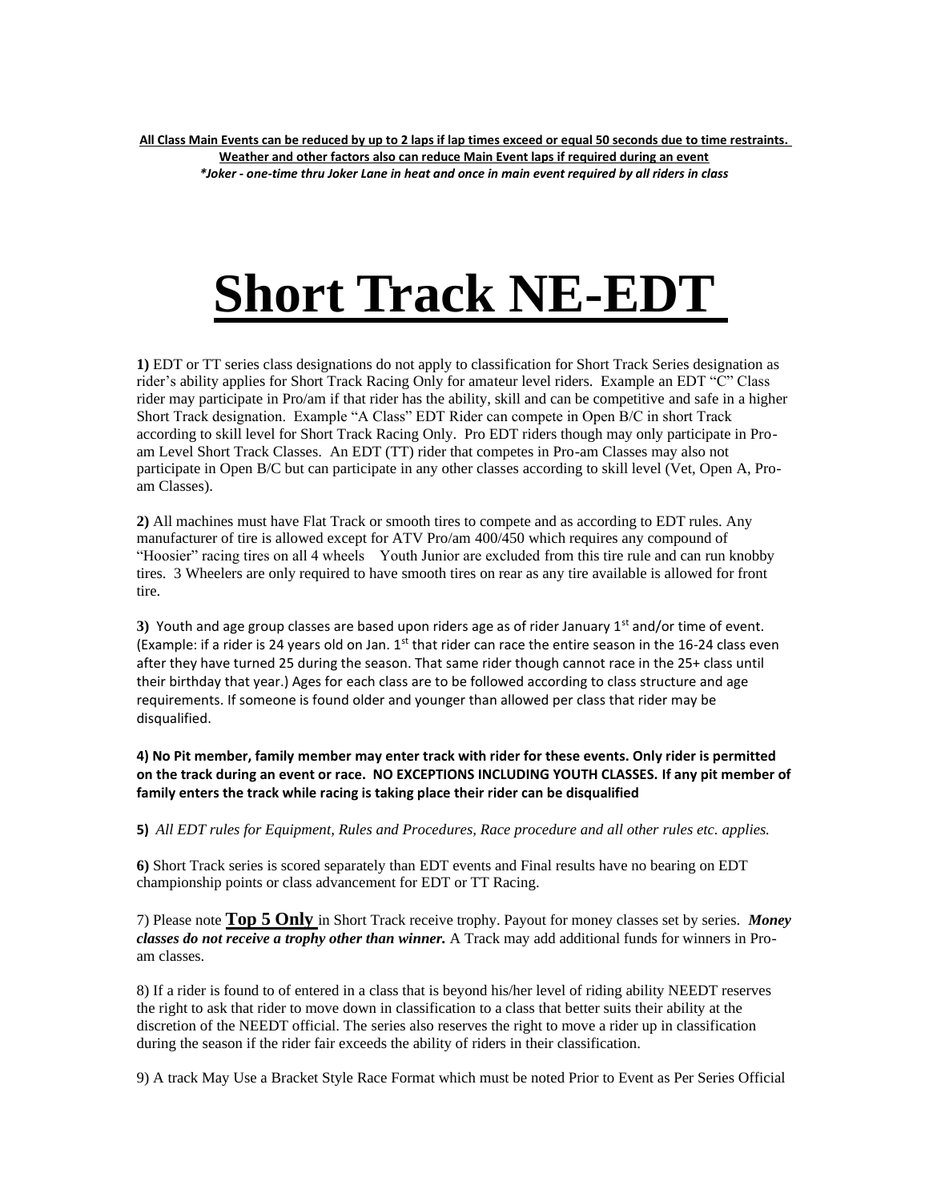**<u>All Class Main Events can be reduced by up to 2 laps if lap times exceed or equal 50 seconds due to time restraints.</u>**
**<u>Weather and other factors also can reduce Main Event laps if required during an event</u>**
***Joker - one-time thru Joker Lane in heat and once in main event required by all riders in class***

# <u>Short Track NE-EDT</u>

**1)** EDT or TT series class designations do not apply to classification for Short Track Series designation as rider's ability applies for Short Track Racing Only for amateur level riders. Example an EDT "C" Class rider may participate in Pro/am if that rider has the ability, skill and can be competitive and safe in a higher Short Track designation. Example "A Class" EDT Rider can compete in Open B/C in short Track according to skill level for Short Track Racing Only. Pro EDT riders though may only participate in Pro-am Level Short Track Classes. An EDT (TT) rider that competes in Pro-am Classes may also not participate in Open B/C but can participate in any other classes according to skill level (Vet, Open A, Pro-am Classes).

**2)** All machines must have Flat Track or smooth tires to compete and as according to EDT rules. Any manufacturer of tire is allowed except for ATV Pro/am 400/450 which requires any compound of "Hoosier" racing tires on all 4 wheels Youth Junior are excluded from this tire rule and can run knobby tires. 3 Wheelers are only required to have smooth tires on rear as any tire available is allowed for front tire.

**3)** Youth and age group classes are based upon riders age as of rider January 1st and/or time of event. (Example: if a rider is 24 years old on Jan. 1st that rider can race the entire season in the 16-24 class even after they have turned 25 during the season. That same rider though cannot race in the 25+ class until their birthday that year.) Ages for each class are to be followed according to class structure and age requirements. If someone is found older and younger than allowed per class that rider may be disqualified.

**4) No Pit member, family member may enter track with rider for these events. Only rider is permitted on the track during an event or race. NO EXCEPTIONS INCLUDING YOUTH CLASSES. If any pit member of family enters the track while racing is taking place their rider can be disqualified**

**5)** *All EDT rules for Equipment, Rules and Procedures, Race procedure and all other rules etc. applies.*

**6)** Short Track series is scored separately than EDT events and Final results have no bearing on EDT championship points or class advancement for EDT or TT Racing.

7) Please note **<u>Top 5 Only</u>** in Short Track receive trophy. Payout for money classes set by series. ***Money classes do not receive a trophy other than winner.*** A Track may add additional funds for winners in Pro-am classes.

8) If a rider is found to of entered in a class that is beyond his/her level of riding ability NEEDT reserves the right to ask that rider to move down in classification to a class that better suits their ability at the discretion of the NEEDT official. The series also reserves the right to move a rider up in classification during the season if the rider fair exceeds the ability of riders in their classification.

9) A track May Use a Bracket Style Race Format which must be noted Prior to Event as Per Series Official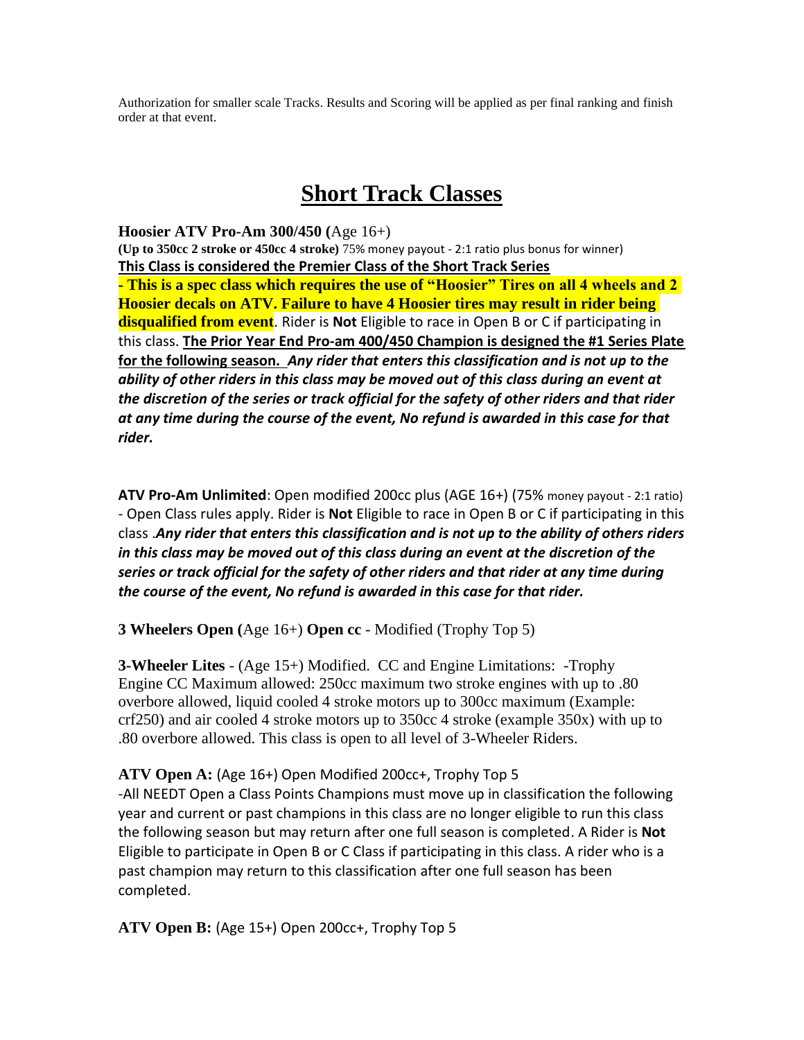Authorization for smaller scale Tracks. Results and Scoring will be applied as per final ranking and finish order at that event.

# Short Track Classes

**Hoosier ATV Pro-Am 300/450 (**Age 16+)

**(Up to 350cc 2 stroke or 450cc 4 stroke)** 75% money payout - 2:1 ratio plus bonus for winner)

**This Class is considered the Premier Class of the Short Track Series**

**- This is a spec class which requires the use of "Hoosier" Tires on all 4 wheels and 2 Hoosier decals on ATV. Failure to have 4 Hoosier tires may result in rider being disqualified from event**. Rider is **Not** Eligible to race in Open B or C if participating in this class. **The Prior Year End Pro-am 400/450 Champion is designed the #1 Series Plate for the following season.** ***Any rider that enters this classification and is not up to the ability of other riders in this class may be moved out of this class during an event at the discretion of the series or track official for the safety of other riders and that rider at any time during the course of the event, No refund is awarded in this case for that rider.***

**ATV Pro-Am Unlimited**: Open modified 200cc plus (AGE 16+) (75% money payout - 2:1 ratio) - Open Class rules apply. Rider is **Not** Eligible to race in Open B or C if participating in this class .***Any rider that enters this classification and is not up to the ability of others riders in this class may be moved out of this class during an event at the discretion of the series or track official for the safety of other riders and that rider at any time during the course of the event, No refund is awarded in this case for that rider.***

**3 Wheelers Open (**Age 16+) **Open cc** - Modified (Trophy Top 5)

**3-Wheeler Lites** - (Age 15+) Modified. CC and Engine Limitations: -Trophy Engine CC Maximum allowed: 250cc maximum two stroke engines with up to .80 overbore allowed, liquid cooled 4 stroke motors up to 300cc maximum (Example: crf250) and air cooled 4 stroke motors up to 350cc 4 stroke (example 350x) with up to .80 overbore allowed. This class is open to all level of 3-Wheeler Riders.

**ATV Open A:** (Age 16+) Open Modified 200cc+, Trophy Top 5

-All NEEDT Open a Class Points Champions must move up in classification the following year and current or past champions in this class are no longer eligible to run this class the following season but may return after one full season is completed. A Rider is **Not** Eligible to participate in Open B or C Class if participating in this class. A rider who is a past champion may return to this classification after one full season has been completed.

**ATV Open B:** (Age 15+) Open 200cc+, Trophy Top 5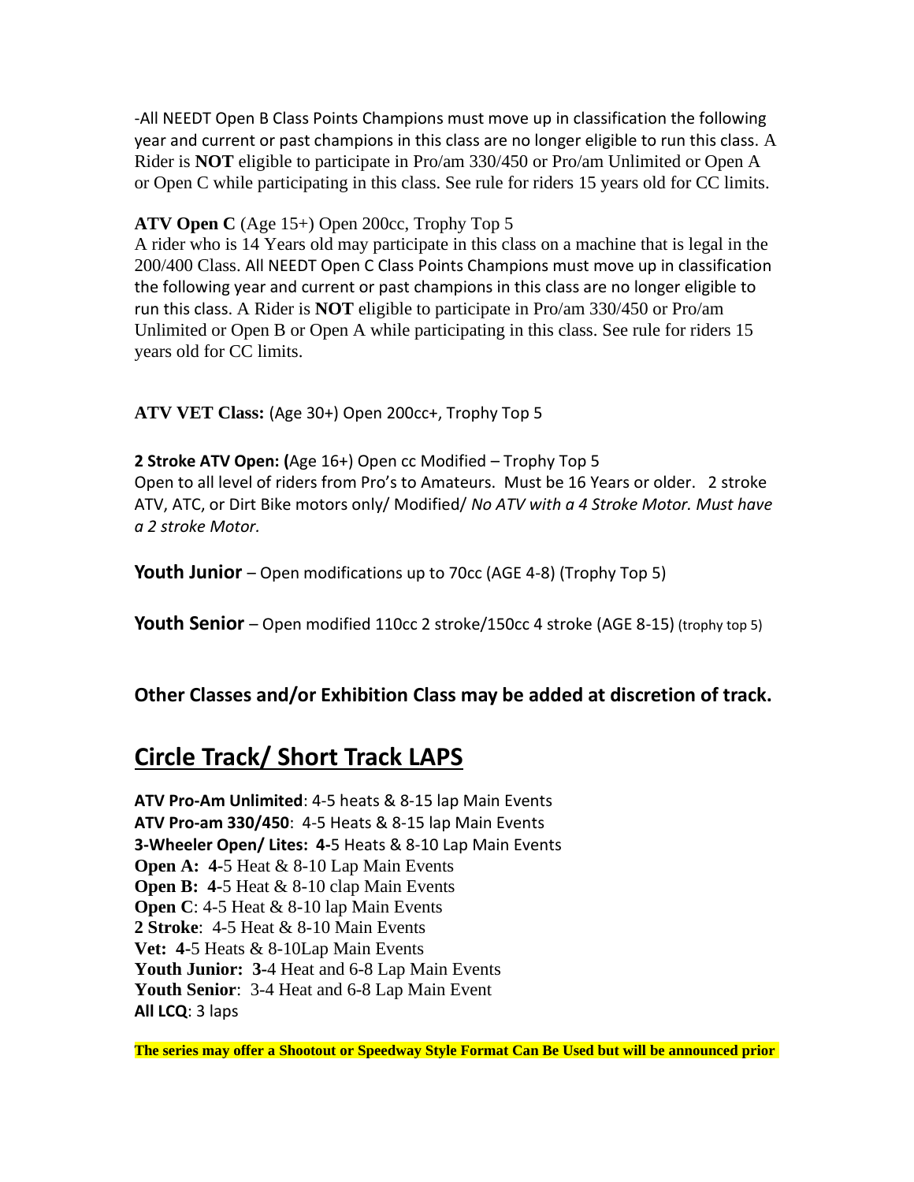-All NEEDT Open B Class Points Champions must move up in classification the following year and current or past champions in this class are no longer eligible to run this class. A Rider is **NOT** eligible to participate in Pro/am 330/450 or Pro/am Unlimited or Open A or Open C while participating in this class. See rule for riders 15 years old for CC limits.

**ATV Open C** (Age 15+) Open 200cc, Trophy Top 5
A rider who is 14 Years old may participate in this class on a machine that is legal in the 200/400 Class. All NEEDT Open C Class Points Champions must move up in classification the following year and current or past champions in this class are no longer eligible to run this class. A Rider is **NOT** eligible to participate in Pro/am 330/450 or Pro/am Unlimited or Open B or Open A while participating in this class. See rule for riders 15 years old for CC limits.

**ATV VET Class:** (Age 30+) Open 200cc+, Trophy Top 5

**2 Stroke ATV Open: (**Age 16+) Open cc Modified – Trophy Top 5
Open to all level of riders from Pro's to Amateurs. Must be 16 Years or older. 2 stroke ATV, ATC, or Dirt Bike motors only/ Modified/ *No ATV with a 4 Stroke Motor. Must have a 2 stroke Motor.*

**Youth Junior** – Open modifications up to 70cc (AGE 4-8) (Trophy Top 5)

**Youth Senior** – Open modified 110cc 2 stroke/150cc 4 stroke (AGE 8-15) (trophy top 5)

**Other Classes and/or Exhibition Class may be added at discretion of track.**

## Circle Track/ Short Track LAPS

**ATV Pro-Am Unlimited**: 4-5 heats & 8-15 lap Main Events
**ATV Pro-am 330/450**: 4-5 Heats & 8-15 lap Main Events
**3-Wheeler Open/ Lites: 4-**5 Heats & 8-10 Lap Main Events
**Open A: 4-**5 Heat & 8-10 Lap Main Events
**Open B: 4-**5 Heat & 8-10 clap Main Events
**Open C**: 4-5 Heat & 8-10 lap Main Events
**2 Stroke**: 4-5 Heat & 8-10 Main Events
**Vet: 4-**5 Heats & 8-10Lap Main Events
**Youth Junior: 3-**4 Heat and 6-8 Lap Main Events
**Youth Senior**: 3-4 Heat and 6-8 Lap Main Event
**All LCQ**: 3 laps

**The series may offer a Shootout or Speedway Style Format Can Be Used but will be announced prior**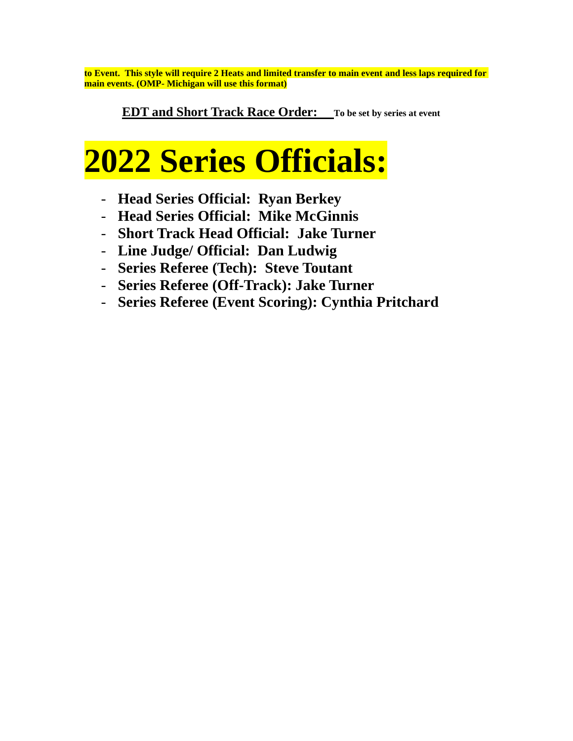**to Event. This style will require 2 Heats and limited transfer to main event and less laps required for main events. (OMP- Michigan will use this format)**

**EDT and Short Track Race Order:** **To be set by series at event**

# 2022 Series Officials:

- **Head Series Official: Ryan Berkey**
- **Head Series Official: Mike McGinnis**
- **Short Track Head Official: Jake Turner**
- **Line Judge/ Official: Dan Ludwig**
- **Series Referee (Tech): Steve Toutant**
- **Series Referee (Off-Track): Jake Turner**
- **Series Referee (Event Scoring): Cynthia Pritchard**